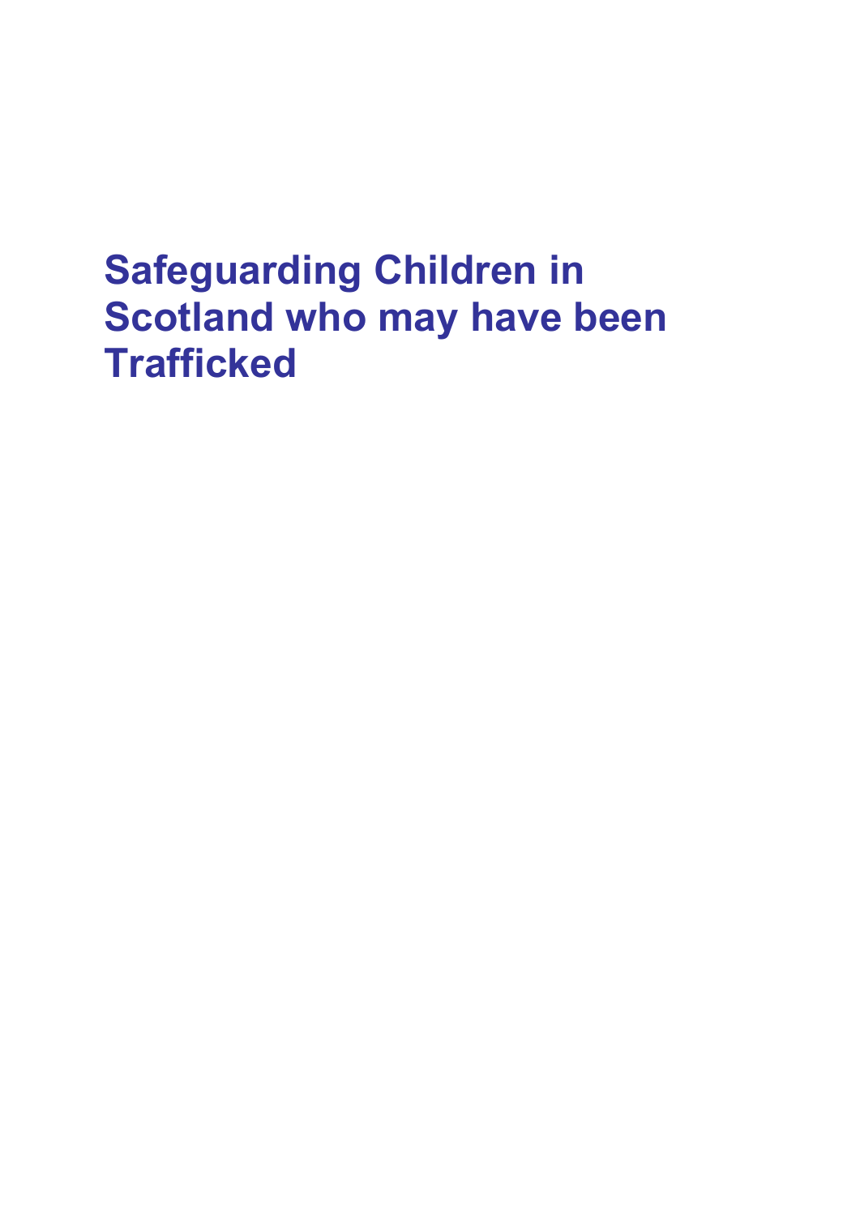# Safeguarding Children in Scotland who may have been Trafficked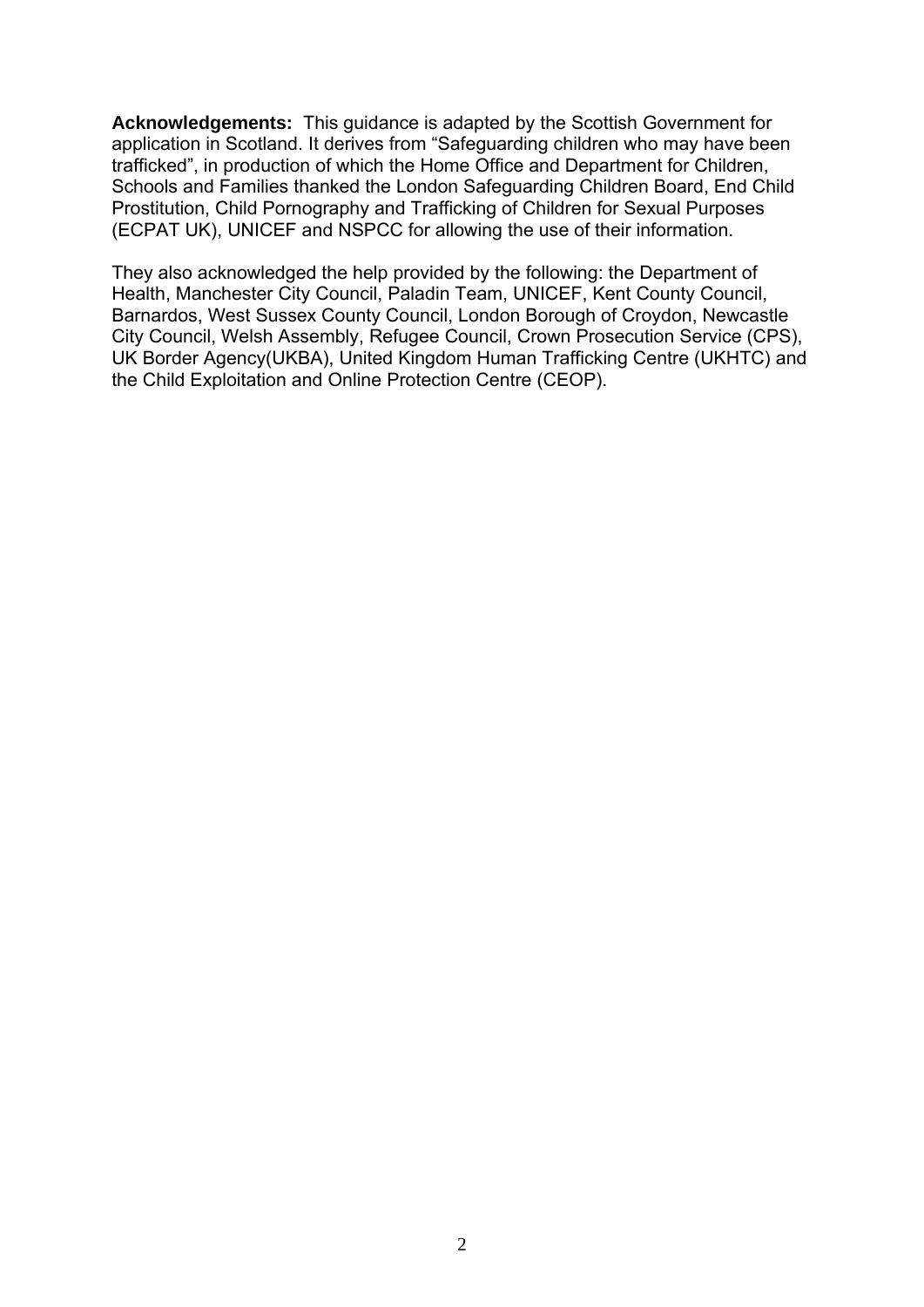**Acknowledgements:** This guidance is adapted by the Scottish Government for application in Scotland. It derives from "Safeguarding children who may have been trafficked", in production of which the Home Office and Department for Children, Schools and Families thanked the London Safeguarding Children Board, End Child Prostitution, Child Pornography and Trafficking of Children for Sexual Purposes (ECPAT UK), UNICEF and NSPCC for allowing the use of their information.

They also acknowledged the help provided by the following: the Department of Health, Manchester City Council, Paladin Team, UNICEF, Kent County Council, Barnardos, West Sussex County Council, London Borough of Croydon, Newcastle City Council, Welsh Assembly, Refugee Council, Crown Prosecution Service (CPS), UK Border Agency(UKBA), United Kingdom Human Trafficking Centre (UKHTC) and the Child Exploitation and Online Protection Centre (CEOP).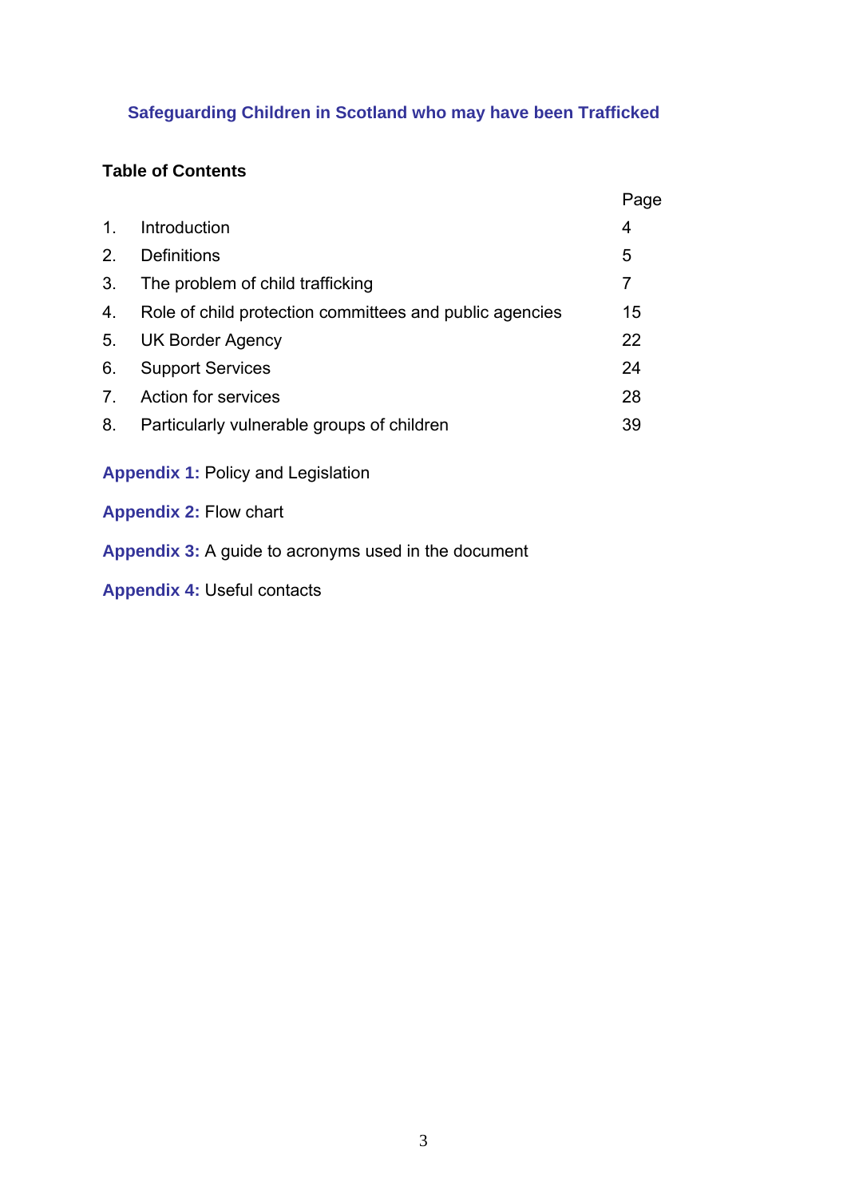## Safeguarding Children in Scotland who may have been Trafficked

### Table of Contents

| | | Page |
|---|---|---|
| 1. | Introduction | 4 |
| 2. | Definitions | 5 |
| 3. | The problem of child trafficking | 7 |
| 4. | Role of child protection committees and public agencies | 15 |
| 5. | UK Border Agency | 22 |
| 6. | Support Services | 24 |
| 7. | Action for services | 28 |
| 8. | Particularly vulnerable groups of children | 39 |

**Appendix 1:** Policy and Legislation

**Appendix 2:** Flow chart

**Appendix 3:** A guide to acronyms used in the document

**Appendix 4:** Useful contacts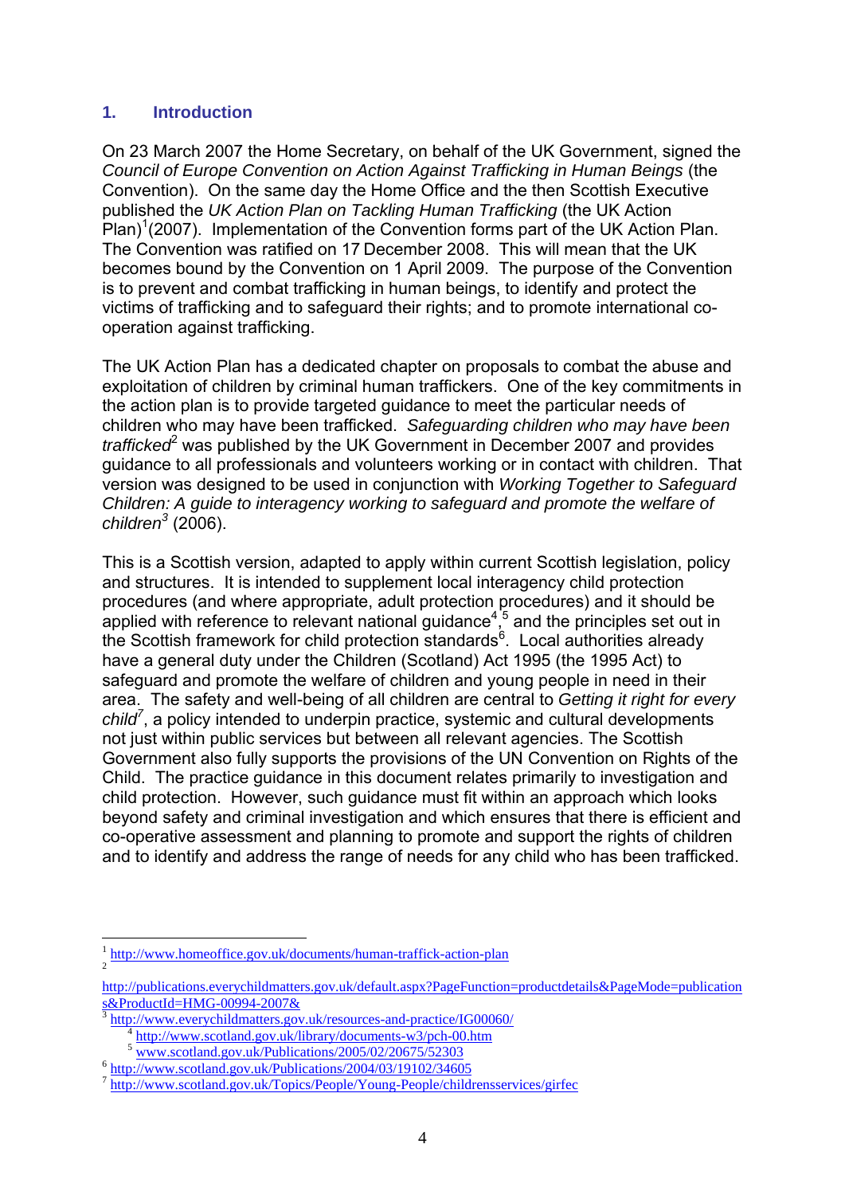## 1. Introduction

On 23 March 2007 the Home Secretary, on behalf of the UK Government, signed the *Council of Europe Convention on Action Against Trafficking in Human Beings* (the Convention). On the same day the Home Office and the then Scottish Executive published the *UK Action Plan on Tackling Human Trafficking* (the UK Action Plan)[1](2007). Implementation of the Convention forms part of the UK Action Plan. The Convention was ratified on 17 December 2008. This will mean that the UK becomes bound by the Convention on 1 April 2009. The purpose of the Convention is to prevent and combat trafficking in human beings, to identify and protect the victims of trafficking and to safeguard their rights; and to promote international co-operation against trafficking.

The UK Action Plan has a dedicated chapter on proposals to combat the abuse and exploitation of children by criminal human traffickers. One of the key commitments in the action plan is to provide targeted guidance to meet the particular needs of children who may have been trafficked. *Safeguarding children who may have been trafficked*[2] was published by the UK Government in December 2007 and provides guidance to all professionals and volunteers working or in contact with children. That version was designed to be used in conjunction with *Working Together to Safeguard Children: A guide to interagency working to safeguard and promote the welfare of children*[3] (2006).

This is a Scottish version, adapted to apply within current Scottish legislation, policy and structures. It is intended to supplement local interagency child protection procedures (and where appropriate, adult protection procedures) and it should be applied with reference to relevant national guidance[4],[5] and the principles set out in the Scottish framework for child protection standards[6]. Local authorities already have a general duty under the Children (Scotland) Act 1995 (the 1995 Act) to safeguard and promote the welfare of children and young people in need in their area. The safety and well-being of all children are central to *Getting it right for every child*[7], a policy intended to underpin practice, systemic and cultural developments not just within public services but between all relevant agencies. The Scottish Government also fully supports the provisions of the UN Convention on Rights of the Child. The practice guidance in this document relates primarily to investigation and child protection. However, such guidance must fit within an approach which looks beyond safety and criminal investigation and which ensures that there is efficient and co-operative assessment and planning to promote and support the rights of children and to identify and address the range of needs for any child who has been trafficked.

---

[1] http://www.homeoffice.gov.uk/documents/human-traffick-action-plan

[2] http://publications.everychildmatters.gov.uk/default.aspx?PageFunction=productdetails&PageMode=publications&ProductId=HMG-00994-2007&

[3] http://www.everychildmatters.gov.uk/resources-and-practice/IG00060/

[4] http://www.scotland.gov.uk/library/documents-w3/pch-00.htm

[5] www.scotland.gov.uk/Publications/2005/02/20675/52303

[6] http://www.scotland.gov.uk/Publications/2004/03/19102/34605

[7] http://www.scotland.gov.uk/Topics/People/Young-People/childrensservices/girfec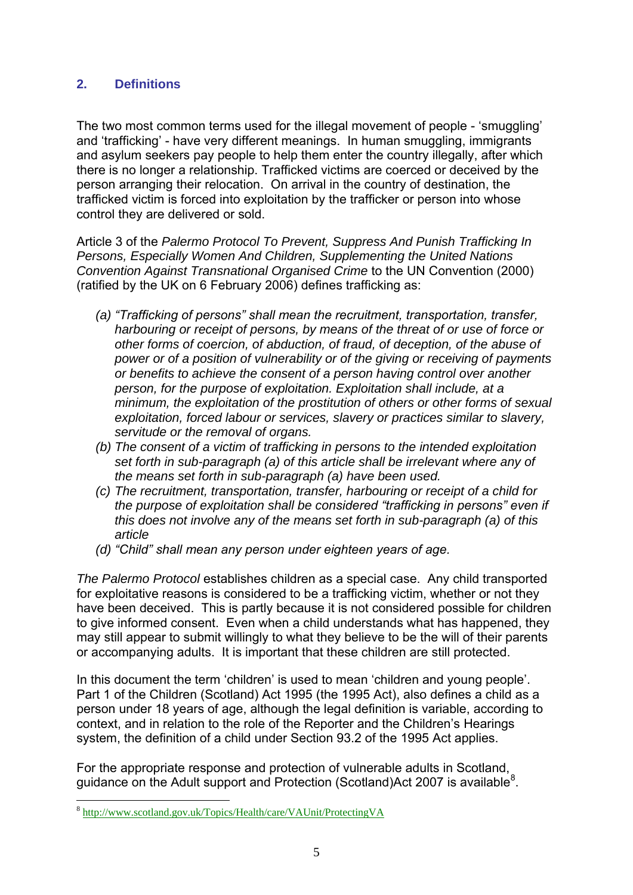## 2. Definitions

The two most common terms used for the illegal movement of people - 'smuggling' and 'trafficking' - have very different meanings. In human smuggling, immigrants and asylum seekers pay people to help them enter the country illegally, after which there is no longer a relationship. Trafficked victims are coerced or deceived by the person arranging their relocation. On arrival in the country of destination, the trafficked victim is forced into exploitation by the trafficker or person into whose control they are delivered or sold.

Article 3 of the *Palermo Protocol To Prevent, Suppress And Punish Trafficking In Persons, Especially Women And Children, Supplementing the United Nations Convention Against Transnational Organised Crime* to the UN Convention (2000) (ratified by the UK on 6 February 2006) defines trafficking as:

- *(a) "Trafficking of persons" shall mean the recruitment, transportation, transfer, harbouring or receipt of persons, by means of the threat of or use of force or other forms of coercion, of abduction, of fraud, of deception, of the abuse of power or of a position of vulnerability or of the giving or receiving of payments or benefits to achieve the consent of a person having control over another person, for the purpose of exploitation. Exploitation shall include, at a minimum, the exploitation of the prostitution of others or other forms of sexual exploitation, forced labour or services, slavery or practices similar to slavery, servitude or the removal of organs.*
- *(b) The consent of a victim of trafficking in persons to the intended exploitation set forth in sub-paragraph (a) of this article shall be irrelevant where any of the means set forth in sub-paragraph (a) have been used.*
- *(c) The recruitment, transportation, transfer, harbouring or receipt of a child for the purpose of exploitation shall be considered "trafficking in persons" even if this does not involve any of the means set forth in sub-paragraph (a) of this article*
- *(d) "Child" shall mean any person under eighteen years of age.*

*The Palermo Protocol* establishes children as a special case. Any child transported for exploitative reasons is considered to be a trafficking victim, whether or not they have been deceived. This is partly because it is not considered possible for children to give informed consent. Even when a child understands what has happened, they may still appear to submit willingly to what they believe to be the will of their parents or accompanying adults. It is important that these children are still protected.

In this document the term 'children' is used to mean 'children and young people'. Part 1 of the Children (Scotland) Act 1995 (the 1995 Act), also defines a child as a person under 18 years of age, although the legal definition is variable, according to context, and in relation to the role of the Reporter and the Children's Hearings system, the definition of a child under Section 93.2 of the 1995 Act applies.

For the appropriate response and protection of vulnerable adults in Scotland, guidance on the Adult support and Protection (Scotland)Act 2007 is available[8].

---

[8] http://www.scotland.gov.uk/Topics/Health/care/VAUnit/ProtectingVA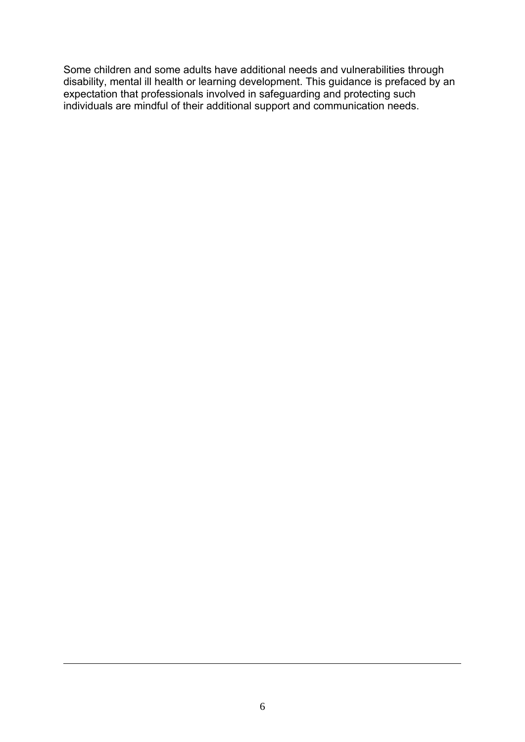Some children and some adults have additional needs and vulnerabilities through disability, mental ill health or learning development. This guidance is prefaced by an expectation that professionals involved in safeguarding and protecting such individuals are mindful of their additional support and communication needs.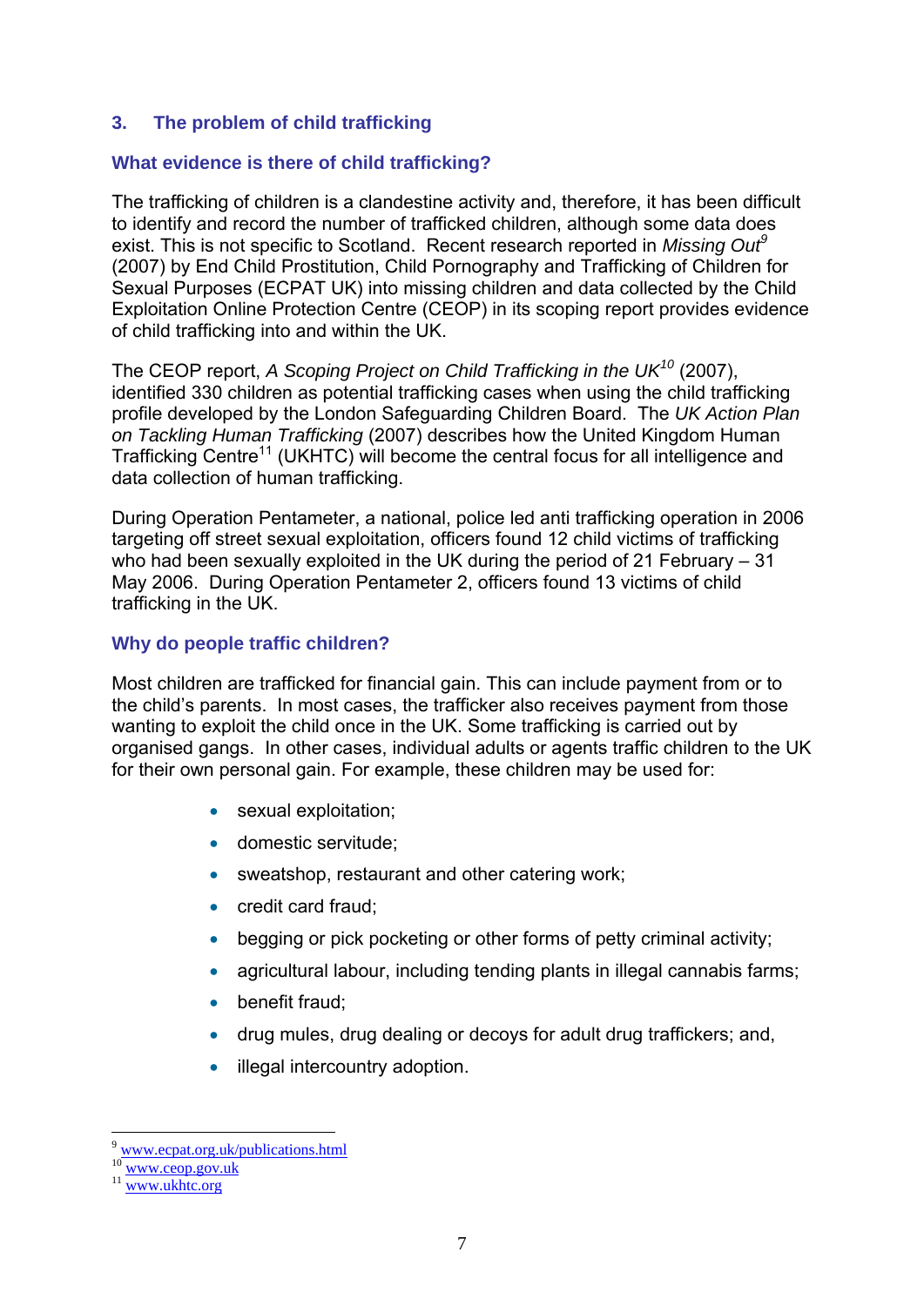## 3. The problem of child trafficking

### What evidence is there of child trafficking?

The trafficking of children is a clandestine activity and, therefore, it has been difficult to identify and record the number of trafficked children, although some data does exist. This is not specific to Scotland. Recent research reported in *Missing Out*[9] (2007) by End Child Prostitution, Child Pornography and Trafficking of Children for Sexual Purposes (ECPAT UK) into missing children and data collected by the Child Exploitation Online Protection Centre (CEOP) in its scoping report provides evidence of child trafficking into and within the UK.

The CEOP report, *A Scoping Project on Child Trafficking in the UK*[10] (2007), identified 330 children as potential trafficking cases when using the child trafficking profile developed by the London Safeguarding Children Board. The *UK Action Plan on Tackling Human Trafficking* (2007) describes how the United Kingdom Human Trafficking Centre[11] (UKHTC) will become the central focus for all intelligence and data collection of human trafficking.

During Operation Pentameter, a national, police led anti trafficking operation in 2006 targeting off street sexual exploitation, officers found 12 child victims of trafficking who had been sexually exploited in the UK during the period of 21 February – 31 May 2006. During Operation Pentameter 2, officers found 13 victims of child trafficking in the UK.

### Why do people traffic children?

Most children are trafficked for financial gain. This can include payment from or to the child's parents. In most cases, the trafficker also receives payment from those wanting to exploit the child once in the UK. Some trafficking is carried out by organised gangs. In other cases, individual adults or agents traffic children to the UK for their own personal gain. For example, these children may be used for:

- sexual exploitation;
- domestic servitude;
- sweatshop, restaurant and other catering work;
- credit card fraud;
- begging or pick pocketing or other forms of petty criminal activity;
- agricultural labour, including tending plants in illegal cannabis farms;
- benefit fraud;
- drug mules, drug dealing or decoys for adult drug traffickers; and,
- illegal intercountry adoption.

---

[9] www.ecpat.org.uk/publications.html

[10] www.ceop.gov.uk

[11] www.ukhtc.org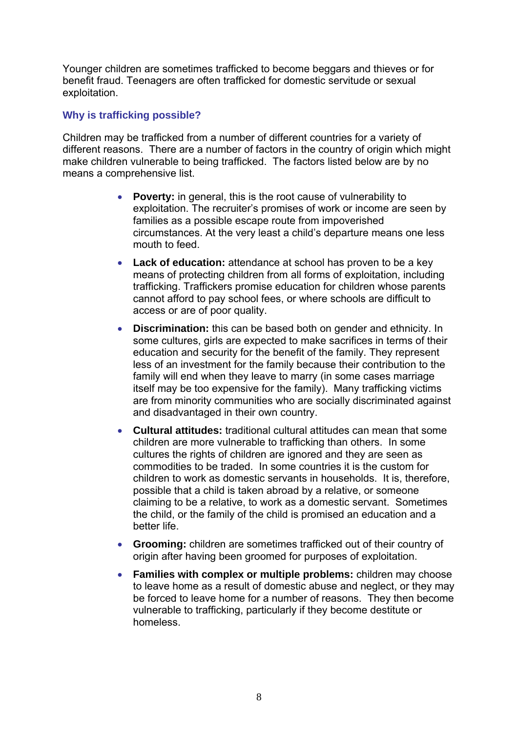Younger children are sometimes trafficked to become beggars and thieves or for benefit fraud. Teenagers are often trafficked for domestic servitude or sexual exploitation.

### Why is trafficking possible?

Children may be trafficked from a number of different countries for a variety of different reasons. There are a number of factors in the country of origin which might make children vulnerable to being trafficked. The factors listed below are by no means a comprehensive list.

- **Poverty:** in general, this is the root cause of vulnerability to exploitation. The recruiter's promises of work or income are seen by families as a possible escape route from impoverished circumstances. At the very least a child's departure means one less mouth to feed.
- **Lack of education:** attendance at school has proven to be a key means of protecting children from all forms of exploitation, including trafficking. Traffickers promise education for children whose parents cannot afford to pay school fees, or where schools are difficult to access or are of poor quality.
- **Discrimination:** this can be based both on gender and ethnicity. In some cultures, girls are expected to make sacrifices in terms of their education and security for the benefit of the family. They represent less of an investment for the family because their contribution to the family will end when they leave to marry (in some cases marriage itself may be too expensive for the family). Many trafficking victims are from minority communities who are socially discriminated against and disadvantaged in their own country.
- **Cultural attitudes:** traditional cultural attitudes can mean that some children are more vulnerable to trafficking than others. In some cultures the rights of children are ignored and they are seen as commodities to be traded. In some countries it is the custom for children to work as domestic servants in households. It is, therefore, possible that a child is taken abroad by a relative, or someone claiming to be a relative, to work as a domestic servant. Sometimes the child, or the family of the child is promised an education and a better life.
- **Grooming:** children are sometimes trafficked out of their country of origin after having been groomed for purposes of exploitation.
- **Families with complex or multiple problems:** children may choose to leave home as a result of domestic abuse and neglect, or they may be forced to leave home for a number of reasons. They then become vulnerable to trafficking, particularly if they become destitute or homeless.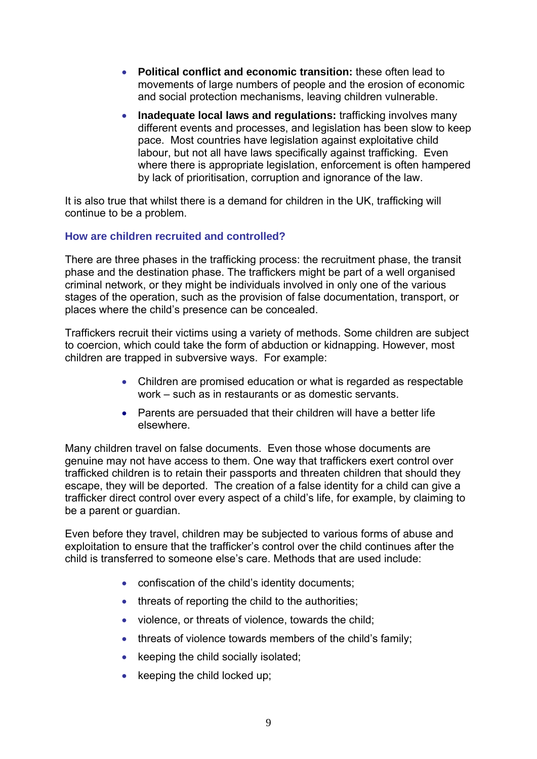- **Political conflict and economic transition:** these often lead to movements of large numbers of people and the erosion of economic and social protection mechanisms, leaving children vulnerable.
- **Inadequate local laws and regulations:** trafficking involves many different events and processes, and legislation has been slow to keep pace. Most countries have legislation against exploitative child labour, but not all have laws specifically against trafficking. Even where there is appropriate legislation, enforcement is often hampered by lack of prioritisation, corruption and ignorance of the law.

It is also true that whilst there is a demand for children in the UK, trafficking will continue to be a problem.

### How are children recruited and controlled?

There are three phases in the trafficking process: the recruitment phase, the transit phase and the destination phase. The traffickers might be part of a well organised criminal network, or they might be individuals involved in only one of the various stages of the operation, such as the provision of false documentation, transport, or places where the child's presence can be concealed.

Traffickers recruit their victims using a variety of methods. Some children are subject to coercion, which could take the form of abduction or kidnapping. However, most children are trapped in subversive ways. For example:

- Children are promised education or what is regarded as respectable work – such as in restaurants or as domestic servants.
- Parents are persuaded that their children will have a better life elsewhere.

Many children travel on false documents. Even those whose documents are genuine may not have access to them. One way that traffickers exert control over trafficked children is to retain their passports and threaten children that should they escape, they will be deported. The creation of a false identity for a child can give a trafficker direct control over every aspect of a child's life, for example, by claiming to be a parent or guardian.

Even before they travel, children may be subjected to various forms of abuse and exploitation to ensure that the trafficker's control over the child continues after the child is transferred to someone else's care. Methods that are used include:

- confiscation of the child's identity documents;
- threats of reporting the child to the authorities;
- violence, or threats of violence, towards the child;
- threats of violence towards members of the child's family;
- keeping the child socially isolated;
- keeping the child locked up;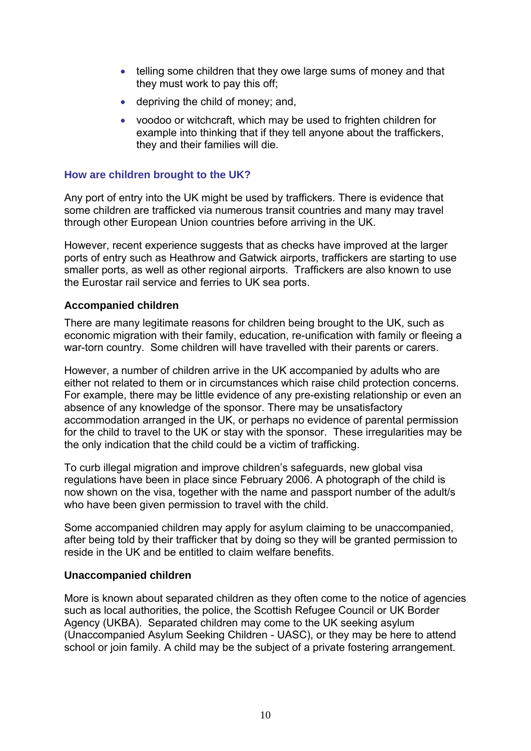- telling some children that they owe large sums of money and that they must work to pay this off;
- depriving the child of money; and,
- voodoo or witchcraft, which may be used to frighten children for example into thinking that if they tell anyone about the traffickers, they and their families will die.

### How are children brought to the UK?

Any port of entry into the UK might be used by traffickers. There is evidence that some children are trafficked via numerous transit countries and many may travel through other European Union countries before arriving in the UK.

However, recent experience suggests that as checks have improved at the larger ports of entry such as Heathrow and Gatwick airports, traffickers are starting to use smaller ports, as well as other regional airports. Traffickers are also known to use the Eurostar rail service and ferries to UK sea ports.

#### Accompanied children

There are many legitimate reasons for children being brought to the UK, such as economic migration with their family, education, re-unification with family or fleeing a war-torn country. Some children will have travelled with their parents or carers.

However, a number of children arrive in the UK accompanied by adults who are either not related to them or in circumstances which raise child protection concerns. For example, there may be little evidence of any pre-existing relationship or even an absence of any knowledge of the sponsor. There may be unsatisfactory accommodation arranged in the UK, or perhaps no evidence of parental permission for the child to travel to the UK or stay with the sponsor. These irregularities may be the only indication that the child could be a victim of trafficking.

To curb illegal migration and improve children's safeguards, new global visa regulations have been in place since February 2006. A photograph of the child is now shown on the visa, together with the name and passport number of the adult/s who have been given permission to travel with the child.

Some accompanied children may apply for asylum claiming to be unaccompanied, after being told by their trafficker that by doing so they will be granted permission to reside in the UK and be entitled to claim welfare benefits.

#### Unaccompanied children

More is known about separated children as they often come to the notice of agencies such as local authorities, the police, the Scottish Refugee Council or UK Border Agency (UKBA). Separated children may come to the UK seeking asylum (Unaccompanied Asylum Seeking Children - UASC), or they may be here to attend school or join family. A child may be the subject of a private fostering arrangement.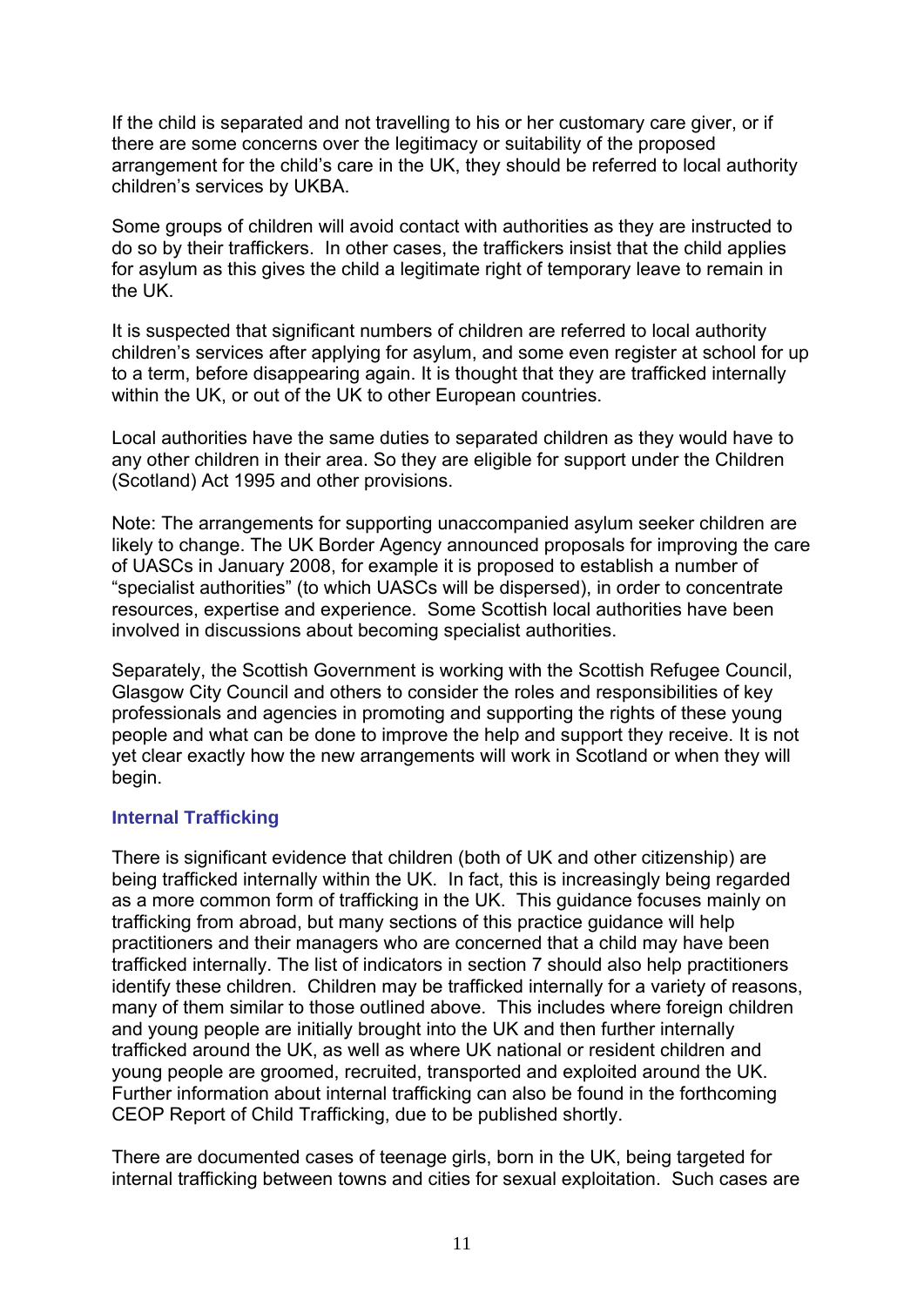If the child is separated and not travelling to his or her customary care giver, or if there are some concerns over the legitimacy or suitability of the proposed arrangement for the child's care in the UK, they should be referred to local authority children's services by UKBA.

Some groups of children will avoid contact with authorities as they are instructed to do so by their traffickers. In other cases, the traffickers insist that the child applies for asylum as this gives the child a legitimate right of temporary leave to remain in the UK.

It is suspected that significant numbers of children are referred to local authority children's services after applying for asylum, and some even register at school for up to a term, before disappearing again. It is thought that they are trafficked internally within the UK, or out of the UK to other European countries.

Local authorities have the same duties to separated children as they would have to any other children in their area. So they are eligible for support under the Children (Scotland) Act 1995 and other provisions.

Note: The arrangements for supporting unaccompanied asylum seeker children are likely to change. The UK Border Agency announced proposals for improving the care of UASCs in January 2008, for example it is proposed to establish a number of "specialist authorities" (to which UASCs will be dispersed), in order to concentrate resources, expertise and experience. Some Scottish local authorities have been involved in discussions about becoming specialist authorities.

Separately, the Scottish Government is working with the Scottish Refugee Council, Glasgow City Council and others to consider the roles and responsibilities of key professionals and agencies in promoting and supporting the rights of these young people and what can be done to improve the help and support they receive. It is not yet clear exactly how the new arrangements will work in Scotland or when they will begin.

### Internal Trafficking

There is significant evidence that children (both of UK and other citizenship) are being trafficked internally within the UK. In fact, this is increasingly being regarded as a more common form of trafficking in the UK. This guidance focuses mainly on trafficking from abroad, but many sections of this practice guidance will help practitioners and their managers who are concerned that a child may have been trafficked internally. The list of indicators in section 7 should also help practitioners identify these children. Children may be trafficked internally for a variety of reasons, many of them similar to those outlined above. This includes where foreign children and young people are initially brought into the UK and then further internally trafficked around the UK, as well as where UK national or resident children and young people are groomed, recruited, transported and exploited around the UK. Further information about internal trafficking can also be found in the forthcoming CEOP Report of Child Trafficking, due to be published shortly.

There are documented cases of teenage girls, born in the UK, being targeted for internal trafficking between towns and cities for sexual exploitation. Such cases are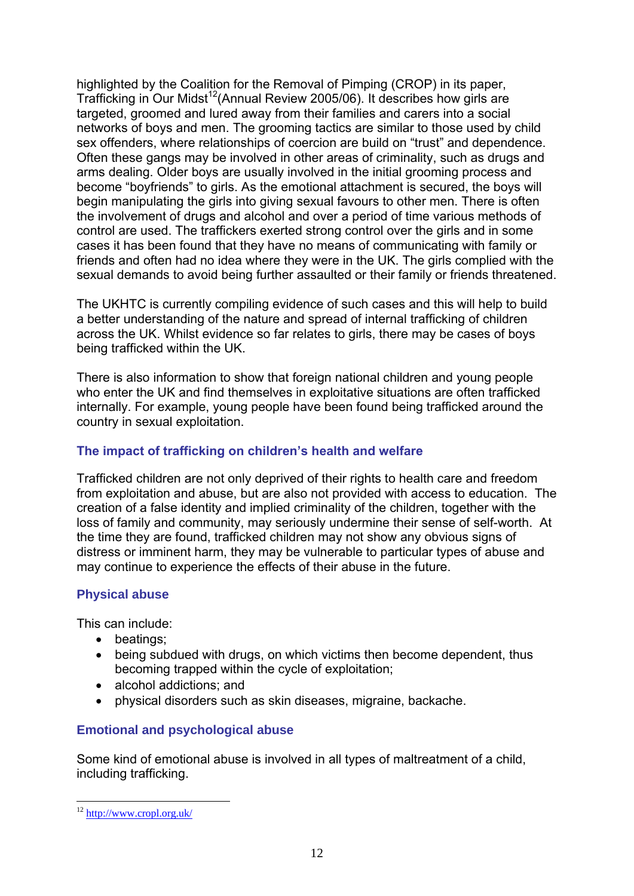highlighted by the Coalition for the Removal of Pimping (CROP) in its paper, Trafficking in Our Midst[12](Annual Review 2005/06). It describes how girls are targeted, groomed and lured away from their families and carers into a social networks of boys and men. The grooming tactics are similar to those used by child sex offenders, where relationships of coercion are build on “trust” and dependence. Often these gangs may be involved in other areas of criminality, such as drugs and arms dealing. Older boys are usually involved in the initial grooming process and become “boyfriends” to girls. As the emotional attachment is secured, the boys will begin manipulating the girls into giving sexual favours to other men. There is often the involvement of drugs and alcohol and over a period of time various methods of control are used. The traffickers exerted strong control over the girls and in some cases it has been found that they have no means of communicating with family or friends and often had no idea where they were in the UK. The girls complied with the sexual demands to avoid being further assaulted or their family or friends threatened.

The UKHTC is currently compiling evidence of such cases and this will help to build a better understanding of the nature and spread of internal trafficking of children across the UK. Whilst evidence so far relates to girls, there may be cases of boys being trafficked within the UK.

There is also information to show that foreign national children and young people who enter the UK and find themselves in exploitative situations are often trafficked internally. For example, young people have been found being trafficked around the country in sexual exploitation.

### The impact of trafficking on children’s health and welfare

Trafficked children are not only deprived of their rights to health care and freedom from exploitation and abuse, but are also not provided with access to education. The creation of a false identity and implied criminality of the children, together with the loss of family and community, may seriously undermine their sense of self-worth. At the time they are found, trafficked children may not show any obvious signs of distress or imminent harm, they may be vulnerable to particular types of abuse and may continue to experience the effects of their abuse in the future.

### Physical abuse

This can include:

- beatings;
- being subdued with drugs, on which victims then become dependent, thus becoming trapped within the cycle of exploitation;
- alcohol addictions; and
- physical disorders such as skin diseases, migraine, backache.

### Emotional and psychological abuse

Some kind of emotional abuse is involved in all types of maltreatment of a child, including trafficking.

[12] http://www.cropl.org.uk/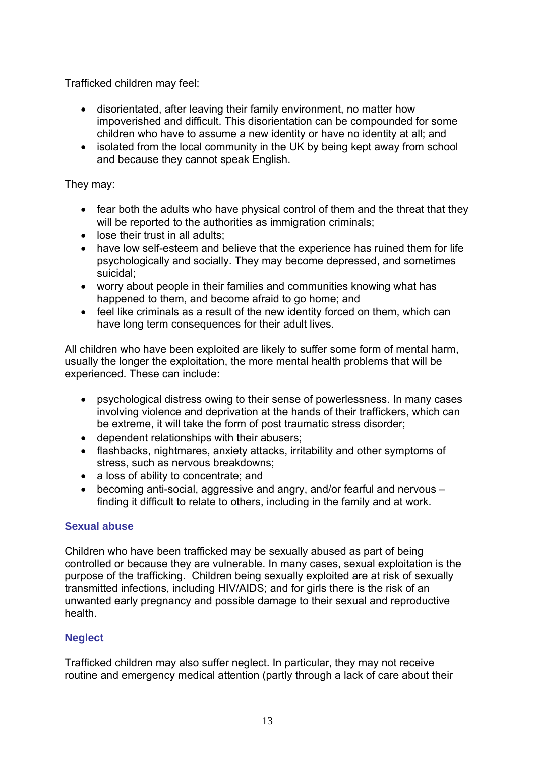Trafficked children may feel:

- disorientated, after leaving their family environment, no matter how impoverished and difficult. This disorientation can be compounded for some children who have to assume a new identity or have no identity at all; and
- isolated from the local community in the UK by being kept away from school and because they cannot speak English.

They may:

- fear both the adults who have physical control of them and the threat that they will be reported to the authorities as immigration criminals;
- lose their trust in all adults;
- have low self-esteem and believe that the experience has ruined them for life psychologically and socially. They may become depressed, and sometimes suicidal;
- worry about people in their families and communities knowing what has happened to them, and become afraid to go home; and
- feel like criminals as a result of the new identity forced on them, which can have long term consequences for their adult lives.

All children who have been exploited are likely to suffer some form of mental harm, usually the longer the exploitation, the more mental health problems that will be experienced. These can include:

- psychological distress owing to their sense of powerlessness. In many cases involving violence and deprivation at the hands of their traffickers, which can be extreme, it will take the form of post traumatic stress disorder;
- dependent relationships with their abusers;
- flashbacks, nightmares, anxiety attacks, irritability and other symptoms of stress, such as nervous breakdowns;
- a loss of ability to concentrate; and
- becoming anti-social, aggressive and angry, and/or fearful and nervous – finding it difficult to relate to others, including in the family and at work.

### Sexual abuse

Children who have been trafficked may be sexually abused as part of being controlled or because they are vulnerable. In many cases, sexual exploitation is the purpose of the trafficking. Children being sexually exploited are at risk of sexually transmitted infections, including HIV/AIDS; and for girls there is the risk of an unwanted early pregnancy and possible damage to their sexual and reproductive health.

### Neglect

Trafficked children may also suffer neglect. In particular, they may not receive routine and emergency medical attention (partly through a lack of care about their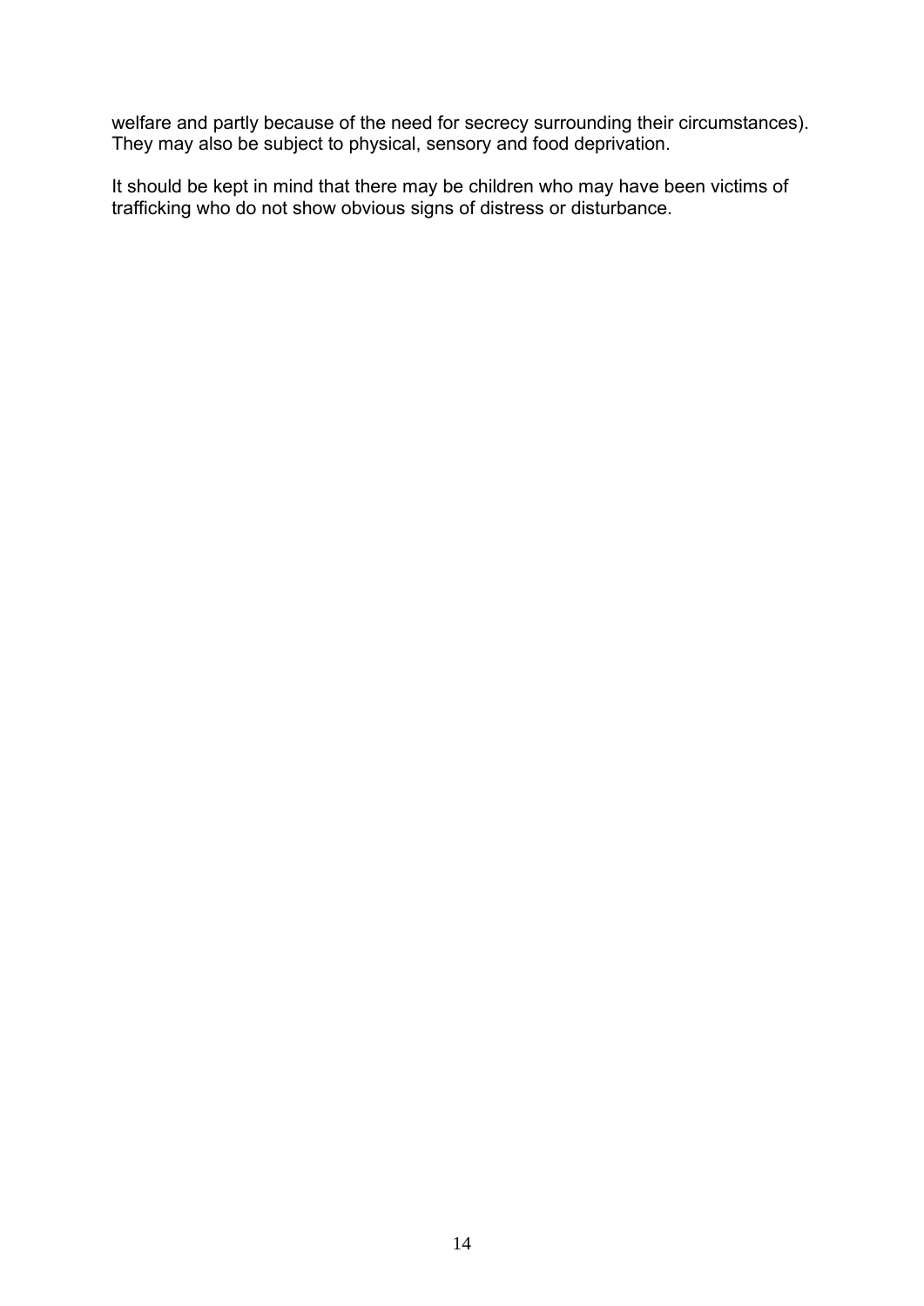welfare and partly because of the need for secrecy surrounding their circumstances). They may also be subject to physical, sensory and food deprivation.

It should be kept in mind that there may be children who may have been victims of trafficking who do not show obvious signs of distress or disturbance.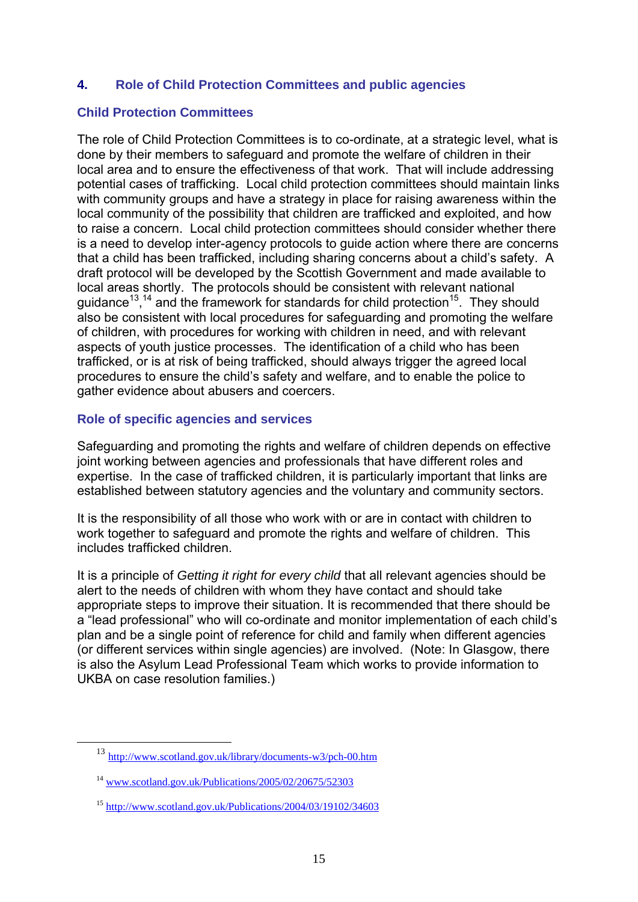## 4. Role of Child Protection Committees and public agencies

### Child Protection Committees

The role of Child Protection Committees is to co-ordinate, at a strategic level, what is done by their members to safeguard and promote the welfare of children in their local area and to ensure the effectiveness of that work. That will include addressing potential cases of trafficking. Local child protection committees should maintain links with community groups and have a strategy in place for raising awareness within the local community of the possibility that children are trafficked and exploited, and how to raise a concern. Local child protection committees should consider whether there is a need to develop inter-agency protocols to guide action where there are concerns that a child has been trafficked, including sharing concerns about a child's safety. A draft protocol will be developed by the Scottish Government and made available to local areas shortly. The protocols should be consistent with relevant national guidance[13],[14] and the framework for standards for child protection[15]. They should also be consistent with local procedures for safeguarding and promoting the welfare of children, with procedures for working with children in need, and with relevant aspects of youth justice processes. The identification of a child who has been trafficked, or is at risk of being trafficked, should always trigger the agreed local procedures to ensure the child's safety and welfare, and to enable the police to gather evidence about abusers and coercers.

### Role of specific agencies and services

Safeguarding and promoting the rights and welfare of children depends on effective joint working between agencies and professionals that have different roles and expertise. In the case of trafficked children, it is particularly important that links are established between statutory agencies and the voluntary and community sectors.

It is the responsibility of all those who work with or are in contact with children to work together to safeguard and promote the rights and welfare of children. This includes trafficked children.

It is a principle of *Getting it right for every child* that all relevant agencies should be alert to the needs of children with whom they have contact and should take appropriate steps to improve their situation. It is recommended that there should be a "lead professional" who will co-ordinate and monitor implementation of each child's plan and be a single point of reference for child and family when different agencies (or different services within single agencies) are involved. (Note: In Glasgow, there is also the Asylum Lead Professional Team which works to provide information to UKBA on case resolution families.)

---

[13] http://www.scotland.gov.uk/library/documents-w3/pch-00.htm

[14] www.scotland.gov.uk/Publications/2005/02/20675/52303

[15] http://www.scotland.gov.uk/Publications/2004/03/19102/34603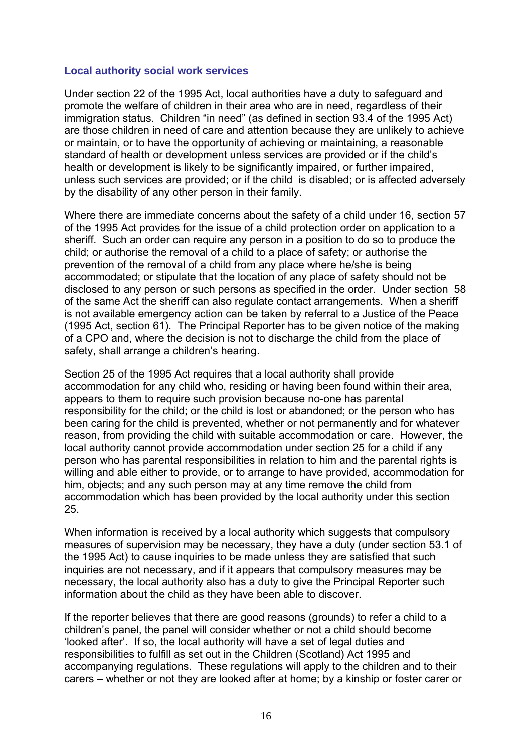### Local authority social work services

Under section 22 of the 1995 Act, local authorities have a duty to safeguard and promote the welfare of children in their area who are in need, regardless of their immigration status. Children "in need" (as defined in section 93.4 of the 1995 Act) are those children in need of care and attention because they are unlikely to achieve or maintain, or to have the opportunity of achieving or maintaining, a reasonable standard of health or development unless services are provided or if the child's health or development is likely to be significantly impaired, or further impaired, unless such services are provided; or if the child is disabled; or is affected adversely by the disability of any other person in their family.

Where there are immediate concerns about the safety of a child under 16, section 57 of the 1995 Act provides for the issue of a child protection order on application to a sheriff. Such an order can require any person in a position to do so to produce the child; or authorise the removal of a child to a place of safety; or authorise the prevention of the removal of a child from any place where he/she is being accommodated; or stipulate that the location of any place of safety should not be disclosed to any person or such persons as specified in the order. Under section 58 of the same Act the sheriff can also regulate contact arrangements. When a sheriff is not available emergency action can be taken by referral to a Justice of the Peace (1995 Act, section 61). The Principal Reporter has to be given notice of the making of a CPO and, where the decision is not to discharge the child from the place of safety, shall arrange a children's hearing.

Section 25 of the 1995 Act requires that a local authority shall provide accommodation for any child who, residing or having been found within their area, appears to them to require such provision because no-one has parental responsibility for the child; or the child is lost or abandoned; or the person who has been caring for the child is prevented, whether or not permanently and for whatever reason, from providing the child with suitable accommodation or care. However, the local authority cannot provide accommodation under section 25 for a child if any person who has parental responsibilities in relation to him and the parental rights is willing and able either to provide, or to arrange to have provided, accommodation for him, objects; and any such person may at any time remove the child from accommodation which has been provided by the local authority under this section 25.

When information is received by a local authority which suggests that compulsory measures of supervision may be necessary, they have a duty (under section 53.1 of the 1995 Act) to cause inquiries to be made unless they are satisfied that such inquiries are not necessary, and if it appears that compulsory measures may be necessary, the local authority also has a duty to give the Principal Reporter such information about the child as they have been able to discover.

If the reporter believes that there are good reasons (grounds) to refer a child to a children's panel, the panel will consider whether or not a child should become 'looked after'. If so, the local authority will have a set of legal duties and responsibilities to fulfill as set out in the Children (Scotland) Act 1995 and accompanying regulations. These regulations will apply to the children and to their carers – whether or not they are looked after at home; by a kinship or foster carer or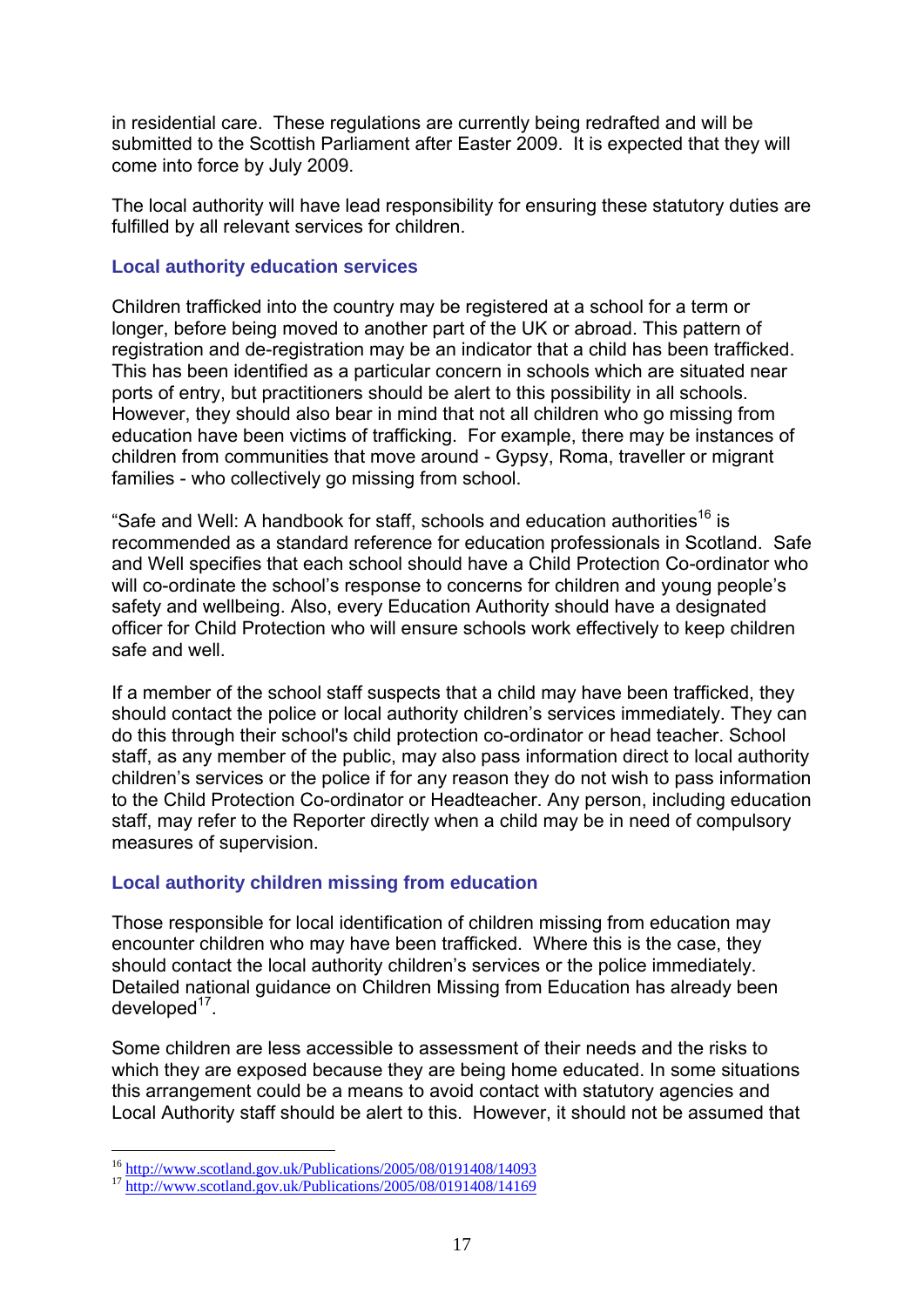in residential care. These regulations are currently being redrafted and will be submitted to the Scottish Parliament after Easter 2009. It is expected that they will come into force by July 2009.

The local authority will have lead responsibility for ensuring these statutory duties are fulfilled by all relevant services for children.

### Local authority education services

Children trafficked into the country may be registered at a school for a term or longer, before being moved to another part of the UK or abroad. This pattern of registration and de-registration may be an indicator that a child has been trafficked. This has been identified as a particular concern in schools which are situated near ports of entry, but practitioners should be alert to this possibility in all schools. However, they should also bear in mind that not all children who go missing from education have been victims of trafficking. For example, there may be instances of children from communities that move around - Gypsy, Roma, traveller or migrant families - who collectively go missing from school.

"Safe and Well: A handbook for staff, schools and education authorities[16] is recommended as a standard reference for education professionals in Scotland. Safe and Well specifies that each school should have a Child Protection Co-ordinator who will co-ordinate the school's response to concerns for children and young people's safety and wellbeing. Also, every Education Authority should have a designated officer for Child Protection who will ensure schools work effectively to keep children safe and well.

If a member of the school staff suspects that a child may have been trafficked, they should contact the police or local authority children's services immediately. They can do this through their school's child protection co-ordinator or head teacher. School staff, as any member of the public, may also pass information direct to local authority children's services or the police if for any reason they do not wish to pass information to the Child Protection Co-ordinator or Headteacher. Any person, including education staff, may refer to the Reporter directly when a child may be in need of compulsory measures of supervision.

### Local authority children missing from education

Those responsible for local identification of children missing from education may encounter children who may have been trafficked. Where this is the case, they should contact the local authority children's services or the police immediately. Detailed national guidance on Children Missing from Education has already been developed[17].

Some children are less accessible to assessment of their needs and the risks to which they are exposed because they are being home educated. In some situations this arrangement could be a means to avoid contact with statutory agencies and Local Authority staff should be alert to this. However, it should not be assumed that

---

[16] http://www.scotland.gov.uk/Publications/2005/08/0191408/14093

[17] http://www.scotland.gov.uk/Publications/2005/08/0191408/14169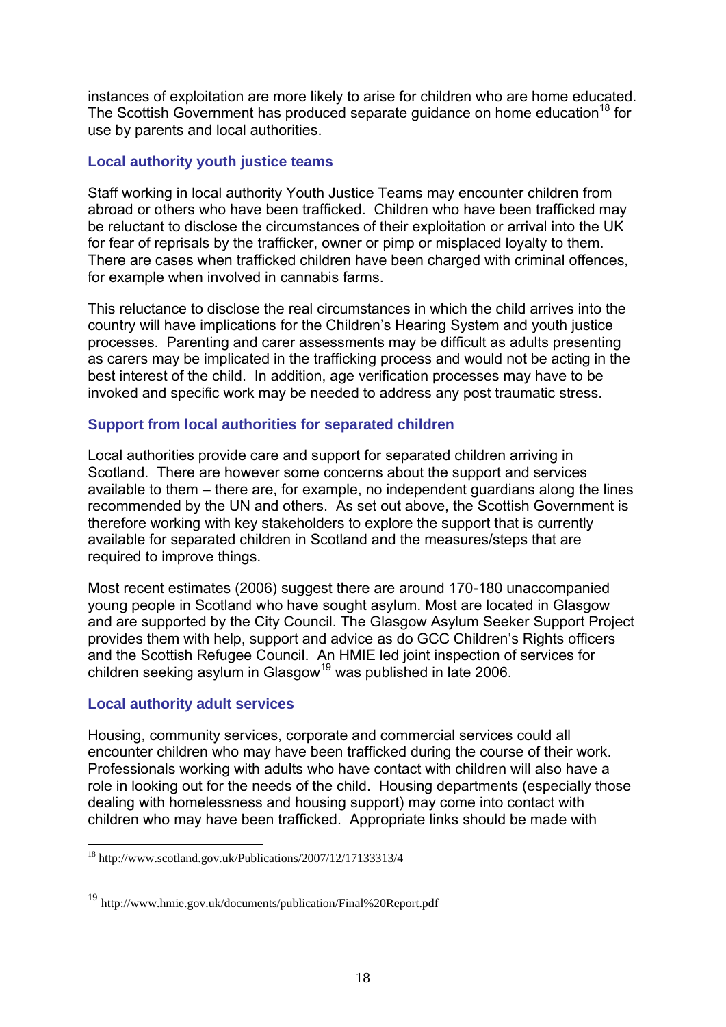instances of exploitation are more likely to arise for children who are home educated. The Scottish Government has produced separate guidance on home education[18] for use by parents and local authorities.

### Local authority youth justice teams

Staff working in local authority Youth Justice Teams may encounter children from abroad or others who have been trafficked. Children who have been trafficked may be reluctant to disclose the circumstances of their exploitation or arrival into the UK for fear of reprisals by the trafficker, owner or pimp or misplaced loyalty to them. There are cases when trafficked children have been charged with criminal offences, for example when involved in cannabis farms.

This reluctance to disclose the real circumstances in which the child arrives into the country will have implications for the Children's Hearing System and youth justice processes. Parenting and carer assessments may be difficult as adults presenting as carers may be implicated in the trafficking process and would not be acting in the best interest of the child. In addition, age verification processes may have to be invoked and specific work may be needed to address any post traumatic stress.

### Support from local authorities for separated children

Local authorities provide care and support for separated children arriving in Scotland. There are however some concerns about the support and services available to them – there are, for example, no independent guardians along the lines recommended by the UN and others. As set out above, the Scottish Government is therefore working with key stakeholders to explore the support that is currently available for separated children in Scotland and the measures/steps that are required to improve things.

Most recent estimates (2006) suggest there are around 170-180 unaccompanied young people in Scotland who have sought asylum. Most are located in Glasgow and are supported by the City Council. The Glasgow Asylum Seeker Support Project provides them with help, support and advice as do GCC Children's Rights officers and the Scottish Refugee Council. An HMIE led joint inspection of services for children seeking asylum in Glasgow[19] was published in late 2006.

### Local authority adult services

Housing, community services, corporate and commercial services could all encounter children who may have been trafficked during the course of their work. Professionals working with adults who have contact with children will also have a role in looking out for the needs of the child. Housing departments (especially those dealing with homelessness and housing support) may come into contact with children who may have been trafficked. Appropriate links should be made with

---

[18] http://www.scotland.gov.uk/Publications/2007/12/17133313/4

[19] http://www.hmie.gov.uk/documents/publication/Final%20Report.pdf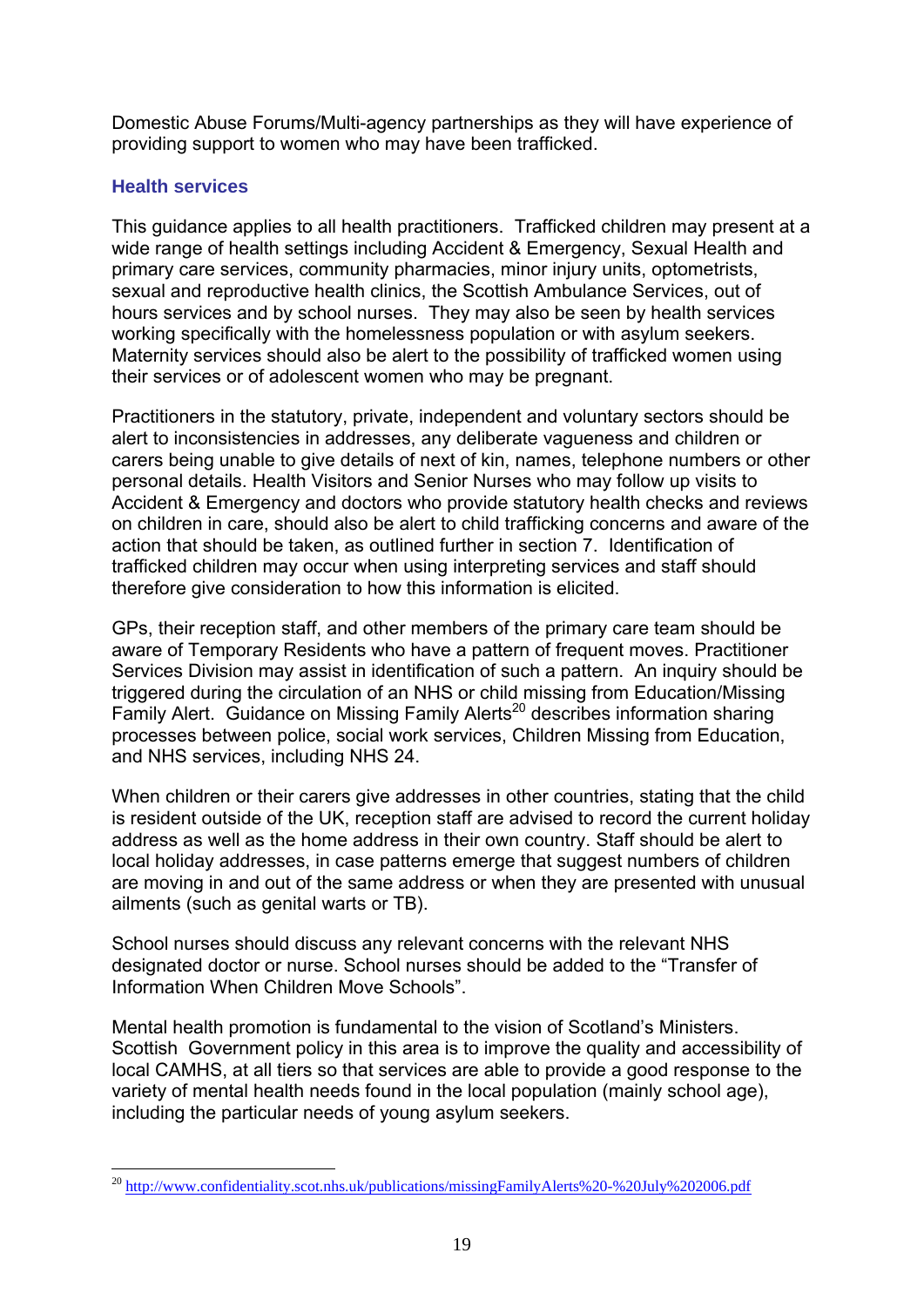Domestic Abuse Forums/Multi-agency partnerships as they will have experience of providing support to women who may have been trafficked.

### Health services

This guidance applies to all health practitioners. Trafficked children may present at a wide range of health settings including Accident & Emergency, Sexual Health and primary care services, community pharmacies, minor injury units, optometrists, sexual and reproductive health clinics, the Scottish Ambulance Services, out of hours services and by school nurses. They may also be seen by health services working specifically with the homelessness population or with asylum seekers. Maternity services should also be alert to the possibility of trafficked women using their services or of adolescent women who may be pregnant.

Practitioners in the statutory, private, independent and voluntary sectors should be alert to inconsistencies in addresses, any deliberate vagueness and children or carers being unable to give details of next of kin, names, telephone numbers or other personal details. Health Visitors and Senior Nurses who may follow up visits to Accident & Emergency and doctors who provide statutory health checks and reviews on children in care, should also be alert to child trafficking concerns and aware of the action that should be taken, as outlined further in section 7. Identification of trafficked children may occur when using interpreting services and staff should therefore give consideration to how this information is elicited.

GPs, their reception staff, and other members of the primary care team should be aware of Temporary Residents who have a pattern of frequent moves. Practitioner Services Division may assist in identification of such a pattern. An inquiry should be triggered during the circulation of an NHS or child missing from Education/Missing Family Alert. Guidance on Missing Family Alerts[20] describes information sharing processes between police, social work services, Children Missing from Education, and NHS services, including NHS 24.

When children or their carers give addresses in other countries, stating that the child is resident outside of the UK, reception staff are advised to record the current holiday address as well as the home address in their own country. Staff should be alert to local holiday addresses, in case patterns emerge that suggest numbers of children are moving in and out of the same address or when they are presented with unusual ailments (such as genital warts or TB).

School nurses should discuss any relevant concerns with the relevant NHS designated doctor or nurse. School nurses should be added to the "Transfer of Information When Children Move Schools".

Mental health promotion is fundamental to the vision of Scotland's Ministers. Scottish Government policy in this area is to improve the quality and accessibility of local CAMHS, at all tiers so that services are able to provide a good response to the variety of mental health needs found in the local population (mainly school age), including the particular needs of young asylum seekers.

[20] http://www.confidentiality.scot.nhs.uk/publications/missingFamilyAlerts%20-%20July%202006.pdf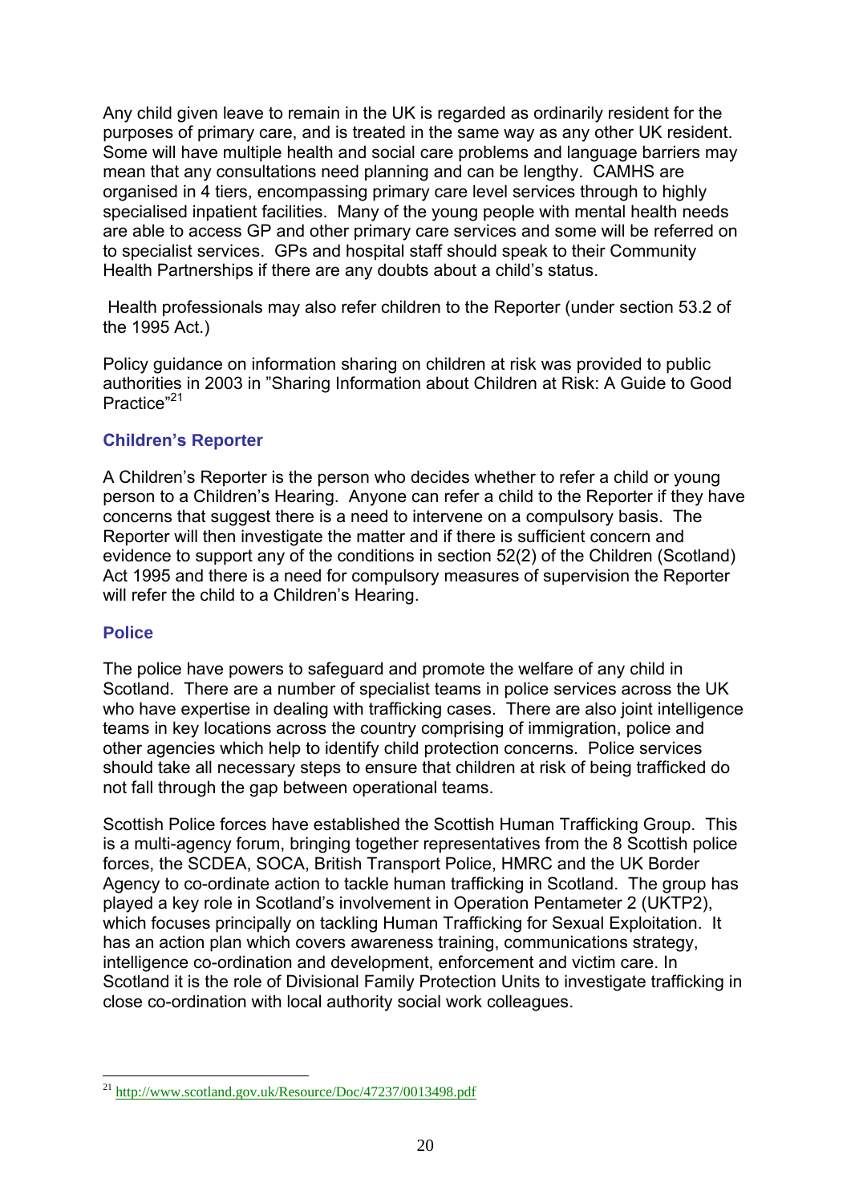Any child given leave to remain in the UK is regarded as ordinarily resident for the purposes of primary care, and is treated in the same way as any other UK resident. Some will have multiple health and social care problems and language barriers may mean that any consultations need planning and can be lengthy. CAMHS are organised in 4 tiers, encompassing primary care level services through to highly specialised inpatient facilities. Many of the young people with mental health needs are able to access GP and other primary care services and some will be referred on to specialist services. GPs and hospital staff should speak to their Community Health Partnerships if there are any doubts about a child's status.

Health professionals may also refer children to the Reporter (under section 53.2 of the 1995 Act.)

Policy guidance on information sharing on children at risk was provided to public authorities in 2003 in "Sharing Information about Children at Risk: A Guide to Good Practice"[21]

### Children's Reporter

A Children's Reporter is the person who decides whether to refer a child or young person to a Children's Hearing. Anyone can refer a child to the Reporter if they have concerns that suggest there is a need to intervene on a compulsory basis. The Reporter will then investigate the matter and if there is sufficient concern and evidence to support any of the conditions in section 52(2) of the Children (Scotland) Act 1995 and there is a need for compulsory measures of supervision the Reporter will refer the child to a Children's Hearing.

### Police

The police have powers to safeguard and promote the welfare of any child in Scotland. There are a number of specialist teams in police services across the UK who have expertise in dealing with trafficking cases. There are also joint intelligence teams in key locations across the country comprising of immigration, police and other agencies which help to identify child protection concerns. Police services should take all necessary steps to ensure that children at risk of being trafficked do not fall through the gap between operational teams.

Scottish Police forces have established the Scottish Human Trafficking Group. This is a multi-agency forum, bringing together representatives from the 8 Scottish police forces, the SCDEA, SOCA, British Transport Police, HMRC and the UK Border Agency to co-ordinate action to tackle human trafficking in Scotland. The group has played a key role in Scotland's involvement in Operation Pentameter 2 (UKTP2), which focuses principally on tackling Human Trafficking for Sexual Exploitation. It has an action plan which covers awareness training, communications strategy, intelligence co-ordination and development, enforcement and victim care. In Scotland it is the role of Divisional Family Protection Units to investigate trafficking in close co-ordination with local authority social work colleagues.

---

[21] http://www.scotland.gov.uk/Resource/Doc/47237/0013498.pdf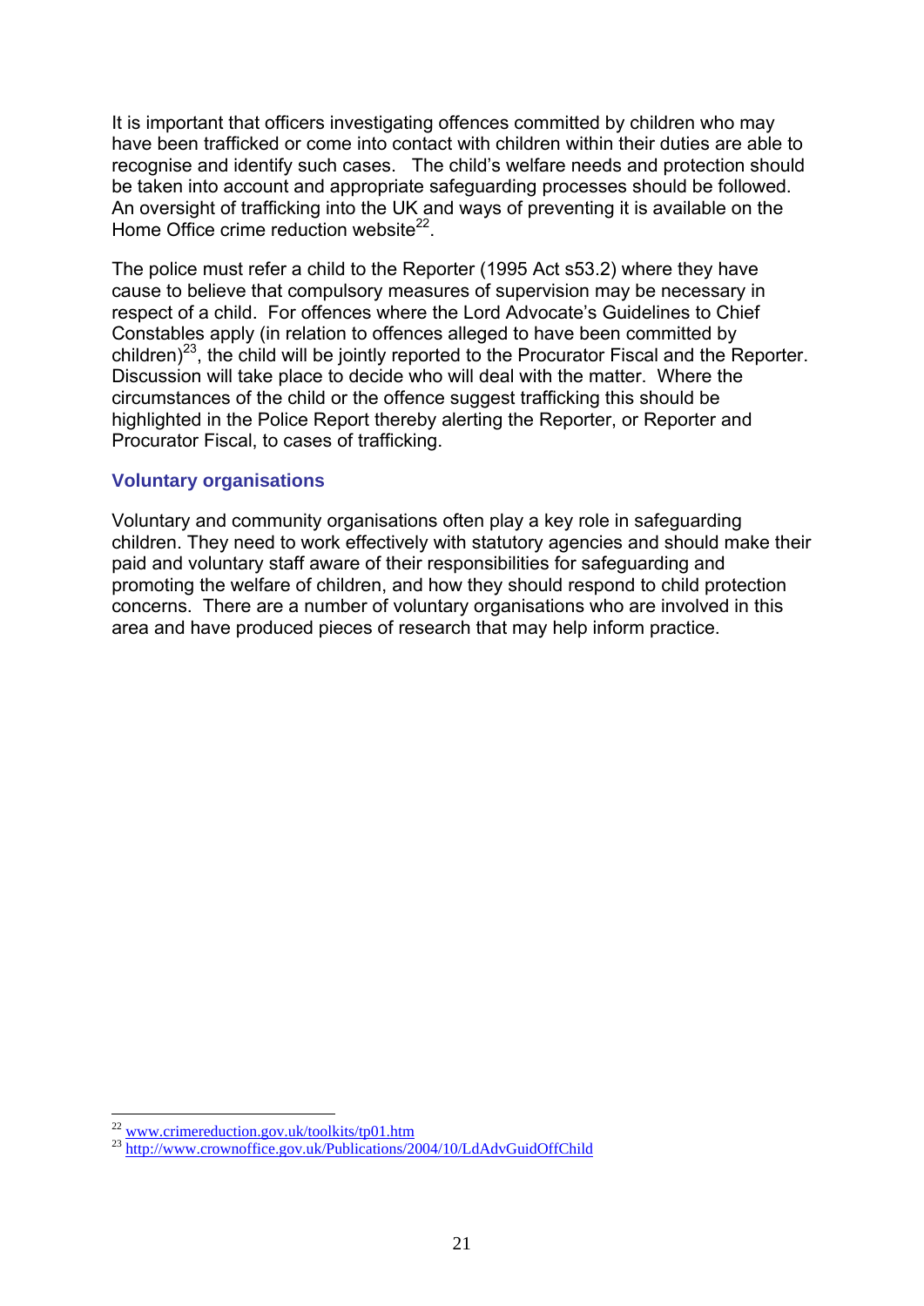It is important that officers investigating offences committed by children who may have been trafficked or come into contact with children within their duties are able to recognise and identify such cases. The child's welfare needs and protection should be taken into account and appropriate safeguarding processes should be followed. An oversight of trafficking into the UK and ways of preventing it is available on the Home Office crime reduction website[22].

The police must refer a child to the Reporter (1995 Act s53.2) where they have cause to believe that compulsory measures of supervision may be necessary in respect of a child. For offences where the Lord Advocate's Guidelines to Chief Constables apply (in relation to offences alleged to have been committed by children)[23], the child will be jointly reported to the Procurator Fiscal and the Reporter. Discussion will take place to decide who will deal with the matter. Where the circumstances of the child or the offence suggest trafficking this should be highlighted in the Police Report thereby alerting the Reporter, or Reporter and Procurator Fiscal, to cases of trafficking.

### Voluntary organisations

Voluntary and community organisations often play a key role in safeguarding children. They need to work effectively with statutory agencies and should make their paid and voluntary staff aware of their responsibilities for safeguarding and promoting the welfare of children, and how they should respond to child protection concerns. There are a number of voluntary organisations who are involved in this area and have produced pieces of research that may help inform practice.

---

[22] www.crimereduction.gov.uk/toolkits/tp01.htm

[23] http://www.crownoffice.gov.uk/Publications/2004/10/LdAdvGuidOffChild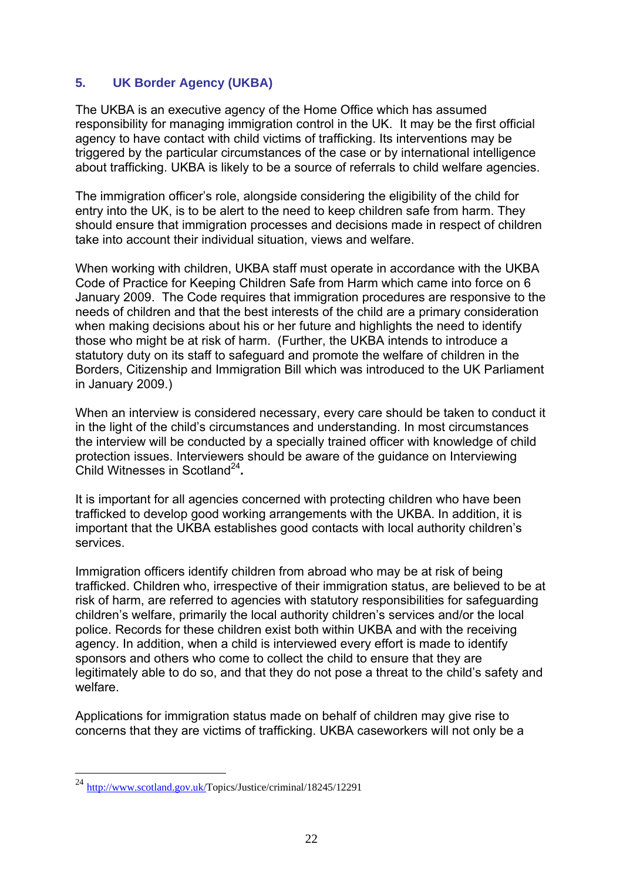## 5. UK Border Agency (UKBA)

The UKBA is an executive agency of the Home Office which has assumed responsibility for managing immigration control in the UK. It may be the first official agency to have contact with child victims of trafficking. Its interventions may be triggered by the particular circumstances of the case or by international intelligence about trafficking. UKBA is likely to be a source of referrals to child welfare agencies.

The immigration officer's role, alongside considering the eligibility of the child for entry into the UK, is to be alert to the need to keep children safe from harm. They should ensure that immigration processes and decisions made in respect of children take into account their individual situation, views and welfare.

When working with children, UKBA staff must operate in accordance with the UKBA Code of Practice for Keeping Children Safe from Harm which came into force on 6 January 2009. The Code requires that immigration procedures are responsive to the needs of children and that the best interests of the child are a primary consideration when making decisions about his or her future and highlights the need to identify those who might be at risk of harm. (Further, the UKBA intends to introduce a statutory duty on its staff to safeguard and promote the welfare of children in the Borders, Citizenship and Immigration Bill which was introduced to the UK Parliament in January 2009.)

When an interview is considered necessary, every care should be taken to conduct it in the light of the child's circumstances and understanding. In most circumstances the interview will be conducted by a specially trained officer with knowledge of child protection issues. Interviewers should be aware of the guidance on Interviewing Child Witnesses in Scotland[24].

It is important for all agencies concerned with protecting children who have been trafficked to develop good working arrangements with the UKBA. In addition, it is important that the UKBA establishes good contacts with local authority children's services.

Immigration officers identify children from abroad who may be at risk of being trafficked. Children who, irrespective of their immigration status, are believed to be at risk of harm, are referred to agencies with statutory responsibilities for safeguarding children's welfare, primarily the local authority children's services and/or the local police. Records for these children exist both within UKBA and with the receiving agency. In addition, when a child is interviewed every effort is made to identify sponsors and others who come to collect the child to ensure that they are legitimately able to do so, and that they do not pose a threat to the child's safety and welfare.

Applications for immigration status made on behalf of children may give rise to concerns that they are victims of trafficking. UKBA caseworkers will not only be a

---

[24] http://www.scotland.gov.uk/Topics/Justice/criminal/18245/12291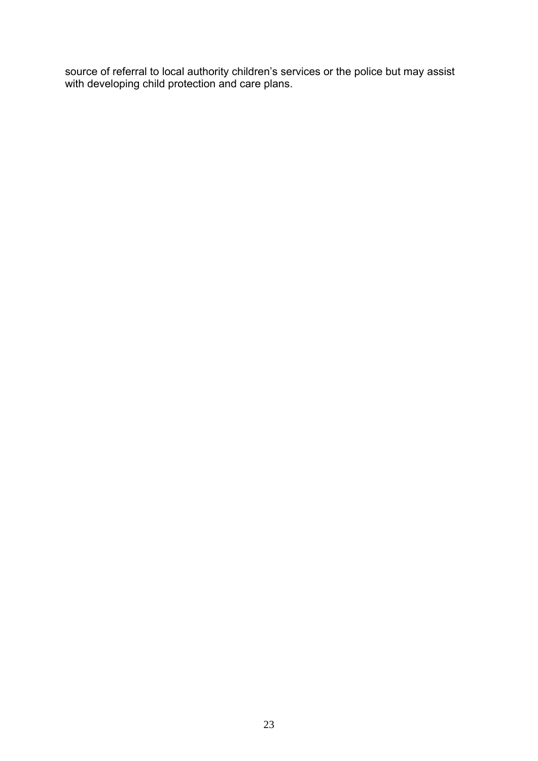source of referral to local authority children's services or the police but may assist with developing child protection and care plans.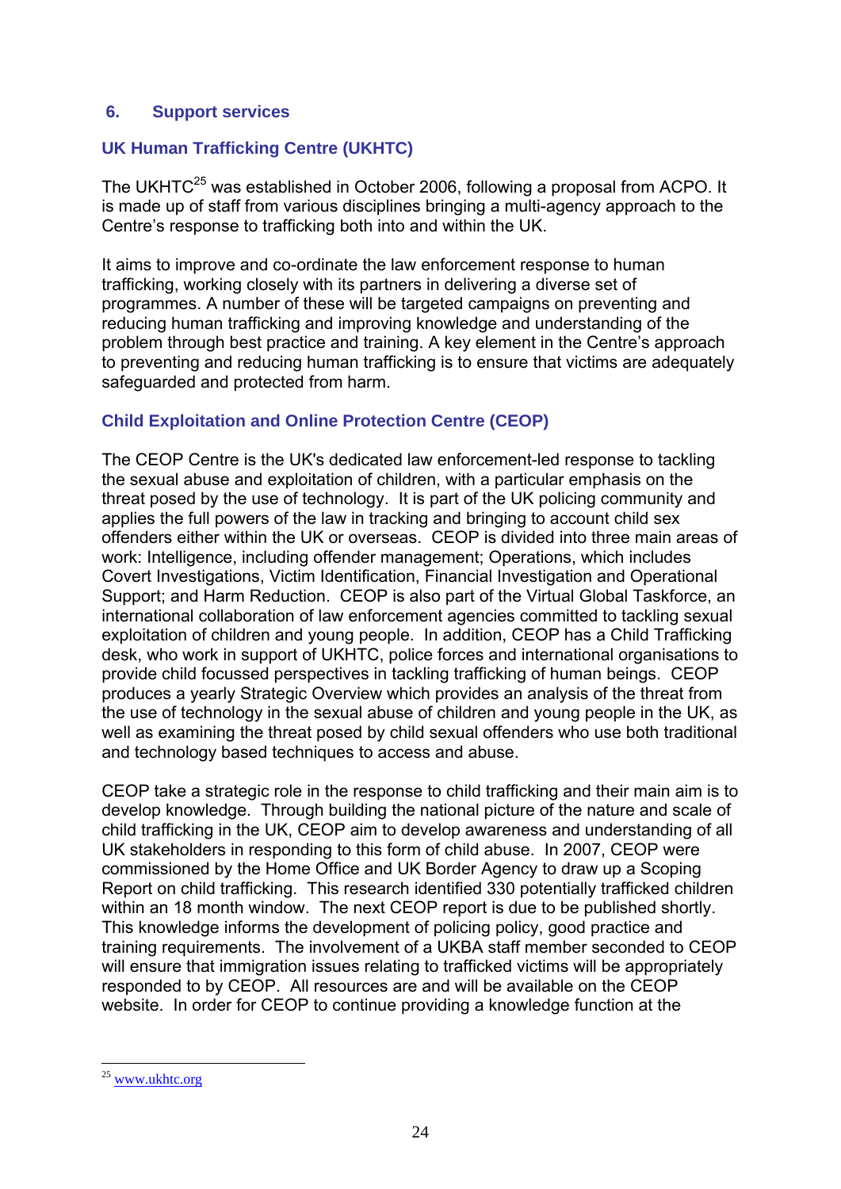## 6. Support services

### UK Human Trafficking Centre (UKHTC)

The UKHTC[25] was established in October 2006, following a proposal from ACPO. It is made up of staff from various disciplines bringing a multi-agency approach to the Centre's response to trafficking both into and within the UK.

It aims to improve and co-ordinate the law enforcement response to human trafficking, working closely with its partners in delivering a diverse set of programmes. A number of these will be targeted campaigns on preventing and reducing human trafficking and improving knowledge and understanding of the problem through best practice and training. A key element in the Centre's approach to preventing and reducing human trafficking is to ensure that victims are adequately safeguarded and protected from harm.

### Child Exploitation and Online Protection Centre (CEOP)

The CEOP Centre is the UK's dedicated law enforcement-led response to tackling the sexual abuse and exploitation of children, with a particular emphasis on the threat posed by the use of technology. It is part of the UK policing community and applies the full powers of the law in tracking and bringing to account child sex offenders either within the UK or overseas. CEOP is divided into three main areas of work: Intelligence, including offender management; Operations, which includes Covert Investigations, Victim Identification, Financial Investigation and Operational Support; and Harm Reduction. CEOP is also part of the Virtual Global Taskforce, an international collaboration of law enforcement agencies committed to tackling sexual exploitation of children and young people. In addition, CEOP has a Child Trafficking desk, who work in support of UKHTC, police forces and international organisations to provide child focussed perspectives in tackling trafficking of human beings. CEOP produces a yearly Strategic Overview which provides an analysis of the threat from the use of technology in the sexual abuse of children and young people in the UK, as well as examining the threat posed by child sexual offenders who use both traditional and technology based techniques to access and abuse.

CEOP take a strategic role in the response to child trafficking and their main aim is to develop knowledge. Through building the national picture of the nature and scale of child trafficking in the UK, CEOP aim to develop awareness and understanding of all UK stakeholders in responding to this form of child abuse. In 2007, CEOP were commissioned by the Home Office and UK Border Agency to draw up a Scoping Report on child trafficking. This research identified 330 potentially trafficked children within an 18 month window. The next CEOP report is due to be published shortly. This knowledge informs the development of policing policy, good practice and training requirements. The involvement of a UKBA staff member seconded to CEOP will ensure that immigration issues relating to trafficked victims will be appropriately responded to by CEOP. All resources are and will be available on the CEOP website. In order for CEOP to continue providing a knowledge function at the

---

[25] www.ukhtc.org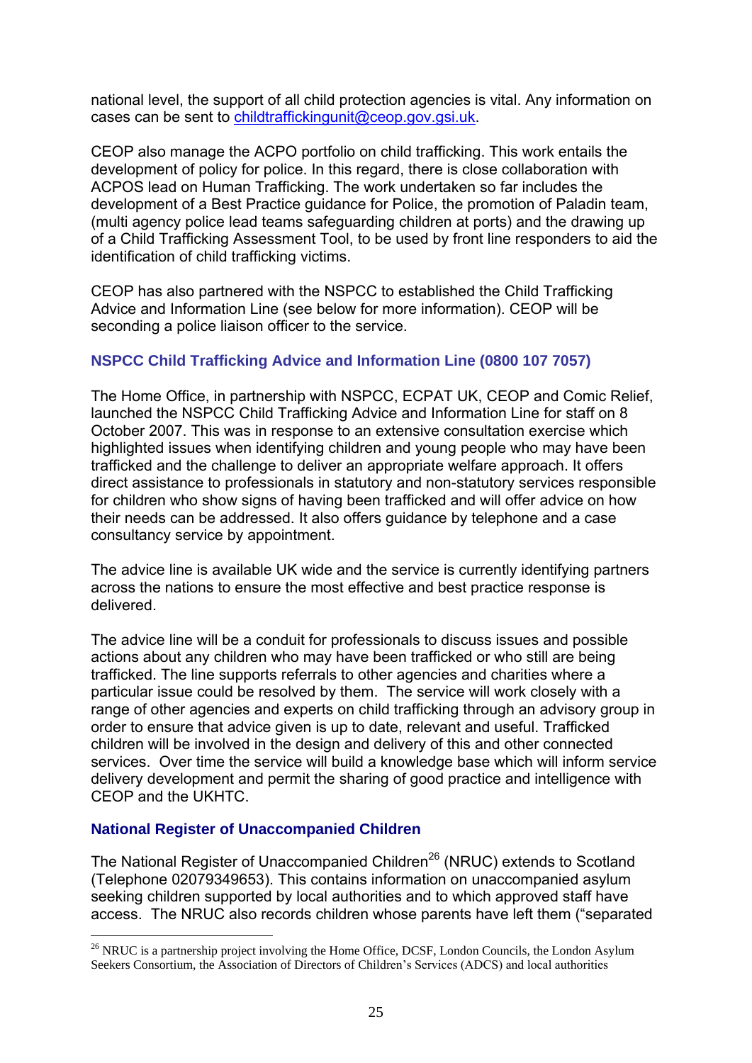national level, the support of all child protection agencies is vital. Any information on cases can be sent to childtraffickingunit@ceop.gov.gsi.uk.

CEOP also manage the ACPO portfolio on child trafficking. This work entails the development of policy for police. In this regard, there is close collaboration with ACPOS lead on Human Trafficking. The work undertaken so far includes the development of a Best Practice guidance for Police, the promotion of Paladin team, (multi agency police lead teams safeguarding children at ports) and the drawing up of a Child Trafficking Assessment Tool, to be used by front line responders to aid the identification of child trafficking victims.

CEOP has also partnered with the NSPCC to established the Child Trafficking Advice and Information Line (see below for more information). CEOP will be seconding a police liaison officer to the service.

### NSPCC Child Trafficking Advice and Information Line (0800 107 7057)

The Home Office, in partnership with NSPCC, ECPAT UK, CEOP and Comic Relief, launched the NSPCC Child Trafficking Advice and Information Line for staff on 8 October 2007. This was in response to an extensive consultation exercise which highlighted issues when identifying children and young people who may have been trafficked and the challenge to deliver an appropriate welfare approach. It offers direct assistance to professionals in statutory and non-statutory services responsible for children who show signs of having been trafficked and will offer advice on how their needs can be addressed. It also offers guidance by telephone and a case consultancy service by appointment.

The advice line is available UK wide and the service is currently identifying partners across the nations to ensure the most effective and best practice response is delivered.

The advice line will be a conduit for professionals to discuss issues and possible actions about any children who may have been trafficked or who still are being trafficked. The line supports referrals to other agencies and charities where a particular issue could be resolved by them. The service will work closely with a range of other agencies and experts on child trafficking through an advisory group in order to ensure that advice given is up to date, relevant and useful. Trafficked children will be involved in the design and delivery of this and other connected services. Over time the service will build a knowledge base which will inform service delivery development and permit the sharing of good practice and intelligence with CEOP and the UKHTC.

### National Register of Unaccompanied Children

The National Register of Unaccompanied Children[26] (NRUC) extends to Scotland (Telephone 02079349653). This contains information on unaccompanied asylum seeking children supported by local authorities and to which approved staff have access. The NRUC also records children whose parents have left them ("separated

[26] NRUC is a partnership project involving the Home Office, DCSF, London Councils, the London Asylum Seekers Consortium, the Association of Directors of Children's Services (ADCS) and local authorities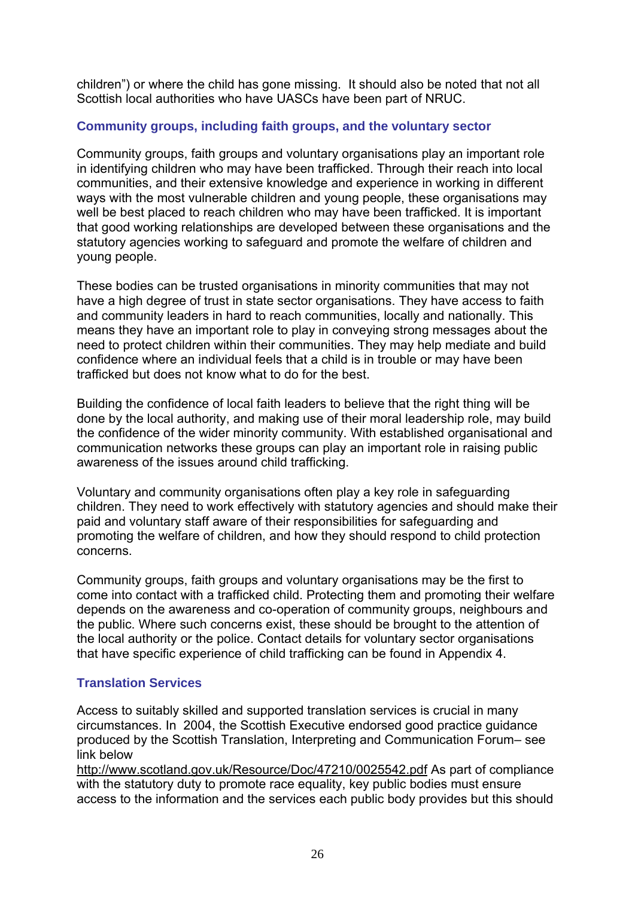children") or where the child has gone missing. It should also be noted that not all Scottish local authorities who have UASCs have been part of NRUC.

### Community groups, including faith groups, and the voluntary sector

Community groups, faith groups and voluntary organisations play an important role in identifying children who may have been trafficked. Through their reach into local communities, and their extensive knowledge and experience in working in different ways with the most vulnerable children and young people, these organisations may well be best placed to reach children who may have been trafficked. It is important that good working relationships are developed between these organisations and the statutory agencies working to safeguard and promote the welfare of children and young people.

These bodies can be trusted organisations in minority communities that may not have a high degree of trust in state sector organisations. They have access to faith and community leaders in hard to reach communities, locally and nationally. This means they have an important role to play in conveying strong messages about the need to protect children within their communities. They may help mediate and build confidence where an individual feels that a child is in trouble or may have been trafficked but does not know what to do for the best.

Building the confidence of local faith leaders to believe that the right thing will be done by the local authority, and making use of their moral leadership role, may build the confidence of the wider minority community. With established organisational and communication networks these groups can play an important role in raising public awareness of the issues around child trafficking.

Voluntary and community organisations often play a key role in safeguarding children. They need to work effectively with statutory agencies and should make their paid and voluntary staff aware of their responsibilities for safeguarding and promoting the welfare of children, and how they should respond to child protection concerns.

Community groups, faith groups and voluntary organisations may be the first to come into contact with a trafficked child. Protecting them and promoting their welfare depends on the awareness and co-operation of community groups, neighbours and the public. Where such concerns exist, these should be brought to the attention of the local authority or the police. Contact details for voluntary sector organisations that have specific experience of child trafficking can be found in Appendix 4.

### Translation Services

Access to suitably skilled and supported translation services is crucial in many circumstances. In 2004, the Scottish Executive endorsed good practice guidance produced by the Scottish Translation, Interpreting and Communication Forum– see link below
http://www.scotland.gov.uk/Resource/Doc/47210/0025542.pdf As part of compliance with the statutory duty to promote race equality, key public bodies must ensure access to the information and the services each public body provides but this should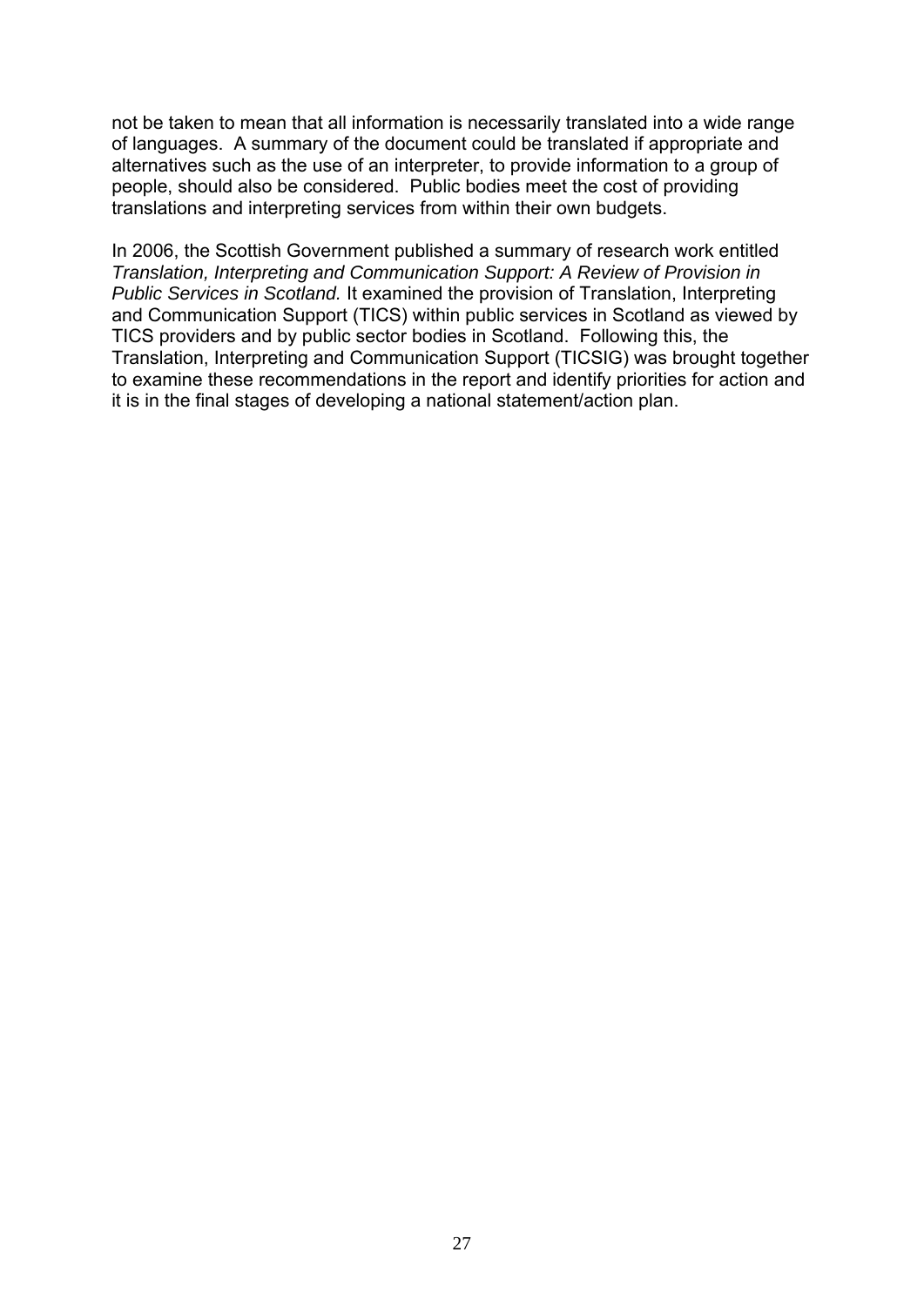not be taken to mean that all information is necessarily translated into a wide range of languages. A summary of the document could be translated if appropriate and alternatives such as the use of an interpreter, to provide information to a group of people, should also be considered. Public bodies meet the cost of providing translations and interpreting services from within their own budgets.

In 2006, the Scottish Government published a summary of research work entitled *Translation, Interpreting and Communication Support: A Review of Provision in Public Services in Scotland.* It examined the provision of Translation, Interpreting and Communication Support (TICS) within public services in Scotland as viewed by TICS providers and by public sector bodies in Scotland. Following this, the Translation, Interpreting and Communication Support (TICSIG) was brought together to examine these recommendations in the report and identify priorities for action and it is in the final stages of developing a national statement/action plan.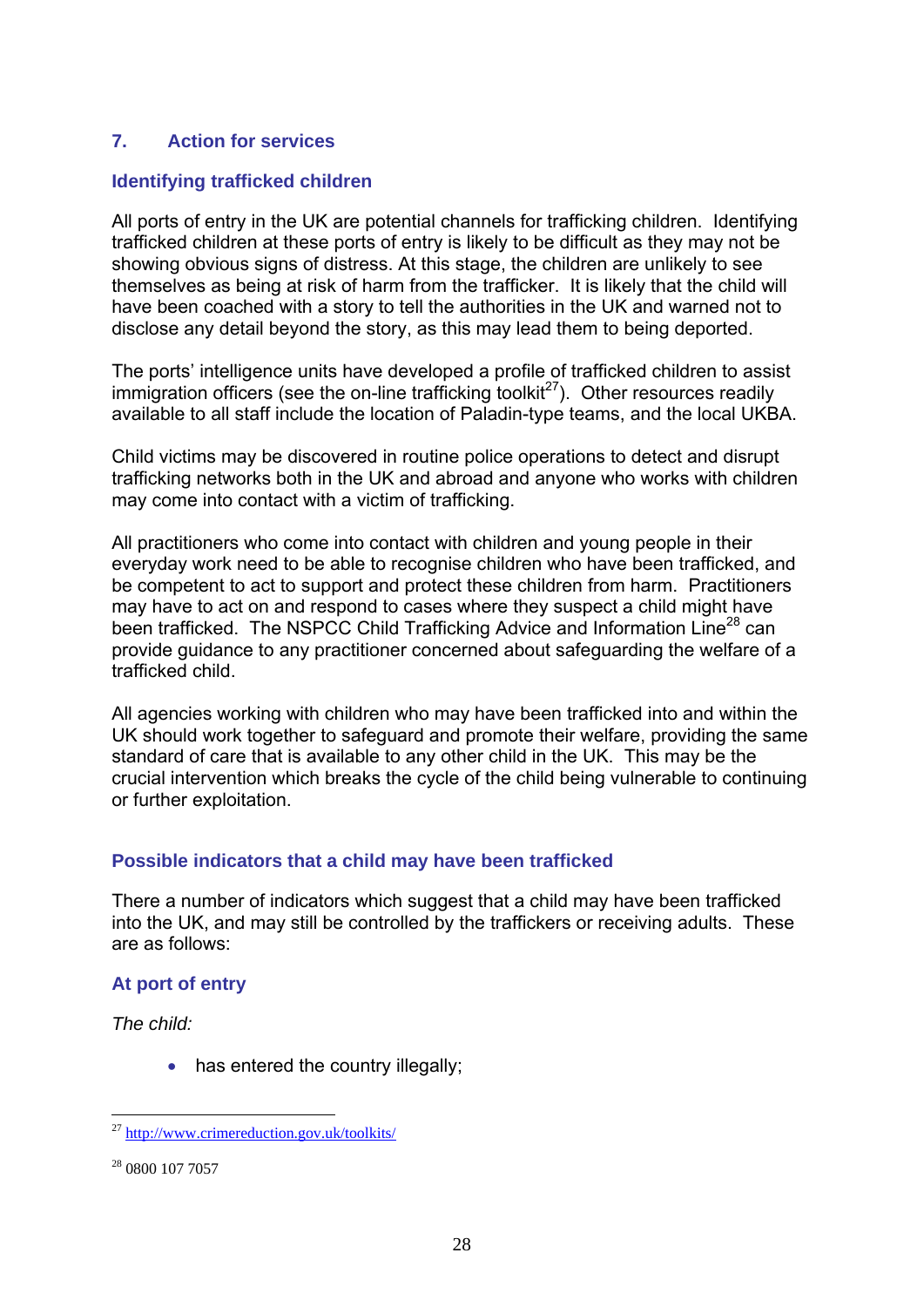## 7. Action for services

### Identifying trafficked children

All ports of entry in the UK are potential channels for trafficking children. Identifying trafficked children at these ports of entry is likely to be difficult as they may not be showing obvious signs of distress. At this stage, the children are unlikely to see themselves as being at risk of harm from the trafficker. It is likely that the child will have been coached with a story to tell the authorities in the UK and warned not to disclose any detail beyond the story, as this may lead them to being deported.

The ports' intelligence units have developed a profile of trafficked children to assist immigration officers (see the on-line trafficking toolkit[27]). Other resources readily available to all staff include the location of Paladin-type teams, and the local UKBA.

Child victims may be discovered in routine police operations to detect and disrupt trafficking networks both in the UK and abroad and anyone who works with children may come into contact with a victim of trafficking.

All practitioners who come into contact with children and young people in their everyday work need to be able to recognise children who have been trafficked, and be competent to act to support and protect these children from harm. Practitioners may have to act on and respond to cases where they suspect a child might have been trafficked. The NSPCC Child Trafficking Advice and Information Line[28] can provide guidance to any practitioner concerned about safeguarding the welfare of a trafficked child.

All agencies working with children who may have been trafficked into and within the UK should work together to safeguard and promote their welfare, providing the same standard of care that is available to any other child in the UK. This may be the crucial intervention which breaks the cycle of the child being vulnerable to continuing or further exploitation.

### Possible indicators that a child may have been trafficked

There a number of indicators which suggest that a child may have been trafficked into the UK, and may still be controlled by the traffickers or receiving adults. These are as follows:

### At port of entry

*The child:*

- has entered the country illegally;

---

[27] http://www.crimereduction.gov.uk/toolkits/

[28] 0800 107 7057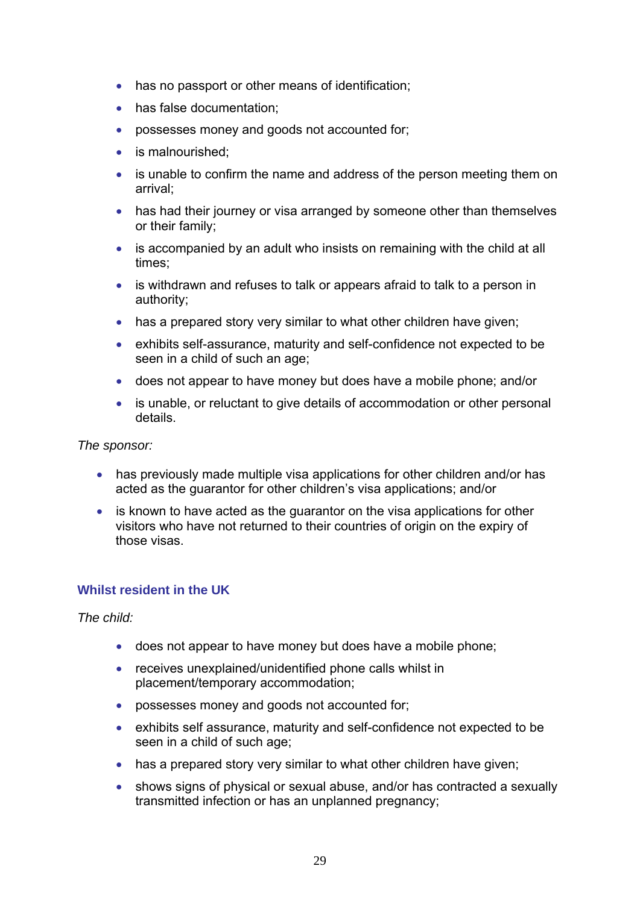- has no passport or other means of identification;
- has false documentation;
- possesses money and goods not accounted for;
- is malnourished;
- is unable to confirm the name and address of the person meeting them on arrival;
- has had their journey or visa arranged by someone other than themselves or their family;
- is accompanied by an adult who insists on remaining with the child at all times;
- is withdrawn and refuses to talk or appears afraid to talk to a person in authority;
- has a prepared story very similar to what other children have given;
- exhibits self-assurance, maturity and self-confidence not expected to be seen in a child of such an age;
- does not appear to have money but does have a mobile phone; and/or
- is unable, or reluctant to give details of accommodation or other personal details.

*The sponsor:*

- has previously made multiple visa applications for other children and/or has acted as the guarantor for other children's visa applications; and/or
- is known to have acted as the guarantor on the visa applications for other visitors who have not returned to their countries of origin on the expiry of those visas.

### Whilst resident in the UK

*The child:*

- does not appear to have money but does have a mobile phone;
- receives unexplained/unidentified phone calls whilst in placement/temporary accommodation;
- possesses money and goods not accounted for;
- exhibits self assurance, maturity and self-confidence not expected to be seen in a child of such age;
- has a prepared story very similar to what other children have given;
- shows signs of physical or sexual abuse, and/or has contracted a sexually transmitted infection or has an unplanned pregnancy;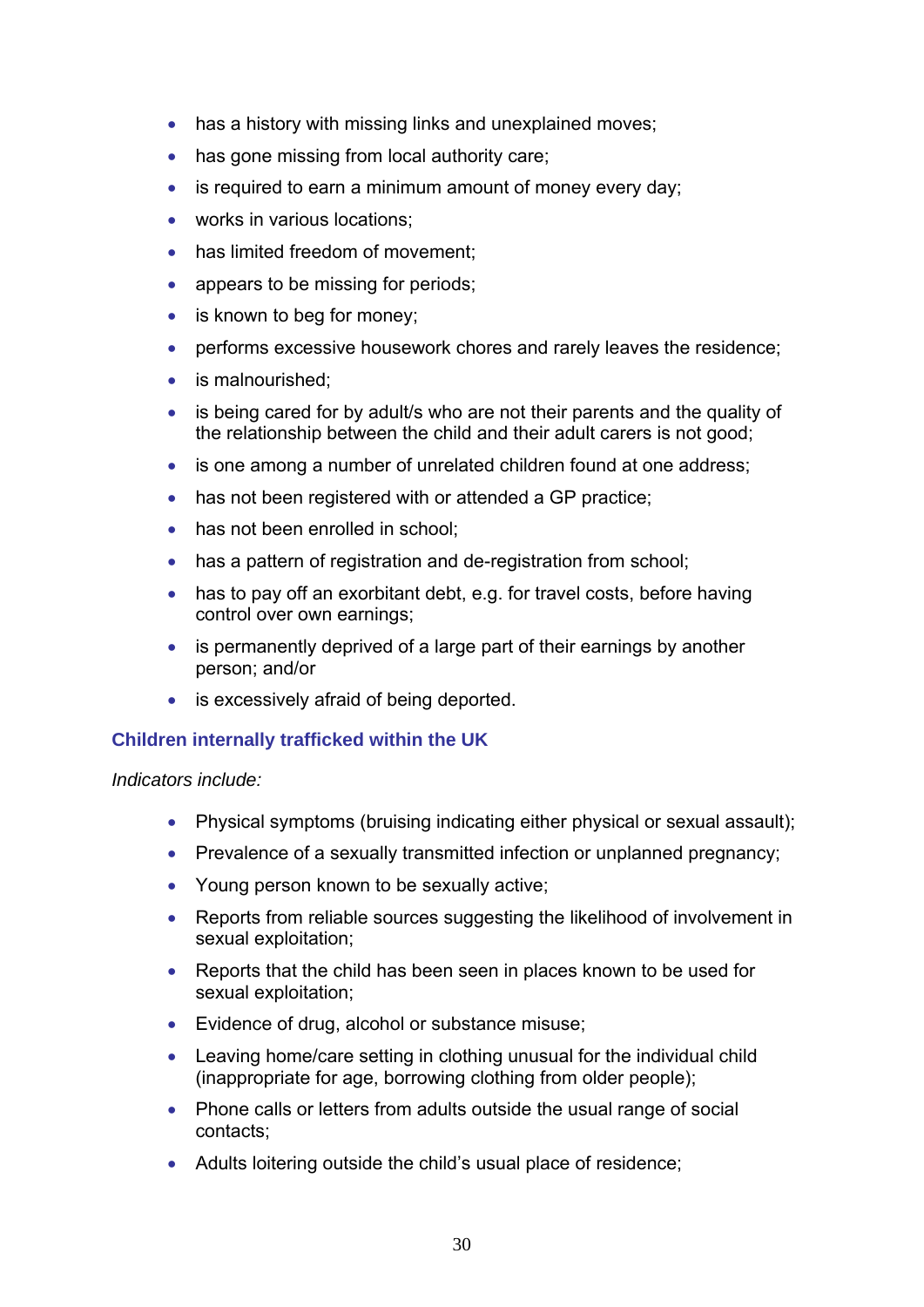- has a history with missing links and unexplained moves;
- has gone missing from local authority care;
- is required to earn a minimum amount of money every day;
- works in various locations;
- has limited freedom of movement;
- appears to be missing for periods;
- is known to beg for money;
- performs excessive housework chores and rarely leaves the residence;
- is malnourished;
- is being cared for by adult/s who are not their parents and the quality of the relationship between the child and their adult carers is not good;
- is one among a number of unrelated children found at one address;
- has not been registered with or attended a GP practice;
- has not been enrolled in school;
- has a pattern of registration and de-registration from school;
- has to pay off an exorbitant debt, e.g. for travel costs, before having control over own earnings;
- is permanently deprived of a large part of their earnings by another person; and/or
- is excessively afraid of being deported.

### Children internally trafficked within the UK

*Indicators include:*

- Physical symptoms (bruising indicating either physical or sexual assault);
- Prevalence of a sexually transmitted infection or unplanned pregnancy;
- Young person known to be sexually active;
- Reports from reliable sources suggesting the likelihood of involvement in sexual exploitation;
- Reports that the child has been seen in places known to be used for sexual exploitation;
- Evidence of drug, alcohol or substance misuse;
- Leaving home/care setting in clothing unusual for the individual child (inappropriate for age, borrowing clothing from older people);
- Phone calls or letters from adults outside the usual range of social contacts;
- Adults loitering outside the child's usual place of residence;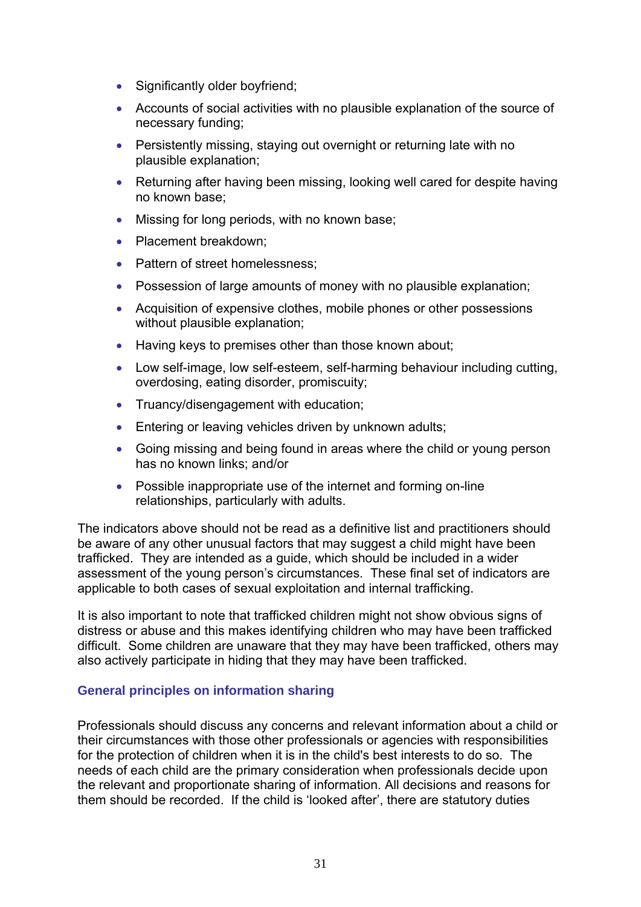- Significantly older boyfriend;
- Accounts of social activities with no plausible explanation of the source of necessary funding;
- Persistently missing, staying out overnight or returning late with no plausible explanation;
- Returning after having been missing, looking well cared for despite having no known base;
- Missing for long periods, with no known base;
- Placement breakdown;
- Pattern of street homelessness;
- Possession of large amounts of money with no plausible explanation;
- Acquisition of expensive clothes, mobile phones or other possessions without plausible explanation;
- Having keys to premises other than those known about;
- Low self-image, low self-esteem, self-harming behaviour including cutting, overdosing, eating disorder, promiscuity;
- Truancy/disengagement with education;
- Entering or leaving vehicles driven by unknown adults;
- Going missing and being found in areas where the child or young person has no known links; and/or
- Possible inappropriate use of the internet and forming on-line relationships, particularly with adults.

The indicators above should not be read as a definitive list and practitioners should be aware of any other unusual factors that may suggest a child might have been trafficked. They are intended as a guide, which should be included in a wider assessment of the young person's circumstances. These final set of indicators are applicable to both cases of sexual exploitation and internal trafficking.

It is also important to note that trafficked children might not show obvious signs of distress or abuse and this makes identifying children who may have been trafficked difficult. Some children are unaware that they may have been trafficked, others may also actively participate in hiding that they may have been trafficked.

### General principles on information sharing

Professionals should discuss any concerns and relevant information about a child or their circumstances with those other professionals or agencies with responsibilities for the protection of children when it is in the child's best interests to do so. The needs of each child are the primary consideration when professionals decide upon the relevant and proportionate sharing of information. All decisions and reasons for them should be recorded. If the child is 'looked after', there are statutory duties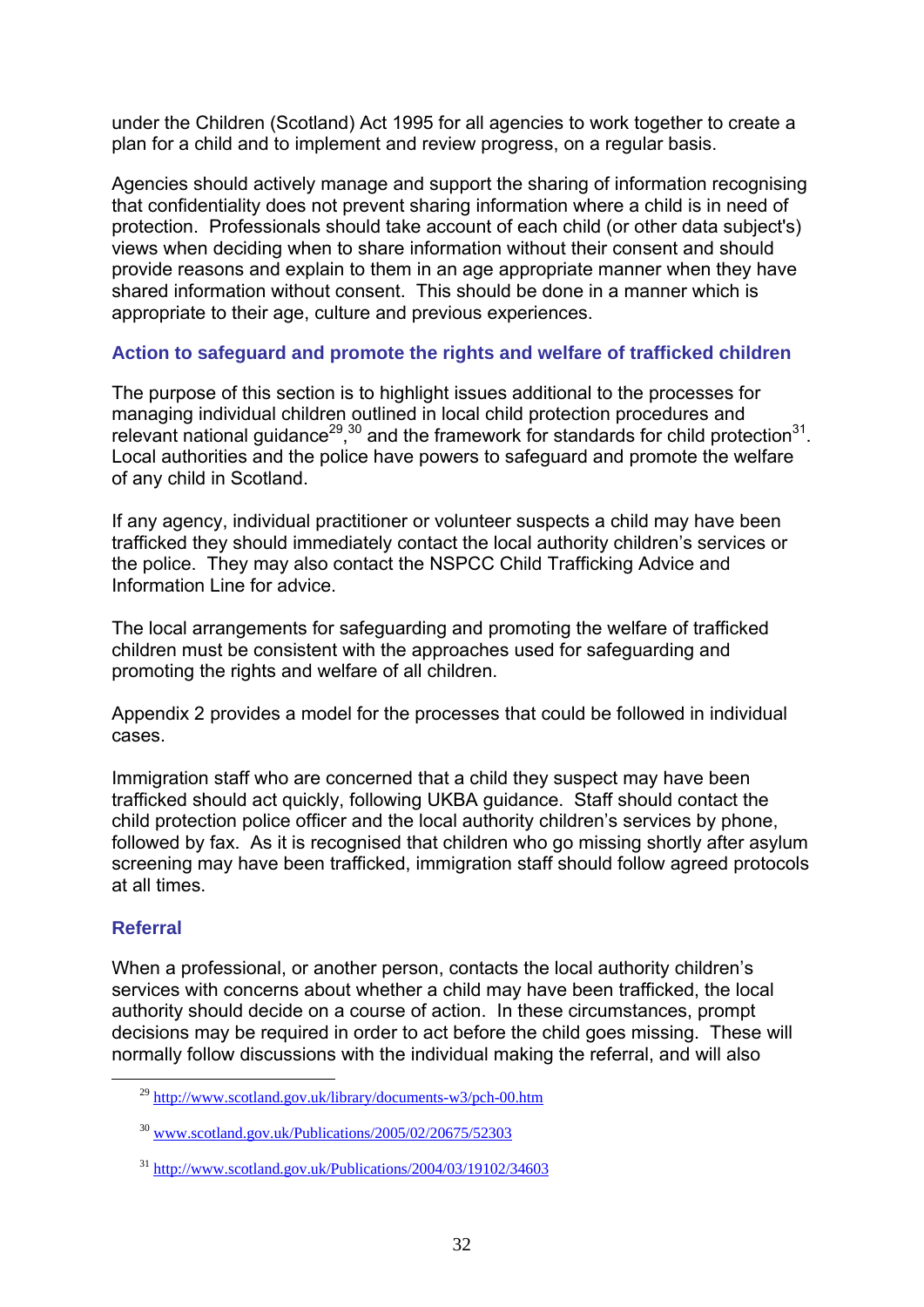under the Children (Scotland) Act 1995 for all agencies to work together to create a plan for a child and to implement and review progress, on a regular basis.

Agencies should actively manage and support the sharing of information recognising that confidentiality does not prevent sharing information where a child is in need of protection. Professionals should take account of each child (or other data subject's) views when deciding when to share information without their consent and should provide reasons and explain to them in an age appropriate manner when they have shared information without consent. This should be done in a manner which is appropriate to their age, culture and previous experiences.

### Action to safeguard and promote the rights and welfare of trafficked children

The purpose of this section is to highlight issues additional to the processes for managing individual children outlined in local child protection procedures and relevant national guidance[29],[30] and the framework for standards for child protection[31]. Local authorities and the police have powers to safeguard and promote the welfare of any child in Scotland.

If any agency, individual practitioner or volunteer suspects a child may have been trafficked they should immediately contact the local authority children's services or the police. They may also contact the NSPCC Child Trafficking Advice and Information Line for advice.

The local arrangements for safeguarding and promoting the welfare of trafficked children must be consistent with the approaches used for safeguarding and promoting the rights and welfare of all children.

Appendix 2 provides a model for the processes that could be followed in individual cases.

Immigration staff who are concerned that a child they suspect may have been trafficked should act quickly, following UKBA guidance. Staff should contact the child protection police officer and the local authority children's services by phone, followed by fax. As it is recognised that children who go missing shortly after asylum screening may have been trafficked, immigration staff should follow agreed protocols at all times.

### Referral

When a professional, or another person, contacts the local authority children's services with concerns about whether a child may have been trafficked, the local authority should decide on a course of action. In these circumstances, prompt decisions may be required in order to act before the child goes missing. These will normally follow discussions with the individual making the referral, and will also

[29] http://www.scotland.gov.uk/library/documents-w3/pch-00.htm

[30] www.scotland.gov.uk/Publications/2005/02/20675/52303

[31] http://www.scotland.gov.uk/Publications/2004/03/19102/34603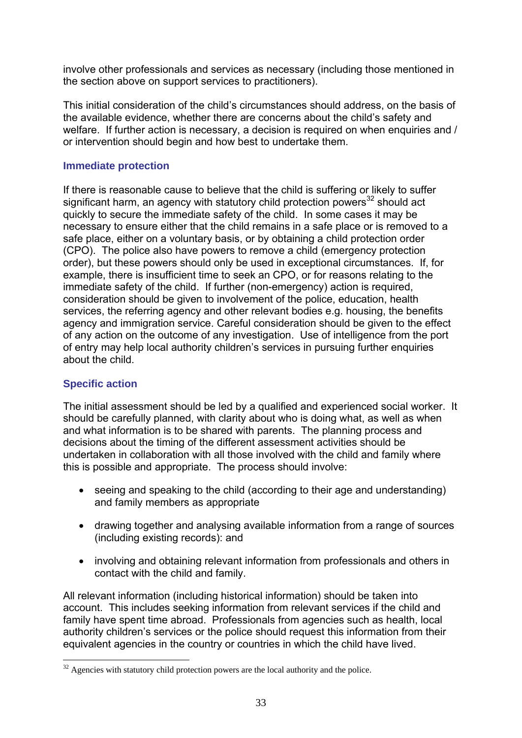involve other professionals and services as necessary (including those mentioned in the section above on support services to practitioners).

This initial consideration of the child's circumstances should address, on the basis of the available evidence, whether there are concerns about the child's safety and welfare. If further action is necessary, a decision is required on when enquiries and / or intervention should begin and how best to undertake them.

### Immediate protection

If there is reasonable cause to believe that the child is suffering or likely to suffer significant harm, an agency with statutory child protection powers[32] should act quickly to secure the immediate safety of the child. In some cases it may be necessary to ensure either that the child remains in a safe place or is removed to a safe place, either on a voluntary basis, or by obtaining a child protection order (CPO). The police also have powers to remove a child (emergency protection order), but these powers should only be used in exceptional circumstances. If, for example, there is insufficient time to seek an CPO, or for reasons relating to the immediate safety of the child. If further (non-emergency) action is required, consideration should be given to involvement of the police, education, health services, the referring agency and other relevant bodies e.g. housing, the benefits agency and immigration service. Careful consideration should be given to the effect of any action on the outcome of any investigation. Use of intelligence from the port of entry may help local authority children's services in pursuing further enquiries about the child.

### Specific action

The initial assessment should be led by a qualified and experienced social worker. It should be carefully planned, with clarity about who is doing what, as well as when and what information is to be shared with parents. The planning process and decisions about the timing of the different assessment activities should be undertaken in collaboration with all those involved with the child and family where this is possible and appropriate. The process should involve:

- seeing and speaking to the child (according to their age and understanding) and family members as appropriate
- drawing together and analysing available information from a range of sources (including existing records): and
- involving and obtaining relevant information from professionals and others in contact with the child and family.

All relevant information (including historical information) should be taken into account. This includes seeking information from relevant services if the child and family have spent time abroad. Professionals from agencies such as health, local authority children's services or the police should request this information from their equivalent agencies in the country or countries in which the child have lived.

---

[32] Agencies with statutory child protection powers are the local authority and the police.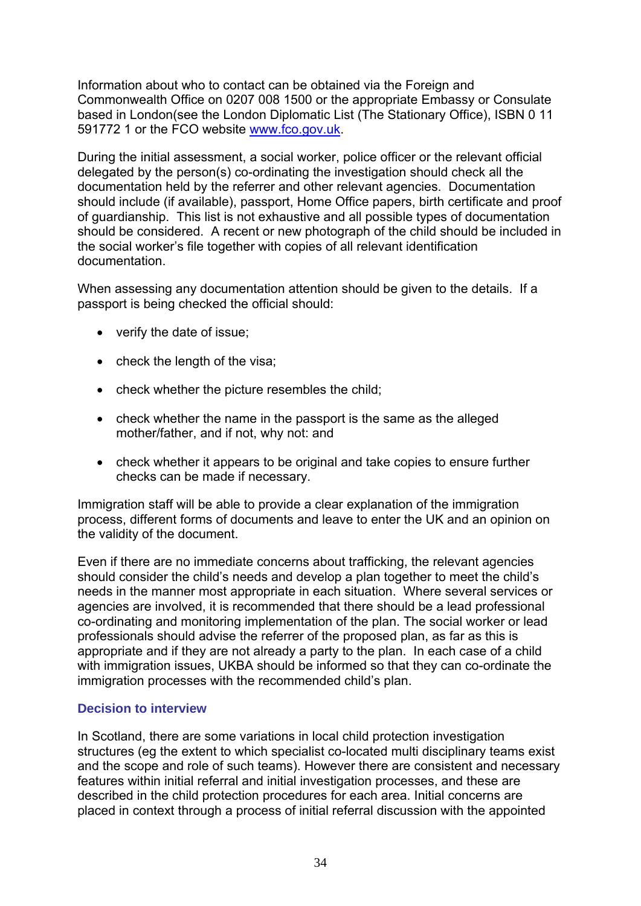Information about who to contact can be obtained via the Foreign and Commonwealth Office on 0207 008 1500 or the appropriate Embassy or Consulate based in London(see the London Diplomatic List (The Stationary Office), ISBN 0 11 591772 1 or the FCO website [www.fco.gov.uk](http://www.fco.gov.uk).

During the initial assessment, a social worker, police officer or the relevant official delegated by the person(s) co-ordinating the investigation should check all the documentation held by the referrer and other relevant agencies. Documentation should include (if available), passport, Home Office papers, birth certificate and proof of guardianship. This list is not exhaustive and all possible types of documentation should be considered. A recent or new photograph of the child should be included in the social worker's file together with copies of all relevant identification documentation.

When assessing any documentation attention should be given to the details. If a passport is being checked the official should:

- verify the date of issue;
- check the length of the visa;
- check whether the picture resembles the child;
- check whether the name in the passport is the same as the alleged mother/father, and if not, why not: and
- check whether it appears to be original and take copies to ensure further checks can be made if necessary.

Immigration staff will be able to provide a clear explanation of the immigration process, different forms of documents and leave to enter the UK and an opinion on the validity of the document.

Even if there are no immediate concerns about trafficking, the relevant agencies should consider the child's needs and develop a plan together to meet the child's needs in the manner most appropriate in each situation. Where several services or agencies are involved, it is recommended that there should be a lead professional co-ordinating and monitoring implementation of the plan. The social worker or lead professionals should advise the referrer of the proposed plan, as far as this is appropriate and if they are not already a party to the plan. In each case of a child with immigration issues, UKBA should be informed so that they can co-ordinate the immigration processes with the recommended child's plan.

### Decision to interview

In Scotland, there are some variations in local child protection investigation structures (eg the extent to which specialist co-located multi disciplinary teams exist and the scope and role of such teams). However there are consistent and necessary features within initial referral and initial investigation processes, and these are described in the child protection procedures for each area. Initial concerns are placed in context through a process of initial referral discussion with the appointed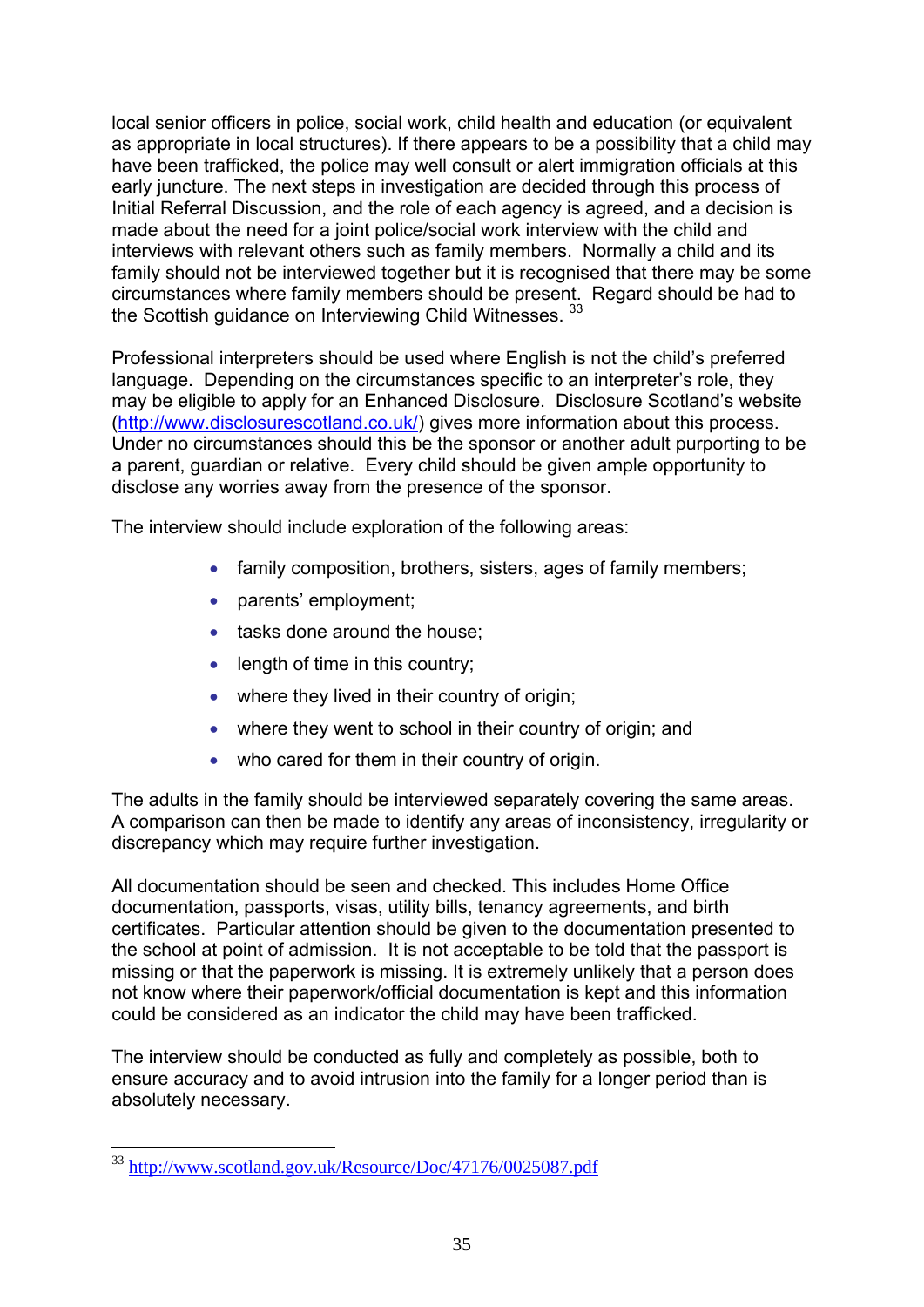local senior officers in police, social work, child health and education (or equivalent as appropriate in local structures). If there appears to be a possibility that a child may have been trafficked, the police may well consult or alert immigration officials at this early juncture. The next steps in investigation are decided through this process of Initial Referral Discussion, and the role of each agency is agreed, and a decision is made about the need for a joint police/social work interview with the child and interviews with relevant others such as family members. Normally a child and its family should not be interviewed together but it is recognised that there may be some circumstances where family members should be present. Regard should be had to the Scottish guidance on Interviewing Child Witnesses. [33]

Professional interpreters should be used where English is not the child's preferred language. Depending on the circumstances specific to an interpreter's role, they may be eligible to apply for an Enhanced Disclosure. Disclosure Scotland's website (http://www.disclosurescotland.co.uk/) gives more information about this process. Under no circumstances should this be the sponsor or another adult purporting to be a parent, guardian or relative. Every child should be given ample opportunity to disclose any worries away from the presence of the sponsor.

The interview should include exploration of the following areas:

- family composition, brothers, sisters, ages of family members;
- parents' employment;
- tasks done around the house;
- length of time in this country;
- where they lived in their country of origin;
- where they went to school in their country of origin; and
- who cared for them in their country of origin.

The adults in the family should be interviewed separately covering the same areas. A comparison can then be made to identify any areas of inconsistency, irregularity or discrepancy which may require further investigation.

All documentation should be seen and checked. This includes Home Office documentation, passports, visas, utility bills, tenancy agreements, and birth certificates. Particular attention should be given to the documentation presented to the school at point of admission. It is not acceptable to be told that the passport is missing or that the paperwork is missing. It is extremely unlikely that a person does not know where their paperwork/official documentation is kept and this information could be considered as an indicator the child may have been trafficked.

The interview should be conducted as fully and completely as possible, both to ensure accuracy and to avoid intrusion into the family for a longer period than is absolutely necessary.

---

[33] http://www.scotland.gov.uk/Resource/Doc/47176/0025087.pdf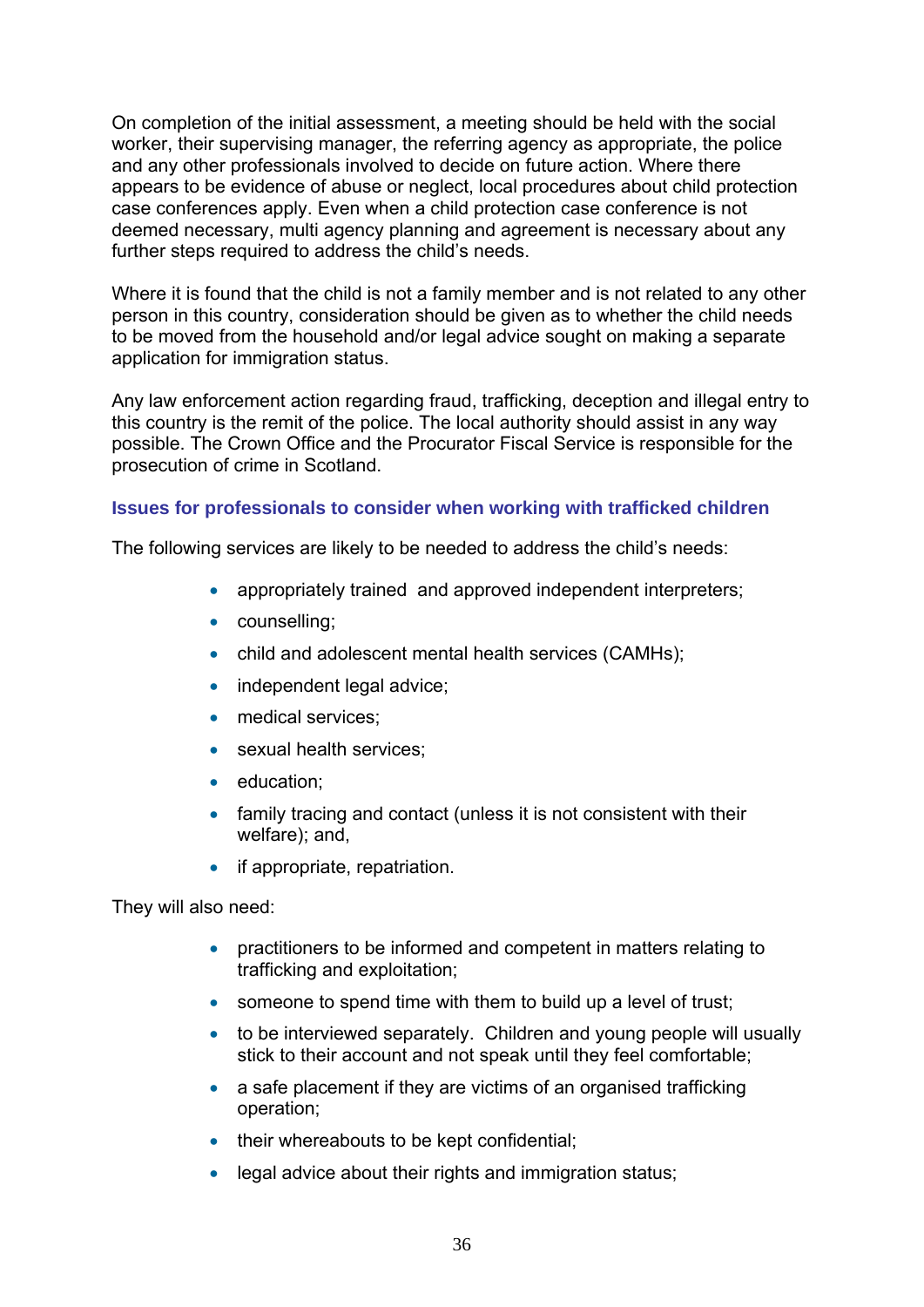On completion of the initial assessment, a meeting should be held with the social worker, their supervising manager, the referring agency as appropriate, the police and any other professionals involved to decide on future action. Where there appears to be evidence of abuse or neglect, local procedures about child protection case conferences apply. Even when a child protection case conference is not deemed necessary, multi agency planning and agreement is necessary about any further steps required to address the child's needs.

Where it is found that the child is not a family member and is not related to any other person in this country, consideration should be given as to whether the child needs to be moved from the household and/or legal advice sought on making a separate application for immigration status.

Any law enforcement action regarding fraud, trafficking, deception and illegal entry to this country is the remit of the police. The local authority should assist in any way possible. The Crown Office and the Procurator Fiscal Service is responsible for the prosecution of crime in Scotland.

### Issues for professionals to consider when working with trafficked children

The following services are likely to be needed to address the child's needs:

- appropriately trained and approved independent interpreters;
- counselling;
- child and adolescent mental health services (CAMHs);
- independent legal advice;
- medical services;
- sexual health services;
- education;
- family tracing and contact (unless it is not consistent with their welfare); and,
- if appropriate, repatriation.

They will also need:

- practitioners to be informed and competent in matters relating to trafficking and exploitation;
- someone to spend time with them to build up a level of trust;
- to be interviewed separately. Children and young people will usually stick to their account and not speak until they feel comfortable;
- a safe placement if they are victims of an organised trafficking operation;
- their whereabouts to be kept confidential;
- legal advice about their rights and immigration status;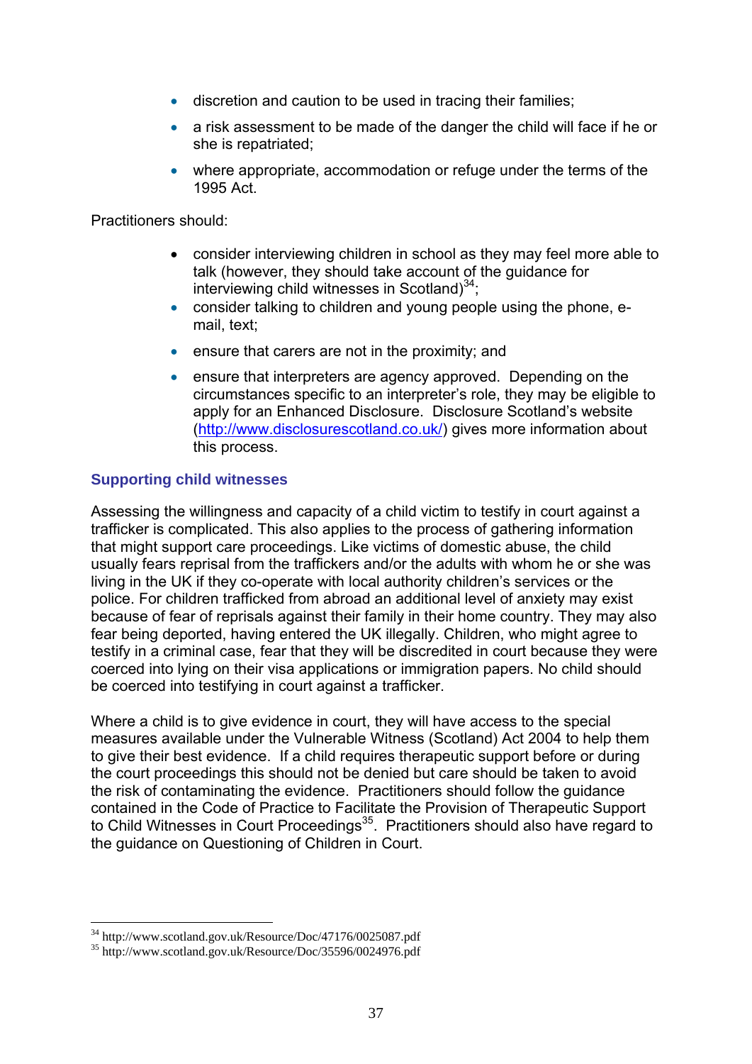- discretion and caution to be used in tracing their families;
- a risk assessment to be made of the danger the child will face if he or she is repatriated;
- where appropriate, accommodation or refuge under the terms of the 1995 Act.

Practitioners should:

- consider interviewing children in school as they may feel more able to talk (however, they should take account of the guidance for interviewing child witnesses in Scotland)[34];
- consider talking to children and young people using the phone, e-mail, text;
- ensure that carers are not in the proximity; and
- ensure that interpreters are agency approved. Depending on the circumstances specific to an interpreter's role, they may be eligible to apply for an Enhanced Disclosure. Disclosure Scotland's website (http://www.disclosurescotland.co.uk/) gives more information about this process.

### Supporting child witnesses

Assessing the willingness and capacity of a child victim to testify in court against a trafficker is complicated. This also applies to the process of gathering information that might support care proceedings. Like victims of domestic abuse, the child usually fears reprisal from the traffickers and/or the adults with whom he or she was living in the UK if they co-operate with local authority children's services or the police. For children trafficked from abroad an additional level of anxiety may exist because of fear of reprisals against their family in their home country. They may also fear being deported, having entered the UK illegally. Children, who might agree to testify in a criminal case, fear that they will be discredited in court because they were coerced into lying on their visa applications or immigration papers. No child should be coerced into testifying in court against a trafficker.

Where a child is to give evidence in court, they will have access to the special measures available under the Vulnerable Witness (Scotland) Act 2004 to help them to give their best evidence. If a child requires therapeutic support before or during the court proceedings this should not be denied but care should be taken to avoid the risk of contaminating the evidence. Practitioners should follow the guidance contained in the Code of Practice to Facilitate the Provision of Therapeutic Support to Child Witnesses in Court Proceedings[35]. Practitioners should also have regard to the guidance on Questioning of Children in Court.

---

[34] http://www.scotland.gov.uk/Resource/Doc/47176/0025087.pdf
[35] http://www.scotland.gov.uk/Resource/Doc/35596/0024976.pdf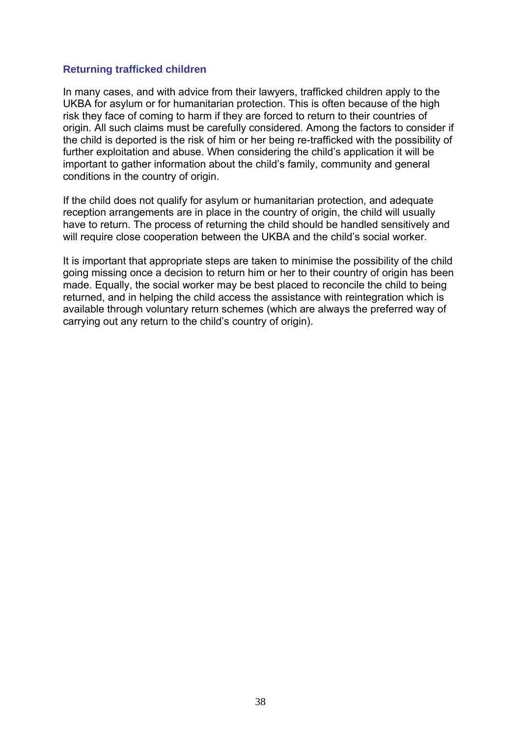### Returning trafficked children

In many cases, and with advice from their lawyers, trafficked children apply to the UKBA for asylum or for humanitarian protection. This is often because of the high risk they face of coming to harm if they are forced to return to their countries of origin. All such claims must be carefully considered. Among the factors to consider if the child is deported is the risk of him or her being re-trafficked with the possibility of further exploitation and abuse. When considering the child's application it will be important to gather information about the child's family, community and general conditions in the country of origin.

If the child does not qualify for asylum or humanitarian protection, and adequate reception arrangements are in place in the country of origin, the child will usually have to return. The process of returning the child should be handled sensitively and will require close cooperation between the UKBA and the child's social worker.

It is important that appropriate steps are taken to minimise the possibility of the child going missing once a decision to return him or her to their country of origin has been made. Equally, the social worker may be best placed to reconcile the child to being returned, and in helping the child access the assistance with reintegration which is available through voluntary return schemes (which are always the preferred way of carrying out any return to the child's country of origin).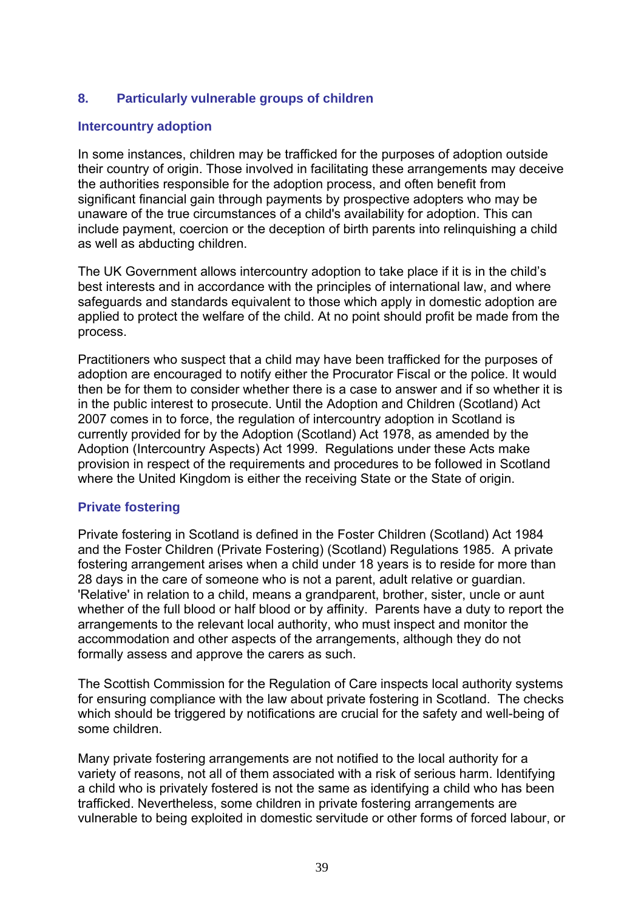## 8. Particularly vulnerable groups of children

### Intercountry adoption

In some instances, children may be trafficked for the purposes of adoption outside their country of origin. Those involved in facilitating these arrangements may deceive the authorities responsible for the adoption process, and often benefit from significant financial gain through payments by prospective adopters who may be unaware of the true circumstances of a child's availability for adoption. This can include payment, coercion or the deception of birth parents into relinquishing a child as well as abducting children.

The UK Government allows intercountry adoption to take place if it is in the child's best interests and in accordance with the principles of international law, and where safeguards and standards equivalent to those which apply in domestic adoption are applied to protect the welfare of the child. At no point should profit be made from the process.

Practitioners who suspect that a child may have been trafficked for the purposes of adoption are encouraged to notify either the Procurator Fiscal or the police. It would then be for them to consider whether there is a case to answer and if so whether it is in the public interest to prosecute. Until the Adoption and Children (Scotland) Act 2007 comes in to force, the regulation of intercountry adoption in Scotland is currently provided for by the Adoption (Scotland) Act 1978, as amended by the Adoption (Intercountry Aspects) Act 1999. Regulations under these Acts make provision in respect of the requirements and procedures to be followed in Scotland where the United Kingdom is either the receiving State or the State of origin.

### Private fostering

Private fostering in Scotland is defined in the Foster Children (Scotland) Act 1984 and the Foster Children (Private Fostering) (Scotland) Regulations 1985. A private fostering arrangement arises when a child under 18 years is to reside for more than 28 days in the care of someone who is not a parent, adult relative or guardian. 'Relative' in relation to a child, means a grandparent, brother, sister, uncle or aunt whether of the full blood or half blood or by affinity. Parents have a duty to report the arrangements to the relevant local authority, who must inspect and monitor the accommodation and other aspects of the arrangements, although they do not formally assess and approve the carers as such.

The Scottish Commission for the Regulation of Care inspects local authority systems for ensuring compliance with the law about private fostering in Scotland. The checks which should be triggered by notifications are crucial for the safety and well-being of some children.

Many private fostering arrangements are not notified to the local authority for a variety of reasons, not all of them associated with a risk of serious harm. Identifying a child who is privately fostered is not the same as identifying a child who has been trafficked. Nevertheless, some children in private fostering arrangements are vulnerable to being exploited in domestic servitude or other forms of forced labour, or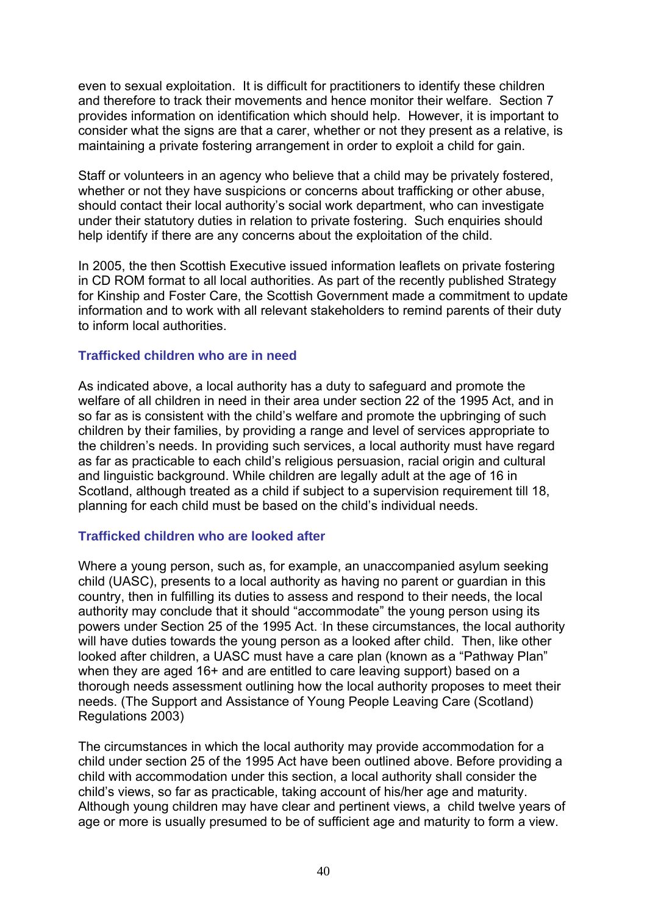even to sexual exploitation. It is difficult for practitioners to identify these children and therefore to track their movements and hence monitor their welfare. Section 7 provides information on identification which should help. However, it is important to consider what the signs are that a carer, whether or not they present as a relative, is maintaining a private fostering arrangement in order to exploit a child for gain.

Staff or volunteers in an agency who believe that a child may be privately fostered, whether or not they have suspicions or concerns about trafficking or other abuse, should contact their local authority's social work department, who can investigate under their statutory duties in relation to private fostering. Such enquiries should help identify if there are any concerns about the exploitation of the child.

In 2005, the then Scottish Executive issued information leaflets on private fostering in CD ROM format to all local authorities. As part of the recently published Strategy for Kinship and Foster Care, the Scottish Government made a commitment to update information and to work with all relevant stakeholders to remind parents of their duty to inform local authorities.

### Trafficked children who are in need

As indicated above, a local authority has a duty to safeguard and promote the welfare of all children in need in their area under section 22 of the 1995 Act, and in so far as is consistent with the child's welfare and promote the upbringing of such children by their families, by providing a range and level of services appropriate to the children's needs. In providing such services, a local authority must have regard as far as practicable to each child's religious persuasion, racial origin and cultural and linguistic background. While children are legally adult at the age of 16 in Scotland, although treated as a child if subject to a supervision requirement till 18, planning for each child must be based on the child's individual needs.

### Trafficked children who are looked after

Where a young person, such as, for example, an unaccompanied asylum seeking child (UASC), presents to a local authority as having no parent or guardian in this country, then in fulfilling its duties to assess and respond to their needs, the local authority may conclude that it should "accommodate" the young person using its powers under Section 25 of the 1995 Act. In these circumstances, the local authority will have duties towards the young person as a looked after child. Then, like other looked after children, a UASC must have a care plan (known as a "Pathway Plan" when they are aged 16+ and are entitled to care leaving support) based on a thorough needs assessment outlining how the local authority proposes to meet their needs. (The Support and Assistance of Young People Leaving Care (Scotland) Regulations 2003)

The circumstances in which the local authority may provide accommodation for a child under section 25 of the 1995 Act have been outlined above. Before providing a child with accommodation under this section, a local authority shall consider the child's views, so far as practicable, taking account of his/her age and maturity. Although young children may have clear and pertinent views, a child twelve years of age or more is usually presumed to be of sufficient age and maturity to form a view.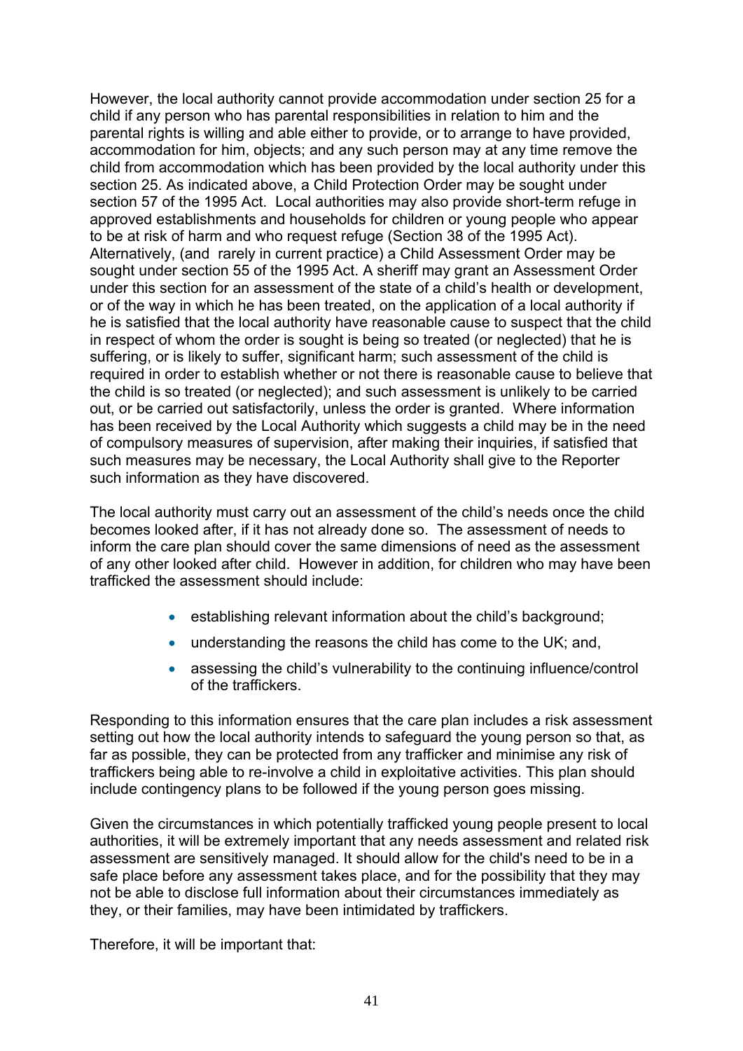However, the local authority cannot provide accommodation under section 25 for a child if any person who has parental responsibilities in relation to him and the parental rights is willing and able either to provide, or to arrange to have provided, accommodation for him, objects; and any such person may at any time remove the child from accommodation which has been provided by the local authority under this section 25. As indicated above, a Child Protection Order may be sought under section 57 of the 1995 Act. Local authorities may also provide short-term refuge in approved establishments and households for children or young people who appear to be at risk of harm and who request refuge (Section 38 of the 1995 Act). Alternatively, (and rarely in current practice) a Child Assessment Order may be sought under section 55 of the 1995 Act. A sheriff may grant an Assessment Order under this section for an assessment of the state of a child's health or development, or of the way in which he has been treated, on the application of a local authority if he is satisfied that the local authority have reasonable cause to suspect that the child in respect of whom the order is sought is being so treated (or neglected) that he is suffering, or is likely to suffer, significant harm; such assessment of the child is required in order to establish whether or not there is reasonable cause to believe that the child is so treated (or neglected); and such assessment is unlikely to be carried out, or be carried out satisfactorily, unless the order is granted. Where information has been received by the Local Authority which suggests a child may be in the need of compulsory measures of supervision, after making their inquiries, if satisfied that such measures may be necessary, the Local Authority shall give to the Reporter such information as they have discovered.

The local authority must carry out an assessment of the child's needs once the child becomes looked after, if it has not already done so. The assessment of needs to inform the care plan should cover the same dimensions of need as the assessment of any other looked after child. However in addition, for children who may have been trafficked the assessment should include:

- establishing relevant information about the child's background;
- understanding the reasons the child has come to the UK; and,
- assessing the child's vulnerability to the continuing influence/control of the traffickers.

Responding to this information ensures that the care plan includes a risk assessment setting out how the local authority intends to safeguard the young person so that, as far as possible, they can be protected from any trafficker and minimise any risk of traffickers being able to re-involve a child in exploitative activities. This plan should include contingency plans to be followed if the young person goes missing.

Given the circumstances in which potentially trafficked young people present to local authorities, it will be extremely important that any needs assessment and related risk assessment are sensitively managed. It should allow for the child's need to be in a safe place before any assessment takes place, and for the possibility that they may not be able to disclose full information about their circumstances immediately as they, or their families, may have been intimidated by traffickers.

Therefore, it will be important that: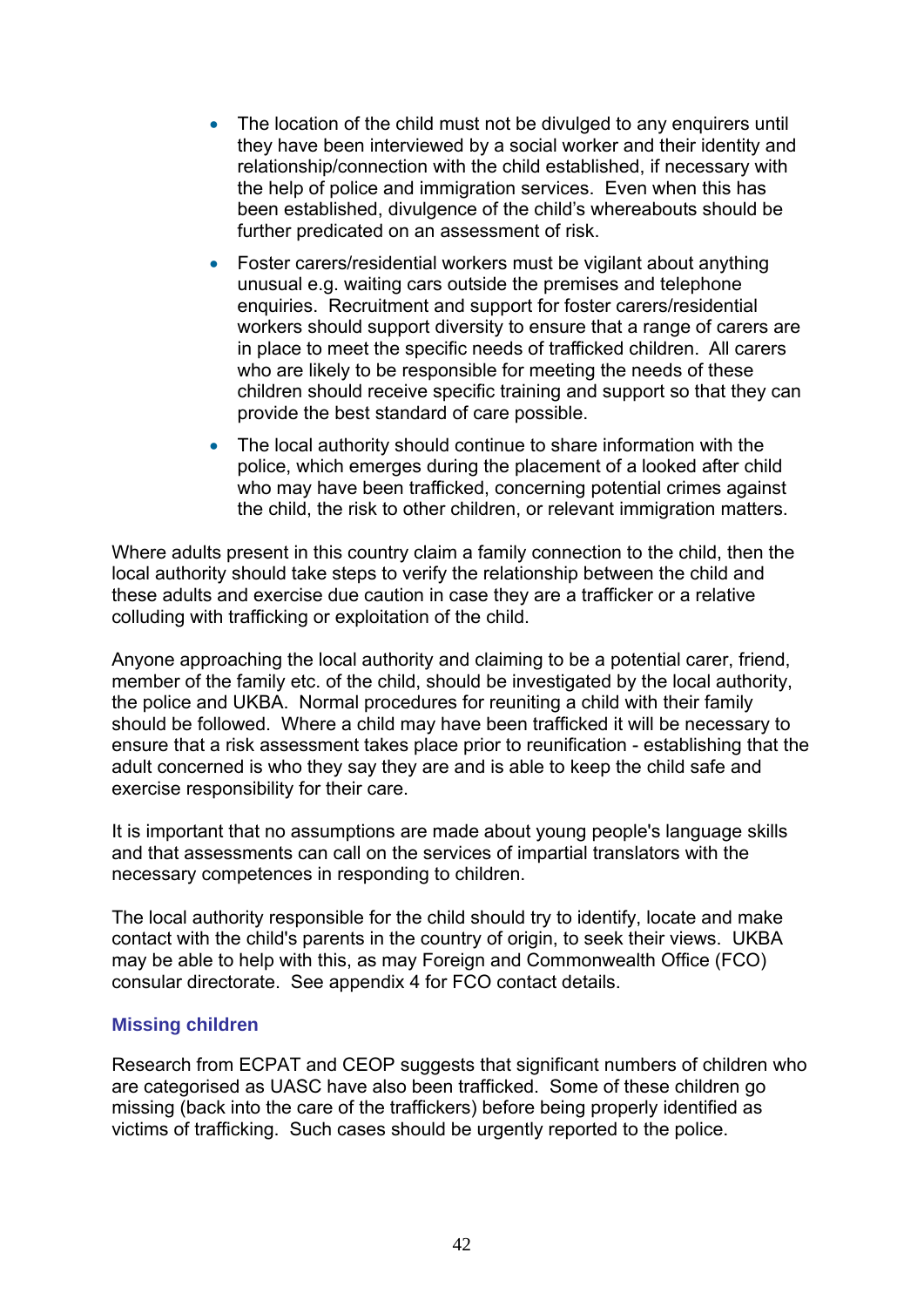- The location of the child must not be divulged to any enquirers until they have been interviewed by a social worker and their identity and relationship/connection with the child established, if necessary with the help of police and immigration services. Even when this has been established, divulgence of the child's whereabouts should be further predicated on an assessment of risk.
- Foster carers/residential workers must be vigilant about anything unusual e.g. waiting cars outside the premises and telephone enquiries. Recruitment and support for foster carers/residential workers should support diversity to ensure that a range of carers are in place to meet the specific needs of trafficked children. All carers who are likely to be responsible for meeting the needs of these children should receive specific training and support so that they can provide the best standard of care possible.
- The local authority should continue to share information with the police, which emerges during the placement of a looked after child who may have been trafficked, concerning potential crimes against the child, the risk to other children, or relevant immigration matters.

Where adults present in this country claim a family connection to the child, then the local authority should take steps to verify the relationship between the child and these adults and exercise due caution in case they are a trafficker or a relative colluding with trafficking or exploitation of the child.

Anyone approaching the local authority and claiming to be a potential carer, friend, member of the family etc. of the child, should be investigated by the local authority, the police and UKBA. Normal procedures for reuniting a child with their family should be followed. Where a child may have been trafficked it will be necessary to ensure that a risk assessment takes place prior to reunification - establishing that the adult concerned is who they say they are and is able to keep the child safe and exercise responsibility for their care.

It is important that no assumptions are made about young people's language skills and that assessments can call on the services of impartial translators with the necessary competences in responding to children.

The local authority responsible for the child should try to identify, locate and make contact with the child's parents in the country of origin, to seek their views. UKBA may be able to help with this, as may Foreign and Commonwealth Office (FCO) consular directorate. See appendix 4 for FCO contact details.

### Missing children

Research from ECPAT and CEOP suggests that significant numbers of children who are categorised as UASC have also been trafficked. Some of these children go missing (back into the care of the traffickers) before being properly identified as victims of trafficking. Such cases should be urgently reported to the police.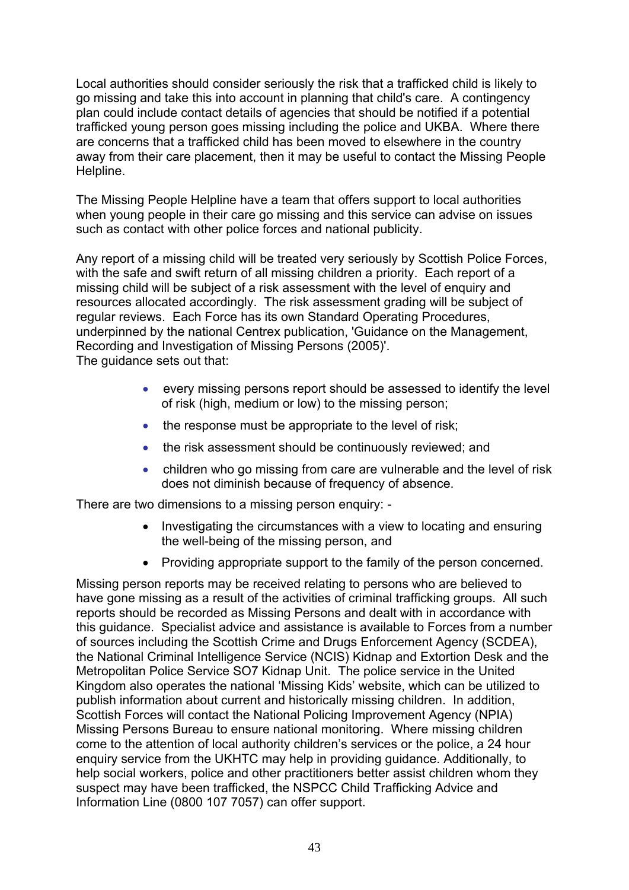Local authorities should consider seriously the risk that a trafficked child is likely to go missing and take this into account in planning that child's care. A contingency plan could include contact details of agencies that should be notified if a potential trafficked young person goes missing including the police and UKBA. Where there are concerns that a trafficked child has been moved to elsewhere in the country away from their care placement, then it may be useful to contact the Missing People Helpline.

The Missing People Helpline have a team that offers support to local authorities when young people in their care go missing and this service can advise on issues such as contact with other police forces and national publicity.

Any report of a missing child will be treated very seriously by Scottish Police Forces, with the safe and swift return of all missing children a priority. Each report of a missing child will be subject of a risk assessment with the level of enquiry and resources allocated accordingly. The risk assessment grading will be subject of regular reviews. Each Force has its own Standard Operating Procedures, underpinned by the national Centrex publication, 'Guidance on the Management, Recording and Investigation of Missing Persons (2005)'.
The guidance sets out that:

- every missing persons report should be assessed to identify the level of risk (high, medium or low) to the missing person;
- the response must be appropriate to the level of risk;
- the risk assessment should be continuously reviewed; and
- children who go missing from care are vulnerable and the level of risk does not diminish because of frequency of absence.

There are two dimensions to a missing person enquiry: -

- Investigating the circumstances with a view to locating and ensuring the well-being of the missing person, and
- Providing appropriate support to the family of the person concerned.

Missing person reports may be received relating to persons who are believed to have gone missing as a result of the activities of criminal trafficking groups. All such reports should be recorded as Missing Persons and dealt with in accordance with this guidance. Specialist advice and assistance is available to Forces from a number of sources including the Scottish Crime and Drugs Enforcement Agency (SCDEA), the National Criminal Intelligence Service (NCIS) Kidnap and Extortion Desk and the Metropolitan Police Service SO7 Kidnap Unit. The police service in the United Kingdom also operates the national 'Missing Kids' website, which can be utilized to publish information about current and historically missing children. In addition, Scottish Forces will contact the National Policing Improvement Agency (NPIA) Missing Persons Bureau to ensure national monitoring. Where missing children come to the attention of local authority children's services or the police, a 24 hour enquiry service from the UKHTC may help in providing guidance. Additionally, to help social workers, police and other practitioners better assist children whom they suspect may have been trafficked, the NSPCC Child Trafficking Advice and Information Line (0800 107 7057) can offer support.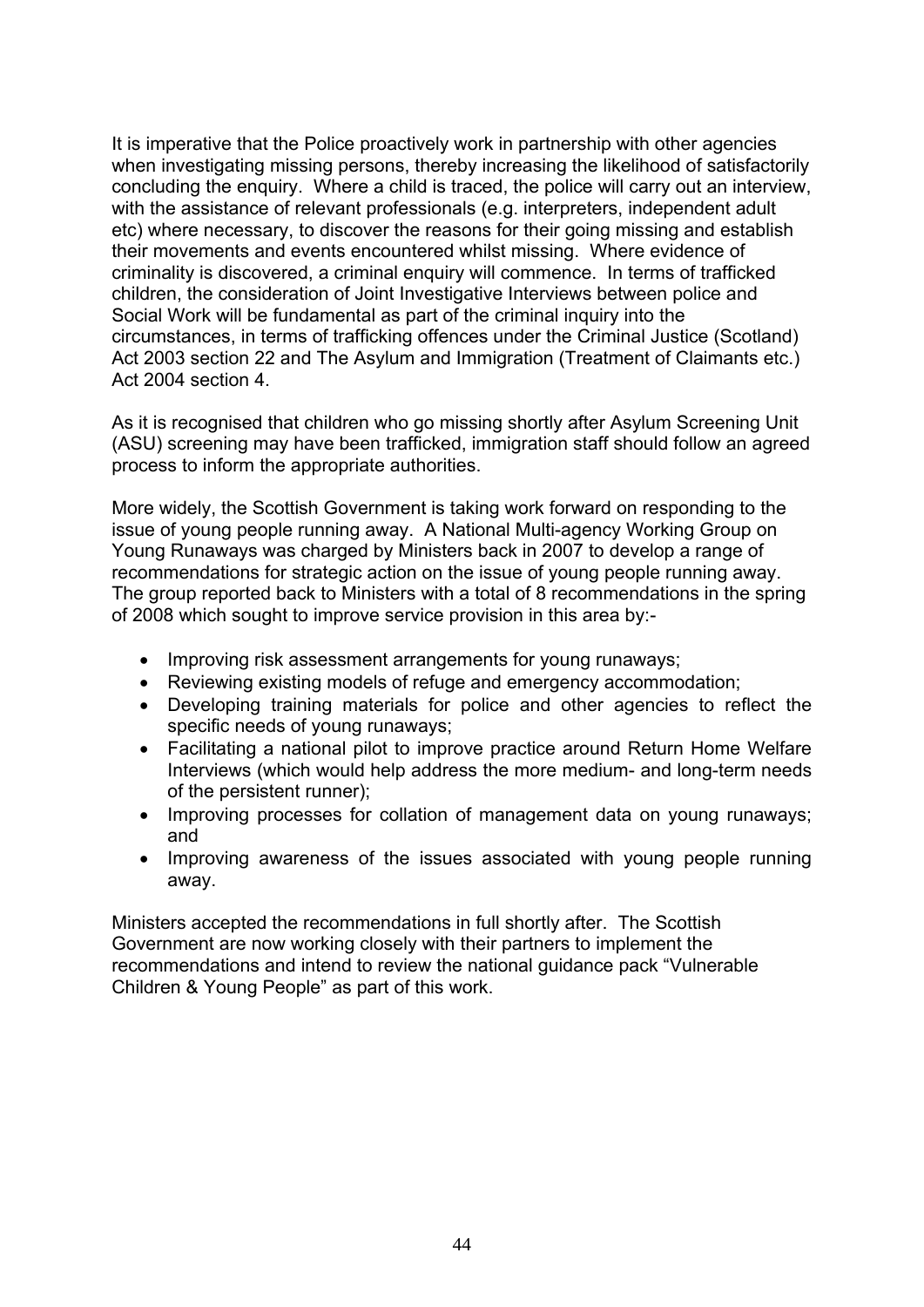It is imperative that the Police proactively work in partnership with other agencies when investigating missing persons, thereby increasing the likelihood of satisfactorily concluding the enquiry. Where a child is traced, the police will carry out an interview, with the assistance of relevant professionals (e.g. interpreters, independent adult etc) where necessary, to discover the reasons for their going missing and establish their movements and events encountered whilst missing. Where evidence of criminality is discovered, a criminal enquiry will commence. In terms of trafficked children, the consideration of Joint Investigative Interviews between police and Social Work will be fundamental as part of the criminal inquiry into the circumstances, in terms of trafficking offences under the Criminal Justice (Scotland) Act 2003 section 22 and The Asylum and Immigration (Treatment of Claimants etc.) Act 2004 section 4.

As it is recognised that children who go missing shortly after Asylum Screening Unit (ASU) screening may have been trafficked, immigration staff should follow an agreed process to inform the appropriate authorities.

More widely, the Scottish Government is taking work forward on responding to the issue of young people running away. A National Multi-agency Working Group on Young Runaways was charged by Ministers back in 2007 to develop a range of recommendations for strategic action on the issue of young people running away. The group reported back to Ministers with a total of 8 recommendations in the spring of 2008 which sought to improve service provision in this area by:-

- Improving risk assessment arrangements for young runaways;
- Reviewing existing models of refuge and emergency accommodation;
- Developing training materials for police and other agencies to reflect the specific needs of young runaways;
- Facilitating a national pilot to improve practice around Return Home Welfare Interviews (which would help address the more medium- and long-term needs of the persistent runner);
- Improving processes for collation of management data on young runaways; and
- Improving awareness of the issues associated with young people running away.

Ministers accepted the recommendations in full shortly after. The Scottish Government are now working closely with their partners to implement the recommendations and intend to review the national guidance pack "Vulnerable Children & Young People" as part of this work.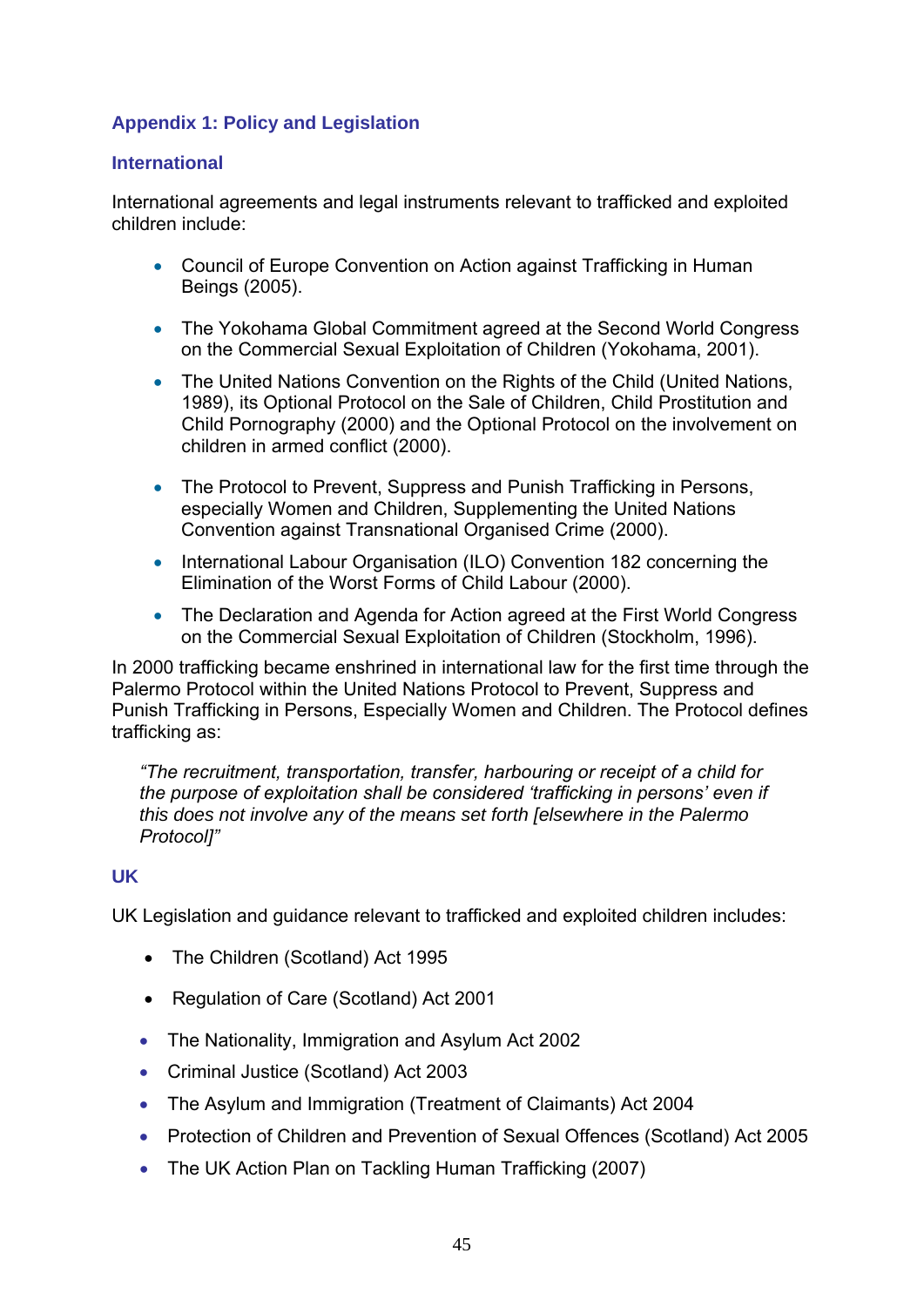## Appendix 1: Policy and Legislation

### International

International agreements and legal instruments relevant to trafficked and exploited children include:

- Council of Europe Convention on Action against Trafficking in Human Beings (2005).
- The Yokohama Global Commitment agreed at the Second World Congress on the Commercial Sexual Exploitation of Children (Yokohama, 2001).
- The United Nations Convention on the Rights of the Child (United Nations, 1989), its Optional Protocol on the Sale of Children, Child Prostitution and Child Pornography (2000) and the Optional Protocol on the involvement on children in armed conflict (2000).
- The Protocol to Prevent, Suppress and Punish Trafficking in Persons, especially Women and Children, Supplementing the United Nations Convention against Transnational Organised Crime (2000).
- International Labour Organisation (ILO) Convention 182 concerning the Elimination of the Worst Forms of Child Labour (2000).
- The Declaration and Agenda for Action agreed at the First World Congress on the Commercial Sexual Exploitation of Children (Stockholm, 1996).

In 2000 trafficking became enshrined in international law for the first time through the Palermo Protocol within the United Nations Protocol to Prevent, Suppress and Punish Trafficking in Persons, Especially Women and Children. The Protocol defines trafficking as:

> *"The recruitment, transportation, transfer, harbouring or receipt of a child for the purpose of exploitation shall be considered 'trafficking in persons' even if this does not involve any of the means set forth [elsewhere in the Palermo Protocol]"*

### UK

UK Legislation and guidance relevant to trafficked and exploited children includes:

- The Children (Scotland) Act 1995
- Regulation of Care (Scotland) Act 2001
- The Nationality, Immigration and Asylum Act 2002
- Criminal Justice (Scotland) Act 2003
- The Asylum and Immigration (Treatment of Claimants) Act 2004
- Protection of Children and Prevention of Sexual Offences (Scotland) Act 2005
- The UK Action Plan on Tackling Human Trafficking (2007)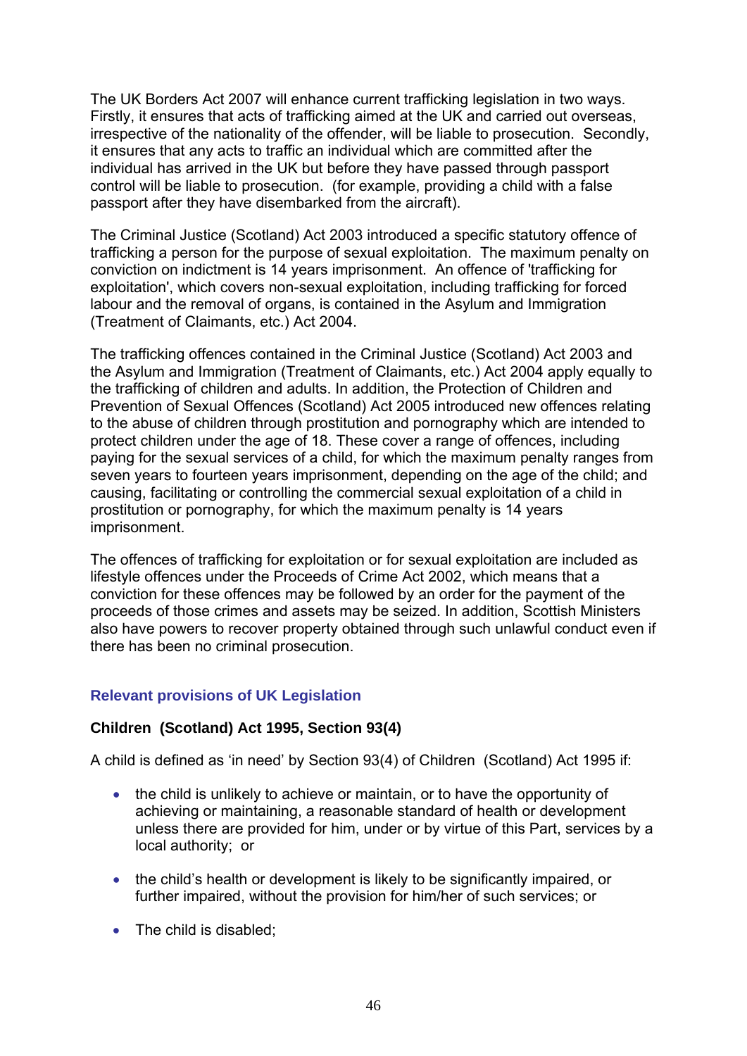The UK Borders Act 2007 will enhance current trafficking legislation in two ways. Firstly, it ensures that acts of trafficking aimed at the UK and carried out overseas, irrespective of the nationality of the offender, will be liable to prosecution. Secondly, it ensures that any acts to traffic an individual which are committed after the individual has arrived in the UK but before they have passed through passport control will be liable to prosecution. (for example, providing a child with a false passport after they have disembarked from the aircraft).

The Criminal Justice (Scotland) Act 2003 introduced a specific statutory offence of trafficking a person for the purpose of sexual exploitation. The maximum penalty on conviction on indictment is 14 years imprisonment. An offence of 'trafficking for exploitation', which covers non-sexual exploitation, including trafficking for forced labour and the removal of organs, is contained in the Asylum and Immigration (Treatment of Claimants, etc.) Act 2004.

The trafficking offences contained in the Criminal Justice (Scotland) Act 2003 and the Asylum and Immigration (Treatment of Claimants, etc.) Act 2004 apply equally to the trafficking of children and adults. In addition, the Protection of Children and Prevention of Sexual Offences (Scotland) Act 2005 introduced new offences relating to the abuse of children through prostitution and pornography which are intended to protect children under the age of 18. These cover a range of offences, including paying for the sexual services of a child, for which the maximum penalty ranges from seven years to fourteen years imprisonment, depending on the age of the child; and causing, facilitating or controlling the commercial sexual exploitation of a child in prostitution or pornography, for which the maximum penalty is 14 years imprisonment.

The offences of trafficking for exploitation or for sexual exploitation are included as lifestyle offences under the Proceeds of Crime Act 2002, which means that a conviction for these offences may be followed by an order for the payment of the proceeds of those crimes and assets may be seized. In addition, Scottish Ministers also have powers to recover property obtained through such unlawful conduct even if there has been no criminal prosecution.

## Relevant provisions of UK Legislation

### Children (Scotland) Act 1995, Section 93(4)

A child is defined as 'in need' by Section 93(4) of Children (Scotland) Act 1995 if:

- the child is unlikely to achieve or maintain, or to have the opportunity of achieving or maintaining, a reasonable standard of health or development unless there are provided for him, under or by virtue of this Part, services by a local authority; or
- the child's health or development is likely to be significantly impaired, or further impaired, without the provision for him/her of such services; or
- The child is disabled;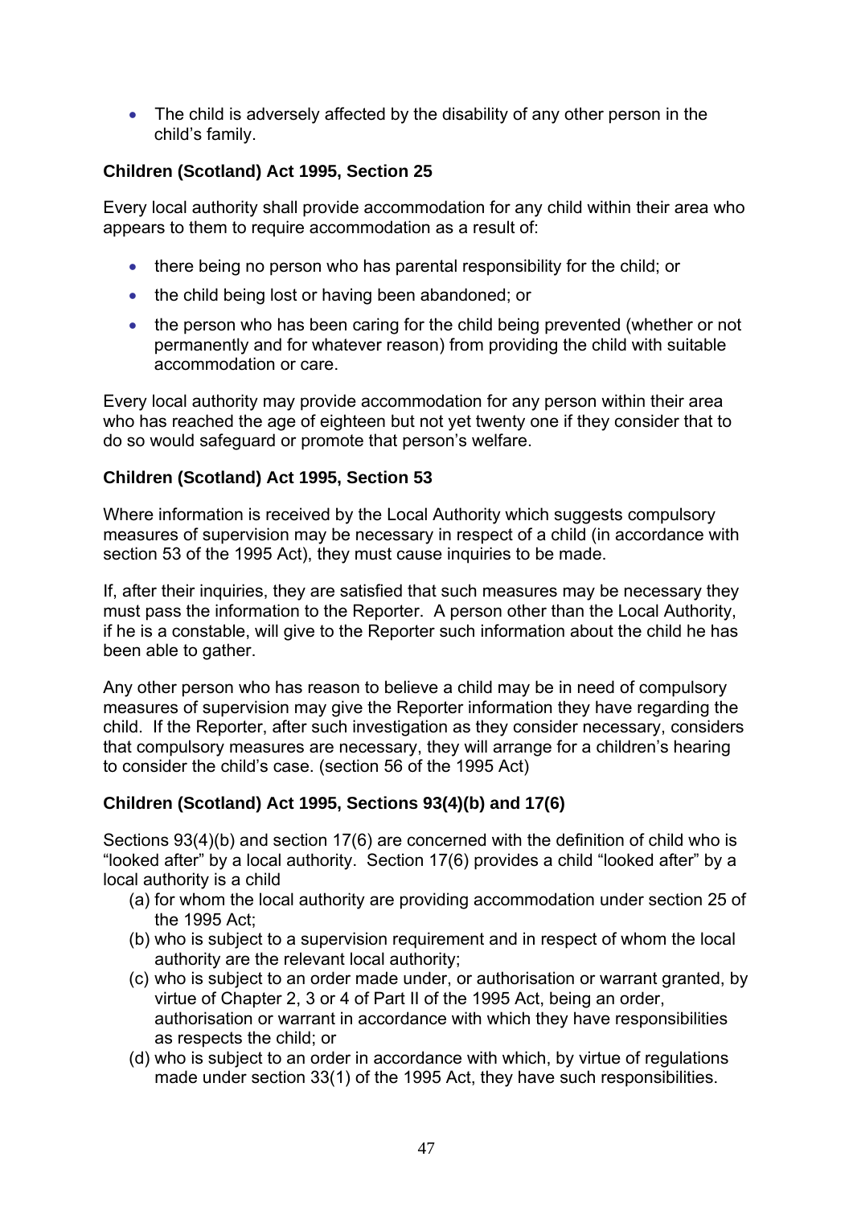- The child is adversely affected by the disability of any other person in the child's family.

**Children (Scotland) Act 1995, Section 25**

Every local authority shall provide accommodation for any child within their area who appears to them to require accommodation as a result of:

- there being no person who has parental responsibility for the child; or
- the child being lost or having been abandoned; or
- the person who has been caring for the child being prevented (whether or not permanently and for whatever reason) from providing the child with suitable accommodation or care.

Every local authority may provide accommodation for any person within their area who has reached the age of eighteen but not yet twenty one if they consider that to do so would safeguard or promote that person's welfare.

**Children (Scotland) Act 1995, Section 53**

Where information is received by the Local Authority which suggests compulsory measures of supervision may be necessary in respect of a child (in accordance with section 53 of the 1995 Act), they must cause inquiries to be made.

If, after their inquiries, they are satisfied that such measures may be necessary they must pass the information to the Reporter. A person other than the Local Authority, if he is a constable, will give to the Reporter such information about the child he has been able to gather.

Any other person who has reason to believe a child may be in need of compulsory measures of supervision may give the Reporter information they have regarding the child. If the Reporter, after such investigation as they consider necessary, considers that compulsory measures are necessary, they will arrange for a children's hearing to consider the child's case. (section 56 of the 1995 Act)

**Children (Scotland) Act 1995, Sections 93(4)(b) and 17(6)**

Sections 93(4)(b) and section 17(6) are concerned with the definition of child who is "looked after" by a local authority. Section 17(6) provides a child "looked after" by a local authority is a child

(a) for whom the local authority are providing accommodation under section 25 of the 1995 Act;
(b) who is subject to a supervision requirement and in respect of whom the local authority are the relevant local authority;
(c) who is subject to an order made under, or authorisation or warrant granted, by virtue of Chapter 2, 3 or 4 of Part II of the 1995 Act, being an order, authorisation or warrant in accordance with which they have responsibilities as respects the child; or
(d) who is subject to an order in accordance with which, by virtue of regulations made under section 33(1) of the 1995 Act, they have such responsibilities.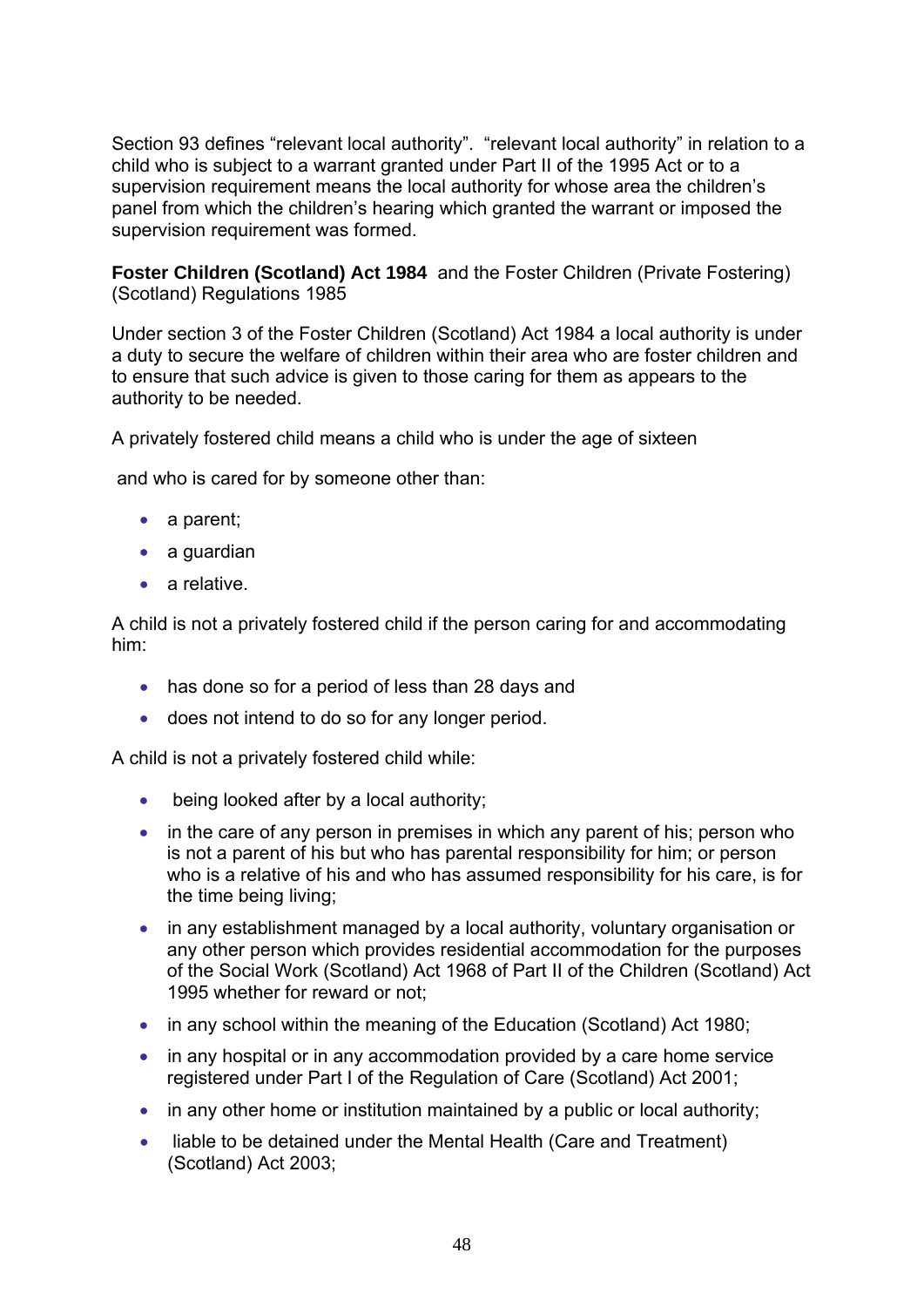Section 93 defines "relevant local authority". "relevant local authority" in relation to a child who is subject to a warrant granted under Part II of the 1995 Act or to a supervision requirement means the local authority for whose area the children's panel from which the children's hearing which granted the warrant or imposed the supervision requirement was formed.

**Foster Children (Scotland) Act 1984** and the Foster Children (Private Fostering) (Scotland) Regulations 1985

Under section 3 of the Foster Children (Scotland) Act 1984 a local authority is under a duty to secure the welfare of children within their area who are foster children and to ensure that such advice is given to those caring for them as appears to the authority to be needed.

A privately fostered child means a child who is under the age of sixteen

and who is cared for by someone other than:

- a parent;
- a guardian
- a relative.

A child is not a privately fostered child if the person caring for and accommodating him:

- has done so for a period of less than 28 days and
- does not intend to do so for any longer period.

A child is not a privately fostered child while:

- being looked after by a local authority;
- in the care of any person in premises in which any parent of his; person who is not a parent of his but who has parental responsibility for him; or person who is a relative of his and who has assumed responsibility for his care, is for the time being living;
- in any establishment managed by a local authority, voluntary organisation or any other person which provides residential accommodation for the purposes of the Social Work (Scotland) Act 1968 of Part II of the Children (Scotland) Act 1995 whether for reward or not;
- in any school within the meaning of the Education (Scotland) Act 1980;
- in any hospital or in any accommodation provided by a care home service registered under Part I of the Regulation of Care (Scotland) Act 2001;
- in any other home or institution maintained by a public or local authority;
- liable to be detained under the Mental Health (Care and Treatment) (Scotland) Act 2003;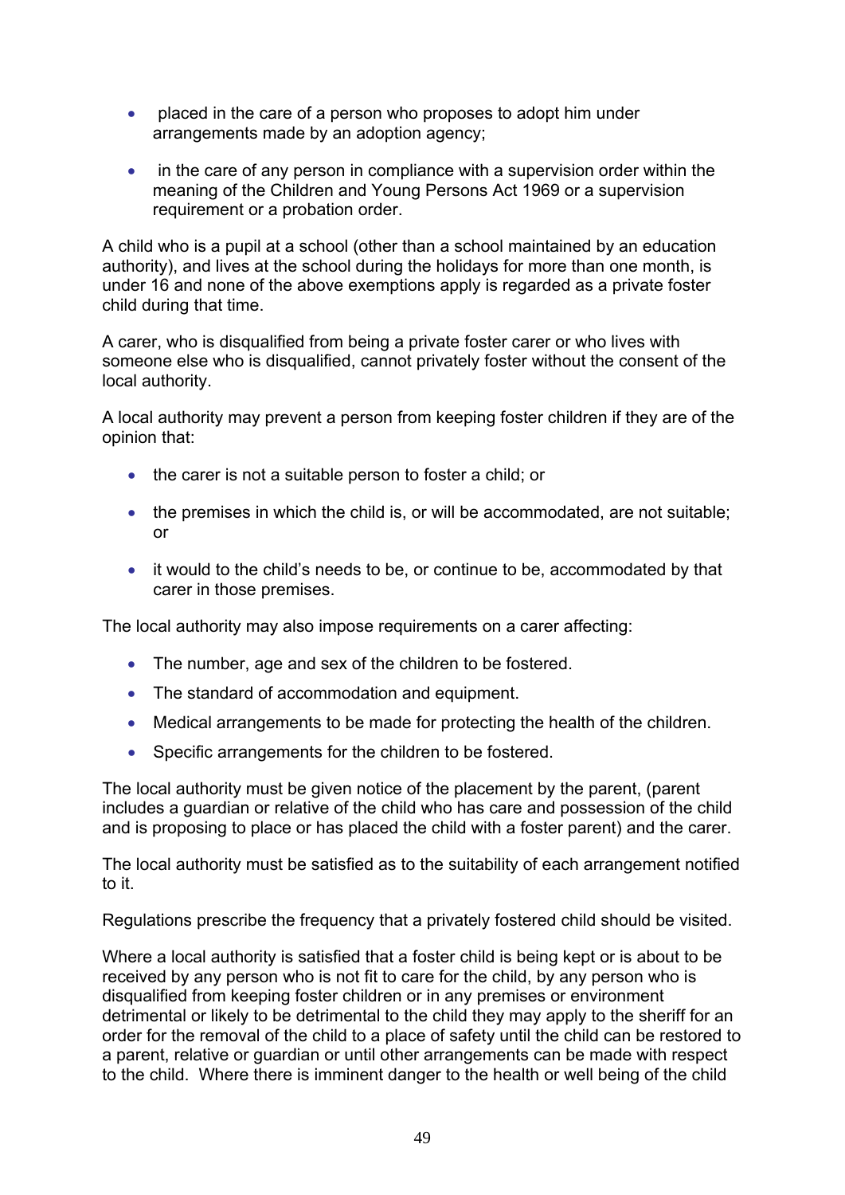- placed in the care of a person who proposes to adopt him under arrangements made by an adoption agency;
- in the care of any person in compliance with a supervision order within the meaning of the Children and Young Persons Act 1969 or a supervision requirement or a probation order.

A child who is a pupil at a school (other than a school maintained by an education authority), and lives at the school during the holidays for more than one month, is under 16 and none of the above exemptions apply is regarded as a private foster child during that time.

A carer, who is disqualified from being a private foster carer or who lives with someone else who is disqualified, cannot privately foster without the consent of the local authority.

A local authority may prevent a person from keeping foster children if they are of the opinion that:

- the carer is not a suitable person to foster a child; or
- the premises in which the child is, or will be accommodated, are not suitable; or
- it would to the child's needs to be, or continue to be, accommodated by that carer in those premises.

The local authority may also impose requirements on a carer affecting:

- The number, age and sex of the children to be fostered.
- The standard of accommodation and equipment.
- Medical arrangements to be made for protecting the health of the children.
- Specific arrangements for the children to be fostered.

The local authority must be given notice of the placement by the parent, (parent includes a guardian or relative of the child who has care and possession of the child and is proposing to place or has placed the child with a foster parent) and the carer.

The local authority must be satisfied as to the suitability of each arrangement notified to it.

Regulations prescribe the frequency that a privately fostered child should be visited.

Where a local authority is satisfied that a foster child is being kept or is about to be received by any person who is not fit to care for the child, by any person who is disqualified from keeping foster children or in any premises or environment detrimental or likely to be detrimental to the child they may apply to the sheriff for an order for the removal of the child to a place of safety until the child can be restored to a parent, relative or guardian or until other arrangements can be made with respect to the child. Where there is imminent danger to the health or well being of the child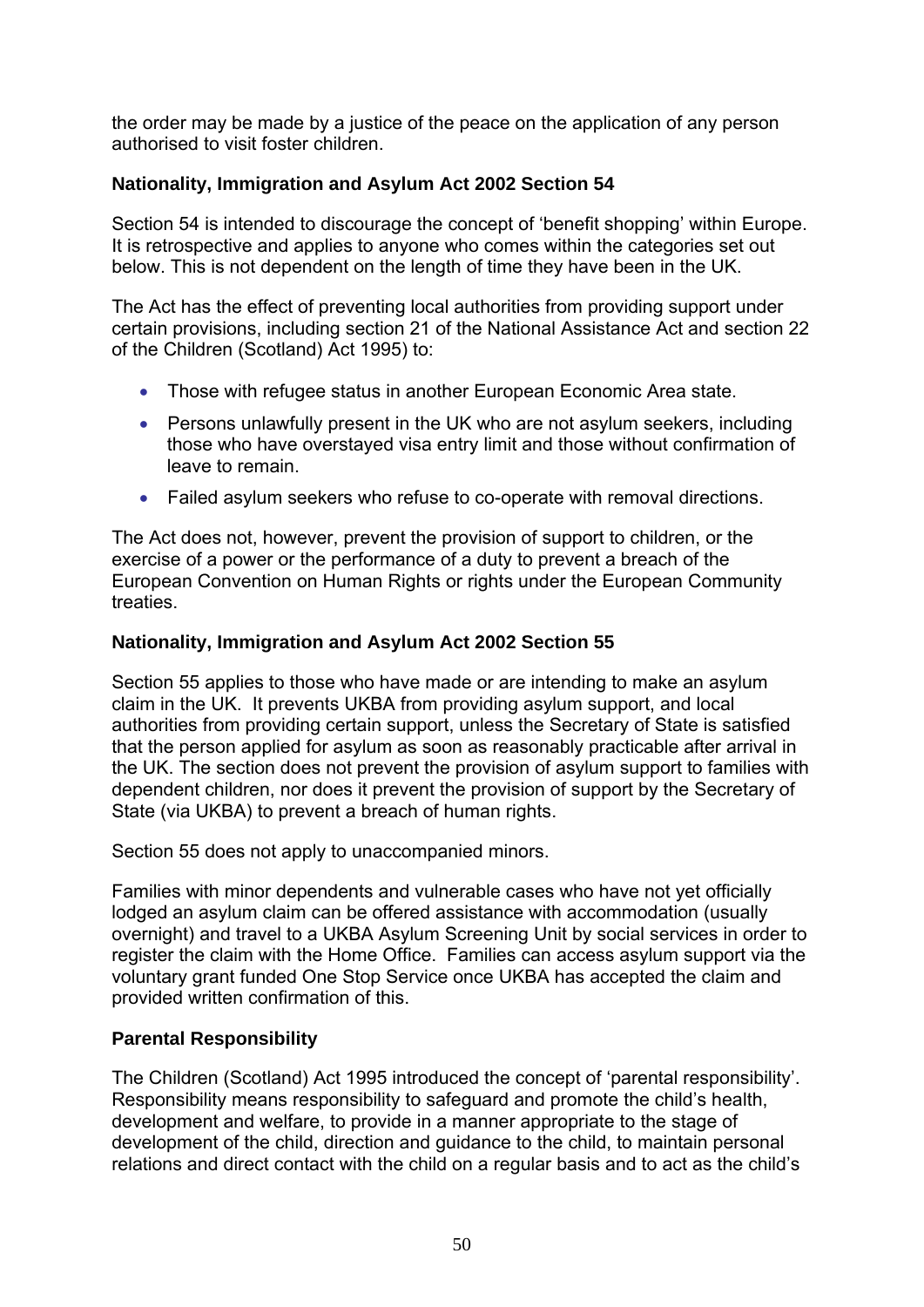the order may be made by a justice of the peace on the application of any person authorised to visit foster children.

**Nationality, Immigration and Asylum Act 2002 Section 54**

Section 54 is intended to discourage the concept of 'benefit shopping' within Europe. It is retrospective and applies to anyone who comes within the categories set out below. This is not dependent on the length of time they have been in the UK.

The Act has the effect of preventing local authorities from providing support under certain provisions, including section 21 of the National Assistance Act and section 22 of the Children (Scotland) Act 1995) to:

- Those with refugee status in another European Economic Area state.
- Persons unlawfully present in the UK who are not asylum seekers, including those who have overstayed visa entry limit and those without confirmation of leave to remain.
- Failed asylum seekers who refuse to co-operate with removal directions.

The Act does not, however, prevent the provision of support to children, or the exercise of a power or the performance of a duty to prevent a breach of the European Convention on Human Rights or rights under the European Community treaties.

**Nationality, Immigration and Asylum Act 2002 Section 55**

Section 55 applies to those who have made or are intending to make an asylum claim in the UK. It prevents UKBA from providing asylum support, and local authorities from providing certain support, unless the Secretary of State is satisfied that the person applied for asylum as soon as reasonably practicable after arrival in the UK. The section does not prevent the provision of asylum support to families with dependent children, nor does it prevent the provision of support by the Secretary of State (via UKBA) to prevent a breach of human rights.

Section 55 does not apply to unaccompanied minors.

Families with minor dependents and vulnerable cases who have not yet officially lodged an asylum claim can be offered assistance with accommodation (usually overnight) and travel to a UKBA Asylum Screening Unit by social services in order to register the claim with the Home Office. Families can access asylum support via the voluntary grant funded One Stop Service once UKBA has accepted the claim and provided written confirmation of this.

**Parental Responsibility**

The Children (Scotland) Act 1995 introduced the concept of 'parental responsibility'. Responsibility means responsibility to safeguard and promote the child's health, development and welfare, to provide in a manner appropriate to the stage of development of the child, direction and guidance to the child, to maintain personal relations and direct contact with the child on a regular basis and to act as the child's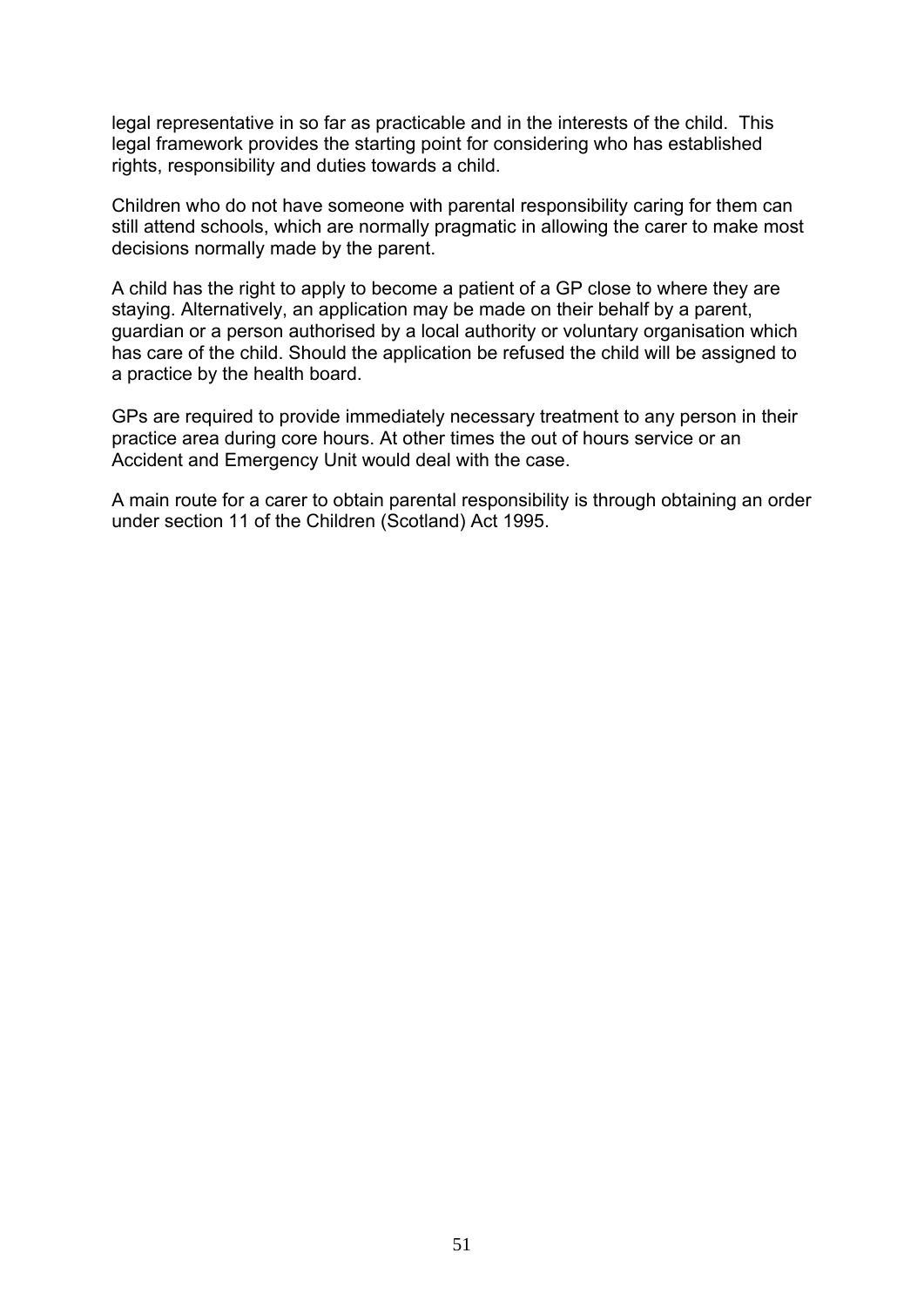legal representative in so far as practicable and in the interests of the child. This legal framework provides the starting point for considering who has established rights, responsibility and duties towards a child.

Children who do not have someone with parental responsibility caring for them can still attend schools, which are normally pragmatic in allowing the carer to make most decisions normally made by the parent.

A child has the right to apply to become a patient of a GP close to where they are staying. Alternatively, an application may be made on their behalf by a parent, guardian or a person authorised by a local authority or voluntary organisation which has care of the child. Should the application be refused the child will be assigned to a practice by the health board.

GPs are required to provide immediately necessary treatment to any person in their practice area during core hours. At other times the out of hours service or an Accident and Emergency Unit would deal with the case.

A main route for a carer to obtain parental responsibility is through obtaining an order under section 11 of the Children (Scotland) Act 1995.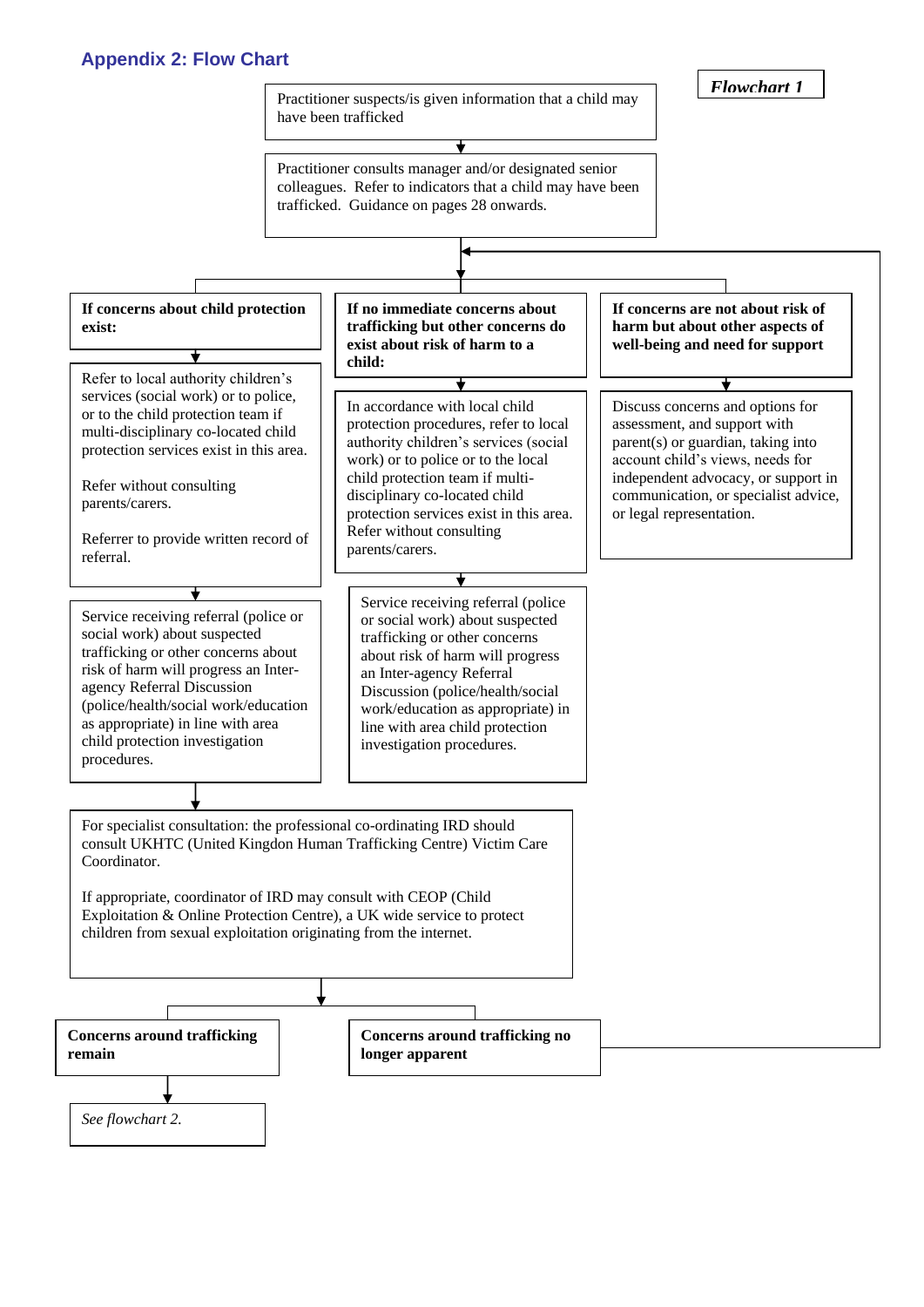## Appendix 2: Flow Chart

***Flowchart 1***

Practitioner suspects/is given information that a child may have been trafficked

↓

Practitioner consults manager and/or designated senior colleagues. Refer to indicators that a child may have been trafficked. Guidance on pages 28 onwards.

↓

**If concerns about child protection exist:**

↓

Refer to local authority children's services (social work) or to police, or to the child protection team if multi-disciplinary co-located child protection services exist in this area.

Refer without consulting parents/carers.

Referrer to provide written record of referral.

↓

Service receiving referral (police or social work) about suspected trafficking or other concerns about risk of harm will progress an Inter-agency Referral Discussion (police/health/social work/education as appropriate) in line with area child protection investigation procedures.

**If no immediate concerns about trafficking but other concerns do exist about risk of harm to a child:**

↓

In accordance with local child protection procedures, refer to local authority children's services (social work) or to police or to the local child protection team if multi-disciplinary co-located child protection services exist in this area. Refer without consulting parents/carers.

↓

Service receiving referral (police or social work) about suspected trafficking or other concerns about risk of harm will progress an Inter-agency Referral Discussion (police/health/social work/education as appropriate) in line with area child protection investigation procedures.

**If concerns are not about risk of harm but about other aspects of well-being and need for support**

↓

Discuss concerns and options for assessment, and support with parent(s) or guardian, taking into account child's views, needs for independent advocacy, or support in communication, or specialist advice, or legal representation.

↓

For specialist consultation: the professional co-ordinating IRD should consult UKHTC (United Kingdon Human Trafficking Centre) Victim Care Coordinator.

If appropriate, coordinator of IRD may consult with CEOP (Child Exploitation & Online Protection Centre), a UK wide service to protect children from sexual exploitation originating from the internet.

↓

**Concerns around trafficking remain**

↓

*See flowchart 2.*

**Concerns around trafficking no longer apparent** (returns to the decision point after the practitioner consults manager and/or designated senior colleagues)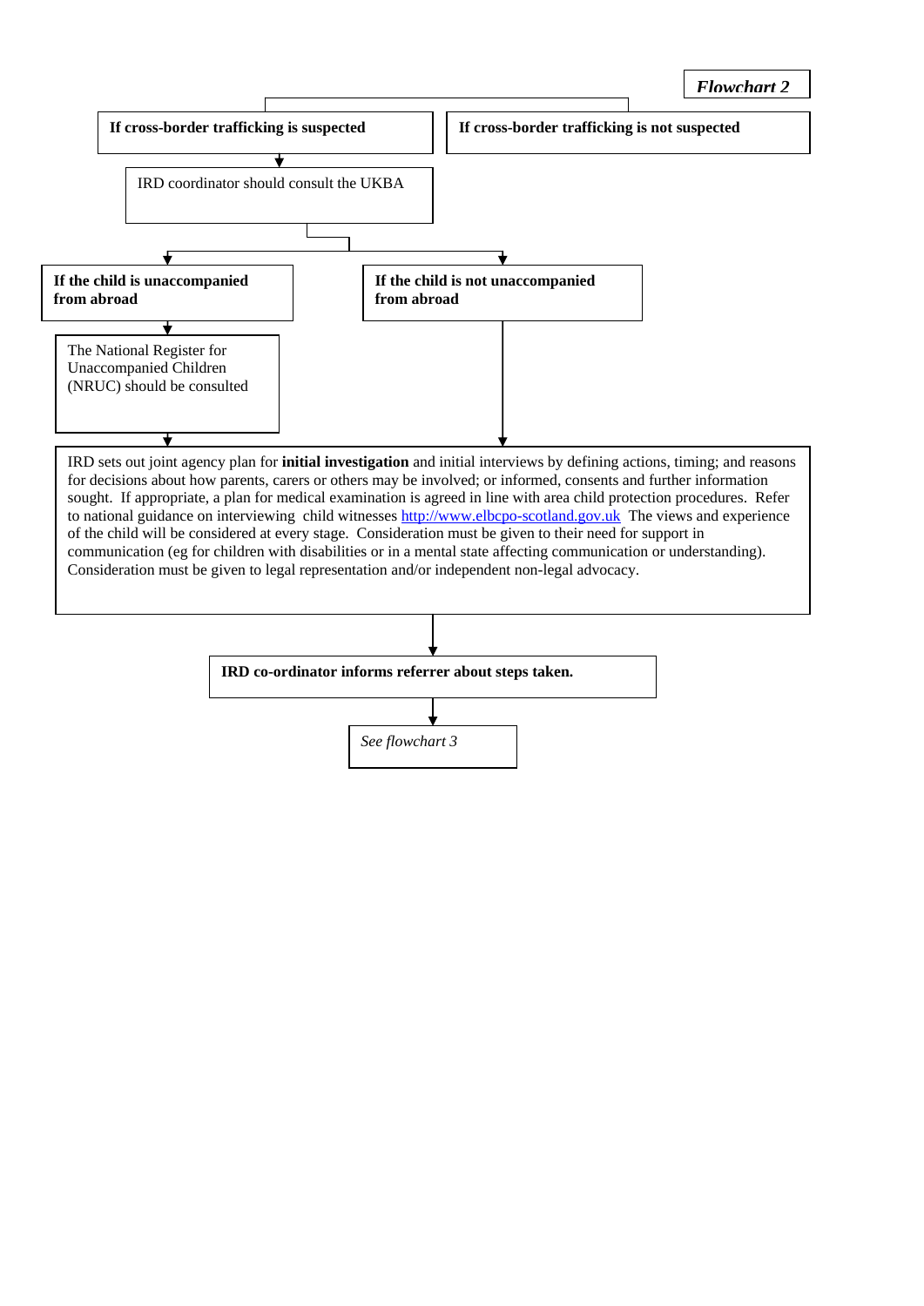*Flowchart 2*

**If cross-border trafficking is suspected**

IRD coordinator should consult the UKBA

- **If the child is unaccompanied from abroad**
  - The National Register for Unaccompanied Children (NRUC) should be consulted
- **If the child is not unaccompanied from abroad**

**If cross-border trafficking is not suspected**

IRD sets out joint agency plan for **initial investigation** and initial interviews by defining actions, timing; and reasons for decisions about how parents, carers or others may be involved; or informed, consents and further information sought. If appropriate, a plan for medical examination is agreed in line with area child protection procedures. Refer to national guidance on interviewing child witnesses http://www.elbcpo-scotland.gov.uk The views and experience of the child will be considered at every stage. Consideration must be given to their need for support in communication (eg for children with disabilities or in a mental state affecting communication or understanding). Consideration must be given to legal representation and/or independent non-legal advocacy.

↓

**IRD co-ordinator informs referrer about steps taken.**

↓

*See flowchart 3*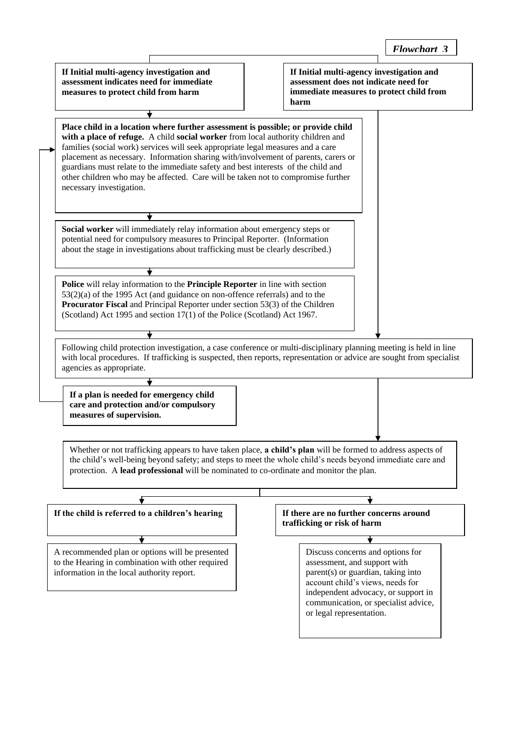***Flowchart 3***

**If Initial multi-agency investigation and assessment indicates need for immediate measures to protect child from harm**

**If Initial multi-agency investigation and assessment does not indicate need for immediate measures to protect child from harm**

**Place child in a location where further assessment is possible; or provide child with a place of refuge.** A child **social worker** from local authority children and families (social work) services will seek appropriate legal measures and a care placement as necessary. Information sharing with/involvement of parents, carers or guardians must relate to the immediate safety and best interests of the child and other children who may be affected. Care will be taken not to compromise further necessary investigation.

**Social worker** will immediately relay information about emergency steps or potential need for compulsory measures to Principal Reporter. (Information about the stage in investigations about trafficking must be clearly described.)

**Police** will relay information to the **Principle Reporter** in line with section 53(2)(a) of the 1995 Act (and guidance on non-offence referrals) and to the **Procurator Fiscal** and Principal Reporter under section 53(3) of the Children (Scotland) Act 1995 and section 17(1) of the Police (Scotland) Act 1967.

Following child protection investigation, a case conference or multi-disciplinary planning meeting is held in line with local procedures. If trafficking is suspected, then reports, representation or advice are sought from specialist agencies as appropriate.

**If a plan is needed for emergency child care and protection and/or compulsory measures of supervision.**

Whether or not trafficking appears to have taken place, **a child's plan** will be formed to address aspects of the child's well-being beyond safety; and steps to meet the whole child's needs beyond immediate care and protection. A **lead professional** will be nominated to co-ordinate and monitor the plan.

**If the child is referred to a children's hearing**

A recommended plan or options will be presented to the Hearing in combination with other required information in the local authority report.

**If there are no further concerns around trafficking or risk of harm**

Discuss concerns and options for assessment, and support with parent(s) or guardian, taking into account child's views, needs for independent advocacy, or support in communication, or specialist advice, or legal representation.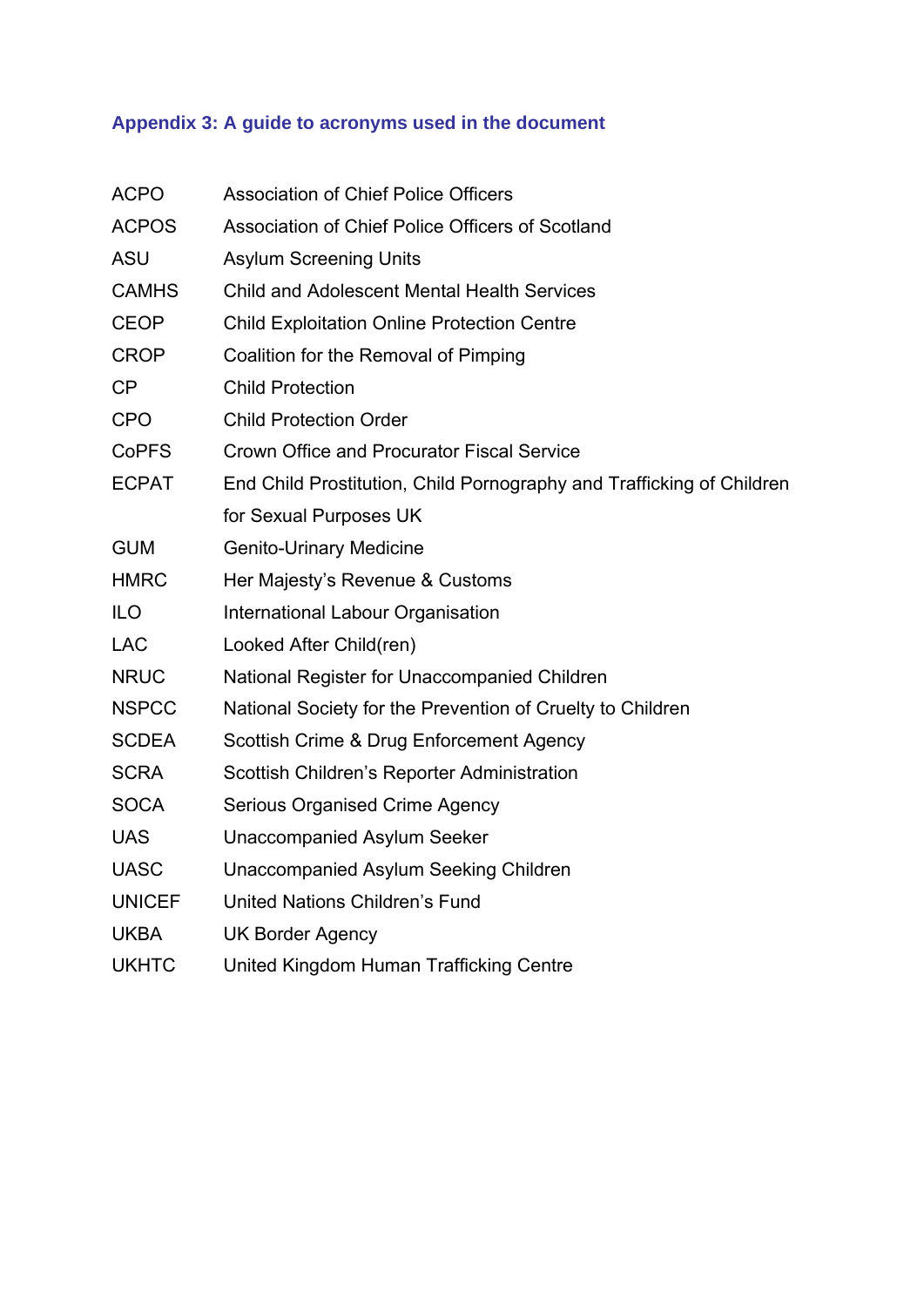### Appendix 3: A guide to acronyms used in the document

| | |
|---|---|
| ACPO | Association of Chief Police Officers |
| ACPOS | Association of Chief Police Officers of Scotland |
| ASU | Asylum Screening Units |
| CAMHS | Child and Adolescent Mental Health Services |
| CEOP | Child Exploitation Online Protection Centre |
| CROP | Coalition for the Removal of Pimping |
| CP | Child Protection |
| CPO | Child Protection Order |
| CoPFS | Crown Office and Procurator Fiscal Service |
| ECPAT | End Child Prostitution, Child Pornography and Trafficking of Children for Sexual Purposes UK |
| GUM | Genito-Urinary Medicine |
| HMRC | Her Majesty's Revenue & Customs |
| ILO | International Labour Organisation |
| LAC | Looked After Child(ren) |
| NRUC | National Register for Unaccompanied Children |
| NSPCC | National Society for the Prevention of Cruelty to Children |
| SCDEA | Scottish Crime & Drug Enforcement Agency |
| SCRA | Scottish Children's Reporter Administration |
| SOCA | Serious Organised Crime Agency |
| UAS | Unaccompanied Asylum Seeker |
| UASC | Unaccompanied Asylum Seeking Children |
| UNICEF | United Nations Children's Fund |
| UKBA | UK Border Agency |
| UKHTC | United Kingdom Human Trafficking Centre |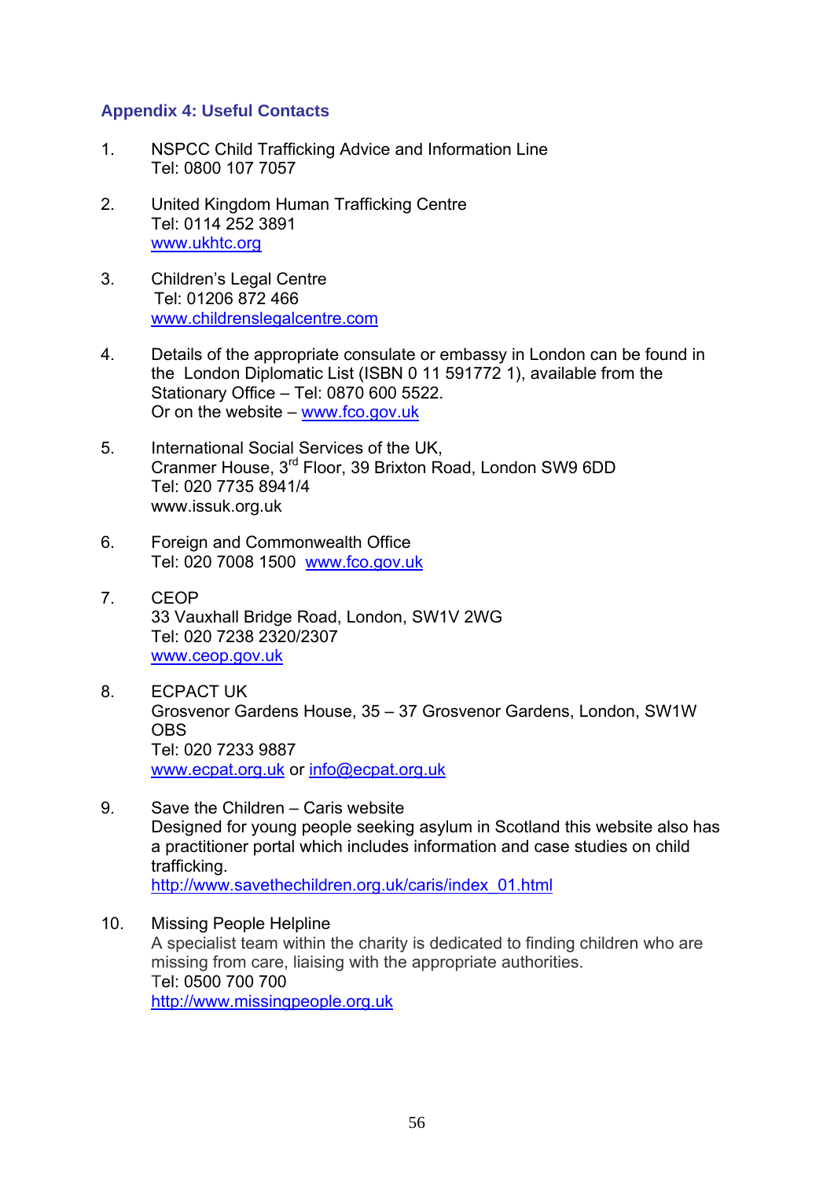## Appendix 4: Useful Contacts

1. NSPCC Child Trafficking Advice and Information Line
   Tel: 0800 107 7057

2. United Kingdom Human Trafficking Centre
   Tel: 0114 252 3891
   www.ukhtc.org

3. Children's Legal Centre
   Tel: 01206 872 466
   www.childrenslegalcentre.com

4. Details of the appropriate consulate or embassy in London can be found in the London Diplomatic List (ISBN 0 11 591772 1), available from the Stationary Office – Tel: 0870 600 5522.
   Or on the website – www.fco.gov.uk

5. International Social Services of the UK,
   Cranmer House, 3rd Floor, 39 Brixton Road, London SW9 6DD
   Tel: 020 7735 8941/4
   www.issuk.org.uk

6. Foreign and Commonwealth Office
   Tel: 020 7008 1500 www.fco.gov.uk

7. CEOP
   33 Vauxhall Bridge Road, London, SW1V 2WG
   Tel: 020 7238 2320/2307
   www.ceop.gov.uk

8. ECPACT UK
   Grosvenor Gardens House, 35 – 37 Grosvenor Gardens, London, SW1W OBS
   Tel: 020 7233 9887
   www.ecpat.org.uk or info@ecpat.org.uk

9. Save the Children – Caris website
   Designed for young people seeking asylum in Scotland this website also has a practitioner portal which includes information and case studies on child trafficking.
   http://www.savethechildren.org.uk/caris/index_01.html

10. Missing People Helpline
    A specialist team within the charity is dedicated to finding children who are missing from care, liaising with the appropriate authorities.
    Tel: 0500 700 700
    http://www.missingpeople.org.uk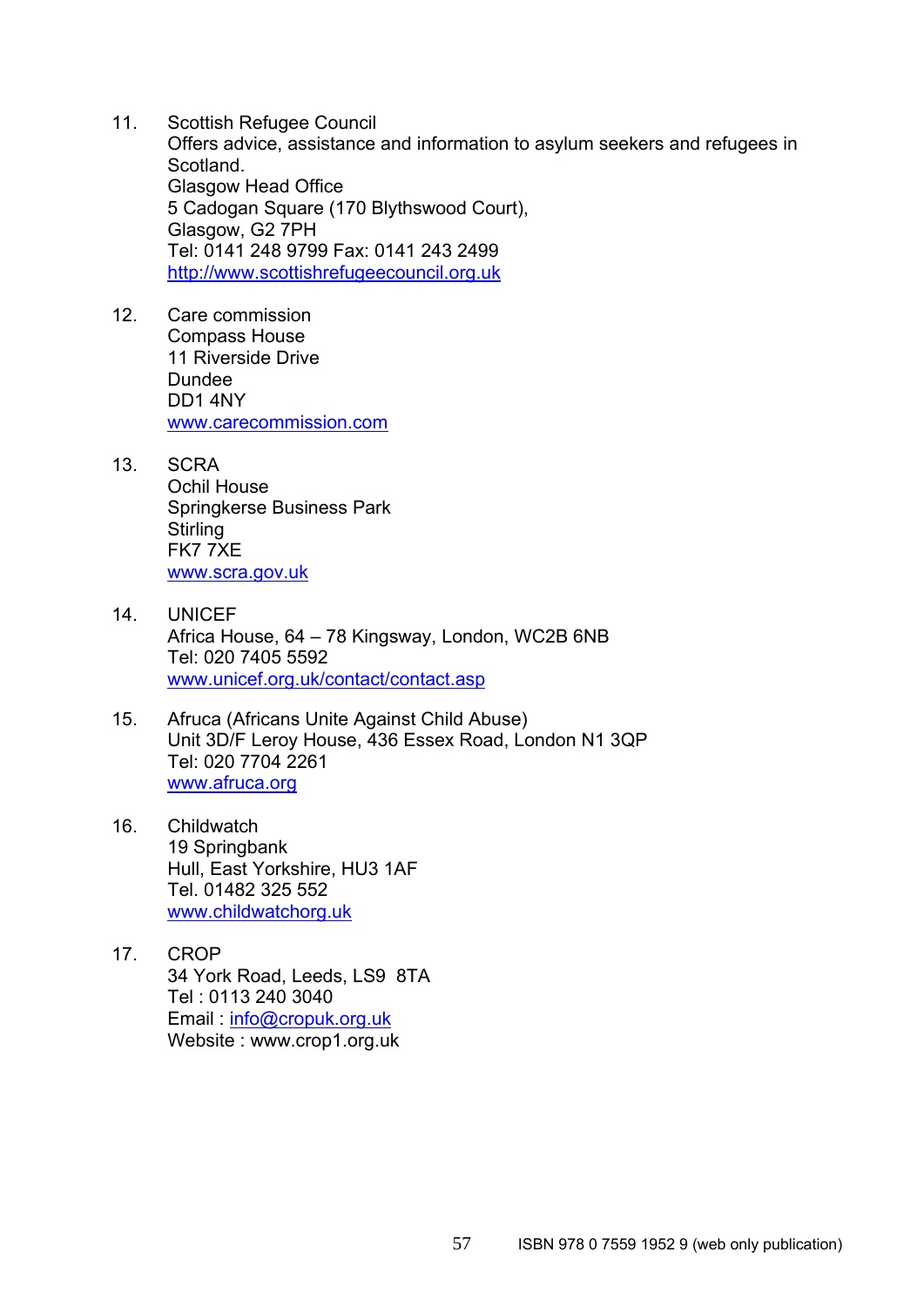11. Scottish Refugee Council
    Offers advice, assistance and information to asylum seekers and refugees in Scotland.
    Glasgow Head Office
    5 Cadogan Square (170 Blythswood Court),
    Glasgow, G2 7PH
    Tel: 0141 248 9799 Fax: 0141 243 2499
    http://www.scottishrefugeecouncil.org.uk

12. Care commission
    Compass House
    11 Riverside Drive
    Dundee
    DD1 4NY
    www.carecommission.com

13. SCRA
    Ochil House
    Springkerse Business Park
    Stirling
    FK7 7XE
    www.scra.gov.uk

14. UNICEF
    Africa House, 64 – 78 Kingsway, London, WC2B 6NB
    Tel: 020 7405 5592
    www.unicef.org.uk/contact/contact.asp

15. Afruca (Africans Unite Against Child Abuse)
    Unit 3D/F Leroy House, 436 Essex Road, London N1 3QP
    Tel: 020 7704 2261
    www.afruca.org

16. Childwatch
    19 Springbank
    Hull, East Yorkshire, HU3 1AF
    Tel. 01482 325 552
    www.childwatchorg.uk

17. CROP
    34 York Road, Leeds, LS9 8TA
    Tel : 0113 240 3040
    Email : info@cropuk.org.uk
    Website : www.crop1.org.uk

ISBN 978 0 7559 1952 9 (web only publication)